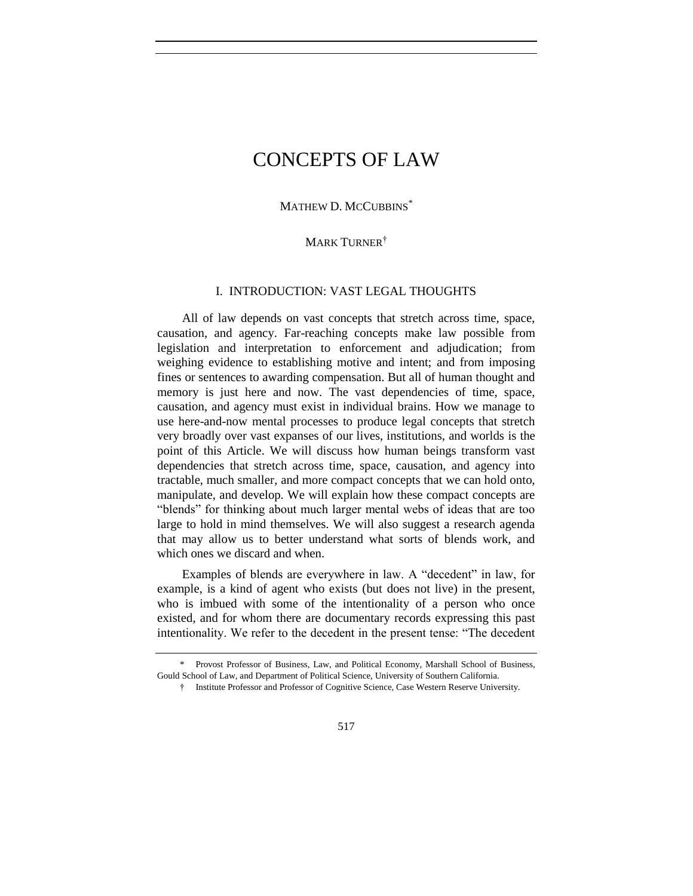# CONCEPTS OF LAW

MATHEW D. MCCUBBINS[*]

MARK TURNER[†]

## I. INTRODUCTION: VAST LEGAL THOUGHTS

All of law depends on vast concepts that stretch across time, space, causation, and agency. Far-reaching concepts make law possible from legislation and interpretation to enforcement and adjudication; from weighing evidence to establishing motive and intent; and from imposing fines or sentences to awarding compensation. But all of human thought and memory is just here and now. The vast dependencies of time, space, causation, and agency must exist in individual brains. How we manage to use here-and-now mental processes to produce legal concepts that stretch very broadly over vast expanses of our lives, institutions, and worlds is the point of this Article. We will discuss how human beings transform vast dependencies that stretch across time, space, causation, and agency into tractable, much smaller, and more compact concepts that we can hold onto, manipulate, and develop. We will explain how these compact concepts are "blends" for thinking about much larger mental webs of ideas that are too large to hold in mind themselves. We will also suggest a research agenda that may allow us to better understand what sorts of blends work, and which ones we discard and when.

Examples of blends are everywhere in law. A "decedent" in law, for example, is a kind of agent who exists (but does not live) in the present, who is imbued with some of the intentionality of a person who once existed, and for whom there are documentary records expressing this past intentionality. We refer to the decedent in the present tense: "The decedent

---

[*] Provost Professor of Business, Law, and Political Economy, Marshall School of Business, Gould School of Law, and Department of Political Science, University of Southern California.

[†] Institute Professor and Professor of Cognitive Science, Case Western Reserve University.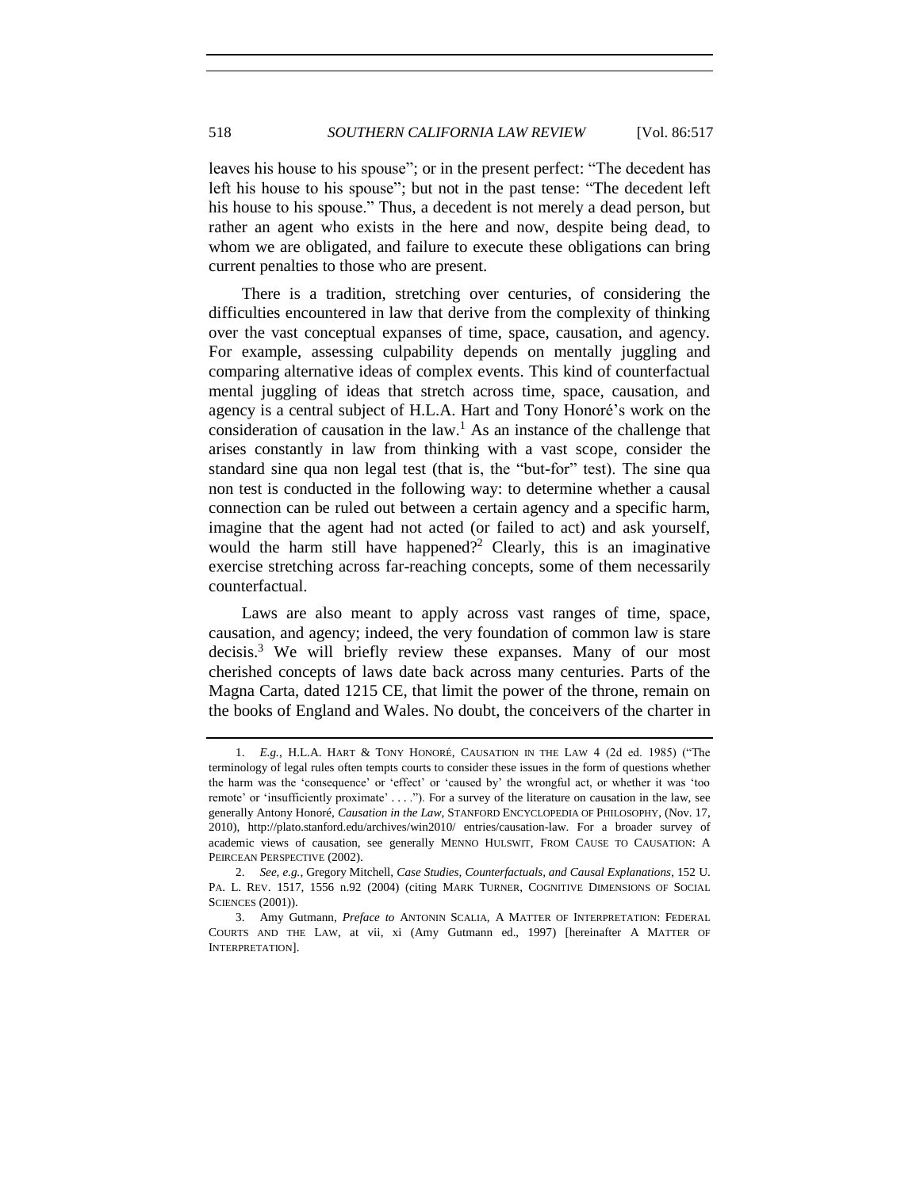leaves his house to his spouse"; or in the present perfect: "The decedent has left his house to his spouse"; but not in the past tense: "The decedent left his house to his spouse." Thus, a decedent is not merely a dead person, but rather an agent who exists in the here and now, despite being dead, to whom we are obligated, and failure to execute these obligations can bring current penalties to those who are present.

There is a tradition, stretching over centuries, of considering the difficulties encountered in law that derive from the complexity of thinking over the vast conceptual expanses of time, space, causation, and agency. For example, assessing culpability depends on mentally juggling and comparing alternative ideas of complex events. This kind of counterfactual mental juggling of ideas that stretch across time, space, causation, and agency is a central subject of H.L.A. Hart and Tony Honoré's work on the consideration of causation in the law.[1] As an instance of the challenge that arises constantly in law from thinking with a vast scope, consider the standard sine qua non legal test (that is, the "but-for" test). The sine qua non test is conducted in the following way: to determine whether a causal connection can be ruled out between a certain agency and a specific harm, imagine that the agent had not acted (or failed to act) and ask yourself, would the harm still have happened?[2] Clearly, this is an imaginative exercise stretching across far-reaching concepts, some of them necessarily counterfactual.

Laws are also meant to apply across vast ranges of time, space, causation, and agency; indeed, the very foundation of common law is stare decisis.[3] We will briefly review these expanses. Many of our most cherished concepts of laws date back across many centuries. Parts of the Magna Carta, dated 1215 CE, that limit the power of the throne, remain on the books of England and Wales. No doubt, the conceivers of the charter in

---

1. *E.g.*, H.L.A. HART & TONY HONORÉ, CAUSATION IN THE LAW 4 (2d ed. 1985) ("The terminology of legal rules often tempts courts to consider these issues in the form of questions whether the harm was the 'consequence' or 'effect' or 'caused by' the wrongful act, or whether it was 'too remote' or 'insufficiently proximate' . . . ."). For a survey of the literature on causation in the law, see generally Antony Honoré, *Causation in the Law*, STANFORD ENCYCLOPEDIA OF PHILOSOPHY, (Nov. 17, 2010), http://plato.stanford.edu/archives/win2010/ entries/causation-law. For a broader survey of academic views of causation, see generally MENNO HULSWIT, FROM CAUSE TO CAUSATION: A PEIRCEAN PERSPECTIVE (2002).

2. *See, e.g.*, Gregory Mitchell, *Case Studies, Counterfactuals, and Causal Explanations*, 152 U. PA. L. REV. 1517, 1556 n.92 (2004) (citing MARK TURNER, COGNITIVE DIMENSIONS OF SOCIAL SCIENCES (2001)).

3. Amy Gutmann, *Preface to* ANTONIN SCALIA, A MATTER OF INTERPRETATION: FEDERAL COURTS AND THE LAW, at vii, xi (Amy Gutmann ed., 1997) [hereinafter A MATTER OF INTERPRETATION].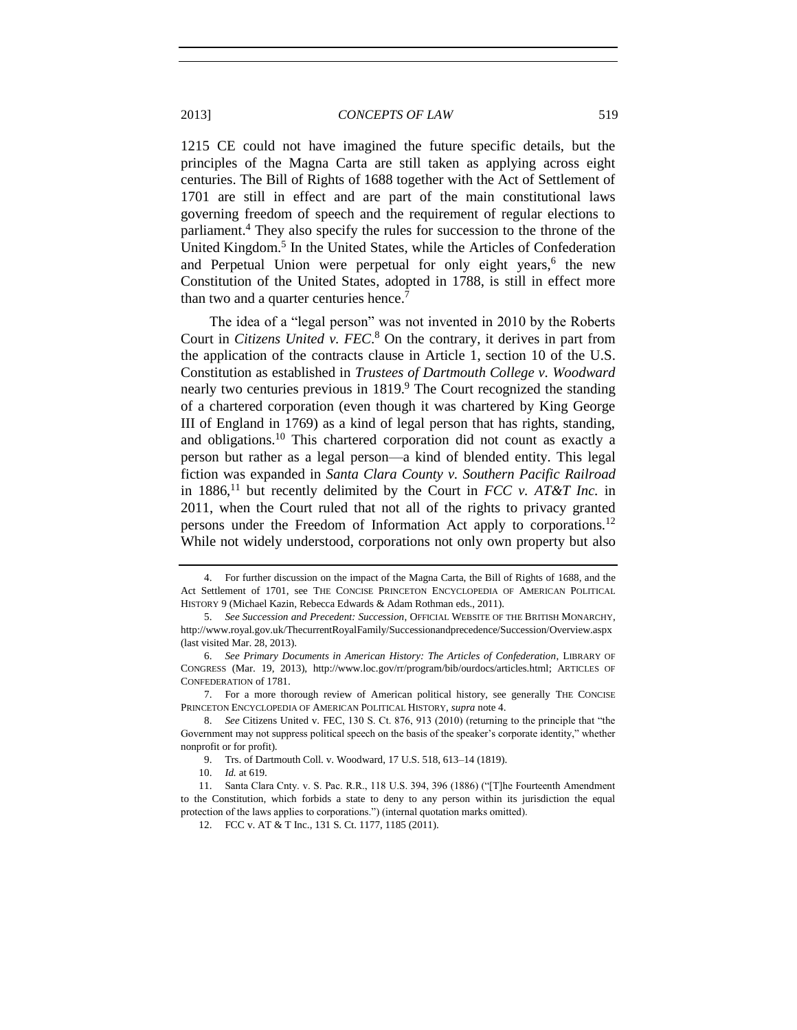1215 CE could not have imagined the future specific details, but the principles of the Magna Carta are still taken as applying across eight centuries. The Bill of Rights of 1688 together with the Act of Settlement of 1701 are still in effect and are part of the main constitutional laws governing freedom of speech and the requirement of regular elections to parliament.[4] They also specify the rules for succession to the throne of the United Kingdom.[5] In the United States, while the Articles of Confederation and Perpetual Union were perpetual for only eight years,[6] the new Constitution of the United States, adopted in 1788, is still in effect more than two and a quarter centuries hence.[7]

The idea of a "legal person" was not invented in 2010 by the Roberts Court in *Citizens United v. FEC*.[8] On the contrary, it derives in part from the application of the contracts clause in Article 1, section 10 of the U.S. Constitution as established in *Trustees of Dartmouth College v. Woodward* nearly two centuries previous in 1819.[9] The Court recognized the standing of a chartered corporation (even though it was chartered by King George III of England in 1769) as a kind of legal person that has rights, standing, and obligations.[10] This chartered corporation did not count as exactly a person but rather as a legal person—a kind of blended entity. This legal fiction was expanded in *Santa Clara County v. Southern Pacific Railroad* in 1886,[11] but recently delimited by the Court in *FCC v. AT&T Inc.* in 2011, when the Court ruled that not all of the rights to privacy granted persons under the Freedom of Information Act apply to corporations.[12] While not widely understood, corporations not only own property but also

---

4. For further discussion on the impact of the Magna Carta, the Bill of Rights of 1688, and the Act Settlement of 1701, see THE CONCISE PRINCETON ENCYCLOPEDIA OF AMERICAN POLITICAL HISTORY 9 (Michael Kazin, Rebecca Edwards & Adam Rothman eds., 2011).

5. *See Succession and Precedent: Succession*, OFFICIAL WEBSITE OF THE BRITISH MONARCHY, http://www.royal.gov.uk/ThecurrentRoyalFamily/Successionandprecedence/Succession/Overview.aspx (last visited Mar. 28, 2013).

6. *See Primary Documents in American History: The Articles of Confederation*, LIBRARY OF CONGRESS (Mar. 19, 2013), http://www.loc.gov/rr/program/bib/ourdocs/articles.html; ARTICLES OF CONFEDERATION of 1781.

7. For a more thorough review of American political history, see generally THE CONCISE PRINCETON ENCYCLOPEDIA OF AMERICAN POLITICAL HISTORY, *supra* note 4.

8. *See* Citizens United v. FEC, 130 S. Ct. 876, 913 (2010) (returning to the principle that "the Government may not suppress political speech on the basis of the speaker's corporate identity," whether nonprofit or for profit).

9. Trs. of Dartmouth Coll. v. Woodward, 17 U.S. 518, 613–14 (1819).

10. *Id.* at 619.

11. Santa Clara Cnty. v. S. Pac. R.R., 118 U.S. 394, 396 (1886) ("[T]he Fourteenth Amendment to the Constitution, which forbids a state to deny to any person within its jurisdiction the equal protection of the laws applies to corporations.") (internal quotation marks omitted).

12. FCC v. AT & T Inc., 131 S. Ct. 1177, 1185 (2011).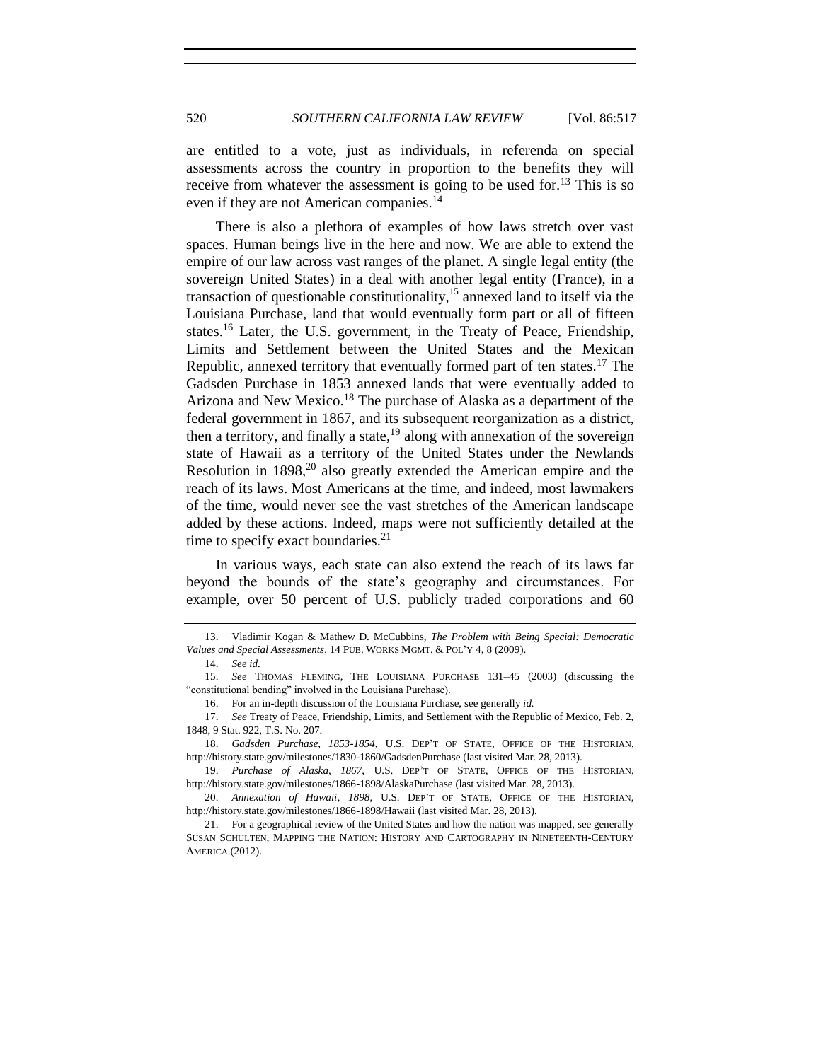are entitled to a vote, just as individuals, in referenda on special assessments across the country in proportion to the benefits they will receive from whatever the assessment is going to be used for.[13] This is so even if they are not American companies.[14]

There is also a plethora of examples of how laws stretch over vast spaces. Human beings live in the here and now. We are able to extend the empire of our law across vast ranges of the planet. A single legal entity (the sovereign United States) in a deal with another legal entity (France), in a transaction of questionable constitutionality,[15] annexed land to itself via the Louisiana Purchase, land that would eventually form part or all of fifteen states.[16] Later, the U.S. government, in the Treaty of Peace, Friendship, Limits and Settlement between the United States and the Mexican Republic, annexed territory that eventually formed part of ten states.[17] The Gadsden Purchase in 1853 annexed lands that were eventually added to Arizona and New Mexico.[18] The purchase of Alaska as a department of the federal government in 1867, and its subsequent reorganization as a district, then a territory, and finally a state,[19] along with annexation of the sovereign state of Hawaii as a territory of the United States under the Newlands Resolution in 1898,[20] also greatly extended the American empire and the reach of its laws. Most Americans at the time, and indeed, most lawmakers of the time, would never see the vast stretches of the American landscape added by these actions. Indeed, maps were not sufficiently detailed at the time to specify exact boundaries.[21]

In various ways, each state can also extend the reach of its laws far beyond the bounds of the state's geography and circumstances. For example, over 50 percent of U.S. publicly traded corporations and 60

---

13. Vladimir Kogan & Mathew D. McCubbins, *The Problem with Being Special: Democratic Values and Special Assessments*, 14 PUB. WORKS MGMT. & POL'Y 4, 8 (2009).

14. *See id.*

15. *See* THOMAS FLEMING, THE LOUISIANA PURCHASE 131–45 (2003) (discussing the "constitutional bending" involved in the Louisiana Purchase).

16. For an in-depth discussion of the Louisiana Purchase, see generally *id.*

17. *See* Treaty of Peace, Friendship, Limits, and Settlement with the Republic of Mexico, Feb. 2, 1848, 9 Stat. 922, T.S. No. 207.

18. *Gadsden Purchase, 1853-1854*, U.S. DEP'T OF STATE, OFFICE OF THE HISTORIAN, http://history.state.gov/milestones/1830-1860/GadsdenPurchase (last visited Mar. 28, 2013).

19. *Purchase of Alaska, 1867*, U.S. DEP'T OF STATE, OFFICE OF THE HISTORIAN, http://history.state.gov/milestones/1866-1898/AlaskaPurchase (last visited Mar. 28, 2013).

20. *Annexation of Hawaii, 1898*, U.S. DEP'T OF STATE, OFFICE OF THE HISTORIAN, http://history.state.gov/milestones/1866-1898/Hawaii (last visited Mar. 28, 2013).

21. For a geographical review of the United States and how the nation was mapped, see generally SUSAN SCHULTEN, MAPPING THE NATION: HISTORY AND CARTOGRAPHY IN NINETEENTH-CENTURY AMERICA (2012).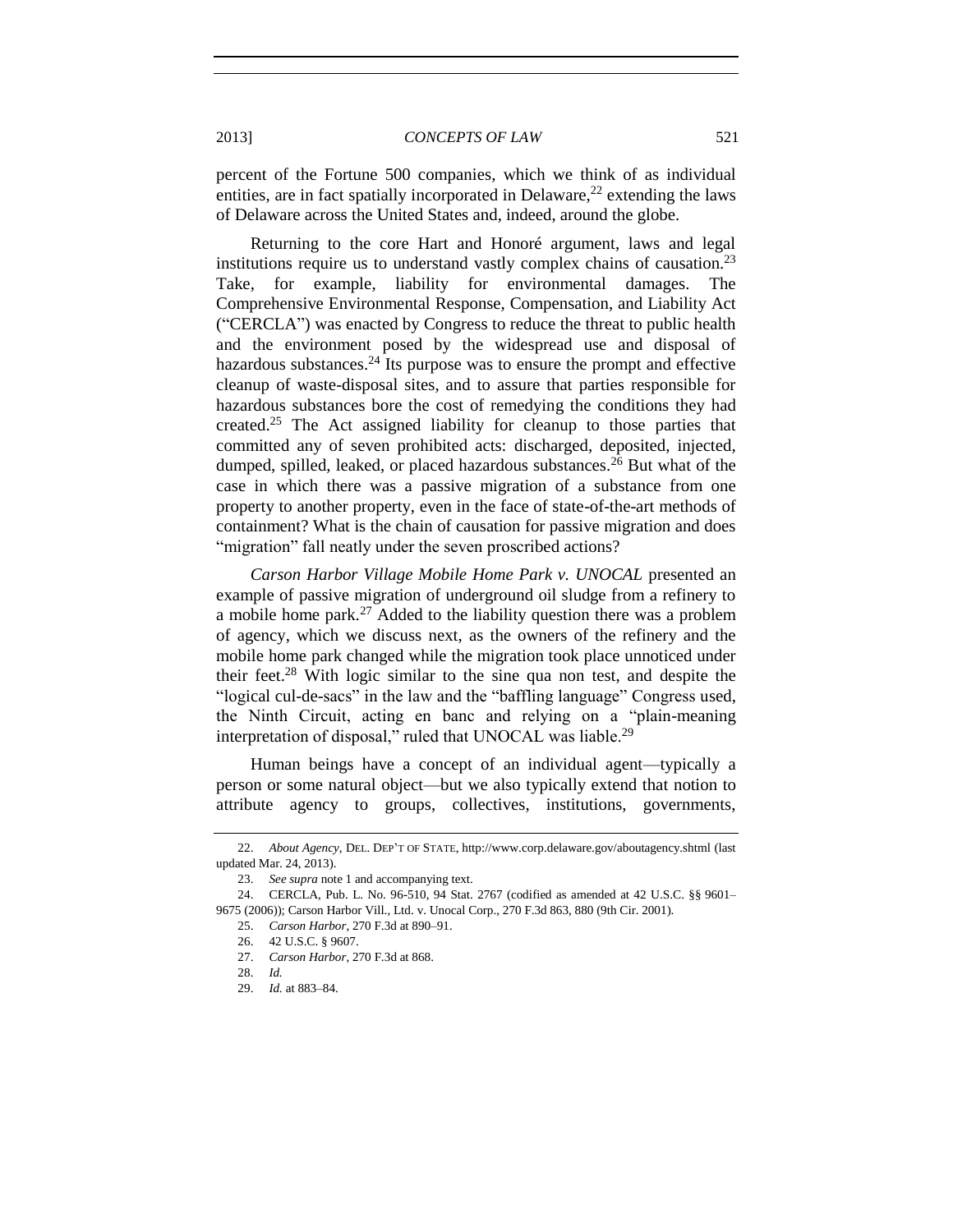percent of the Fortune 500 companies, which we think of as individual entities, are in fact spatially incorporated in Delaware,[22] extending the laws of Delaware across the United States and, indeed, around the globe.

Returning to the core Hart and Honoré argument, laws and legal institutions require us to understand vastly complex chains of causation.[23] Take, for example, liability for environmental damages. The Comprehensive Environmental Response, Compensation, and Liability Act ("CERCLA") was enacted by Congress to reduce the threat to public health and the environment posed by the widespread use and disposal of hazardous substances.[24] Its purpose was to ensure the prompt and effective cleanup of waste-disposal sites, and to assure that parties responsible for hazardous substances bore the cost of remedying the conditions they had created.[25] The Act assigned liability for cleanup to those parties that committed any of seven prohibited acts: discharged, deposited, injected, dumped, spilled, leaked, or placed hazardous substances.[26] But what of the case in which there was a passive migration of a substance from one property to another property, even in the face of state-of-the-art methods of containment? What is the chain of causation for passive migration and does "migration" fall neatly under the seven proscribed actions?

*Carson Harbor Village Mobile Home Park v. UNOCAL* presented an example of passive migration of underground oil sludge from a refinery to a mobile home park.[27] Added to the liability question there was a problem of agency, which we discuss next, as the owners of the refinery and the mobile home park changed while the migration took place unnoticed under their feet.[28] With logic similar to the sine qua non test, and despite the "logical cul-de-sacs" in the law and the "baffling language" Congress used, the Ninth Circuit, acting en banc and relying on a "plain-meaning interpretation of disposal," ruled that UNOCAL was liable.[29]

Human beings have a concept of an individual agent—typically a person or some natural object—but we also typically extend that notion to attribute agency to groups, collectives, institutions, governments,

---

22. *About Agency*, DEL. DEP'T OF STATE, http://www.corp.delaware.gov/aboutagency.shtml (last updated Mar. 24, 2013).

23. *See supra* note 1 and accompanying text.

24. CERCLA, Pub. L. No. 96-510, 94 Stat. 2767 (codified as amended at 42 U.S.C. §§ 9601–9675 (2006)); Carson Harbor Vill., Ltd. v. Unocal Corp., 270 F.3d 863, 880 (9th Cir. 2001).

25. *Carson Harbor*, 270 F.3d at 890–91.

26. 42 U.S.C. § 9607.

27. *Carson Harbor*, 270 F.3d at 868.

28. *Id.*

29. *Id.* at 883–84.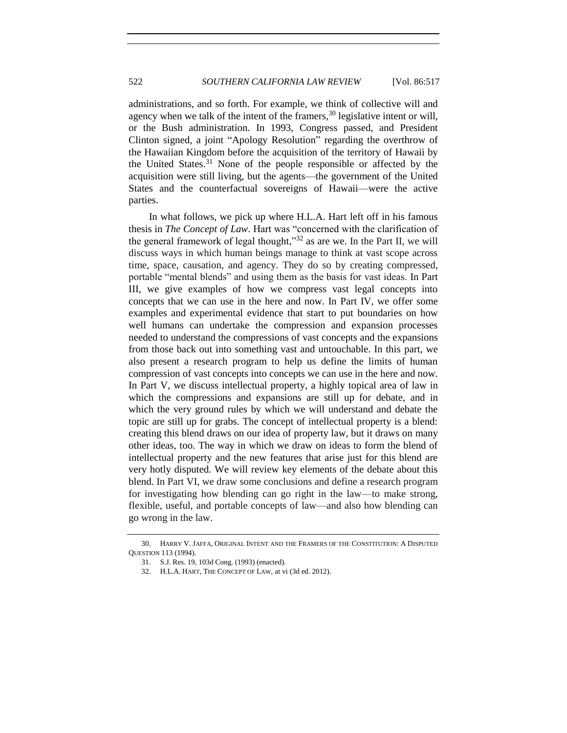administrations, and so forth. For example, we think of collective will and agency when we talk of the intent of the framers,[30] legislative intent or will, or the Bush administration. In 1993, Congress passed, and President Clinton signed, a joint "Apology Resolution" regarding the overthrow of the Hawaiian Kingdom before the acquisition of the territory of Hawaii by the United States.[31] None of the people responsible or affected by the acquisition were still living, but the agents—the government of the United States and the counterfactual sovereigns of Hawaii—were the active parties.

In what follows, we pick up where H.L.A. Hart left off in his famous thesis in *The Concept of Law*. Hart was "concerned with the clarification of the general framework of legal thought,"[32] as are we. In the Part II, we will discuss ways in which human beings manage to think at vast scope across time, space, causation, and agency. They do so by creating compressed, portable "mental blends" and using them as the basis for vast ideas. In Part III, we give examples of how we compress vast legal concepts into concepts that we can use in the here and now. In Part IV, we offer some examples and experimental evidence that start to put boundaries on how well humans can undertake the compression and expansion processes needed to understand the compressions of vast concepts and the expansions from those back out into something vast and untouchable. In this part, we also present a research program to help us define the limits of human compression of vast concepts into concepts we can use in the here and now. In Part V, we discuss intellectual property, a highly topical area of law in which the compressions and expansions are still up for debate, and in which the very ground rules by which we will understand and debate the topic are still up for grabs. The concept of intellectual property is a blend: creating this blend draws on our idea of property law, but it draws on many other ideas, too. The way in which we draw on ideas to form the blend of intellectual property and the new features that arise just for this blend are very hotly disputed. We will review key elements of the debate about this blend. In Part VI, we draw some conclusions and define a research program for investigating how blending can go right in the law—to make strong, flexible, useful, and portable concepts of law—and also how blending can go wrong in the law.

---

30. HARRY V. JAFFA, ORIGINAL INTENT AND THE FRAMERS OF THE CONSTITUTION: A DISPUTED QUESTION 113 (1994).

31. S.J. Res. 19, 103d Cong. (1993) (enacted).

32. H.L.A. HART, THE CONCEPT OF LAW, at vi (3d ed. 2012).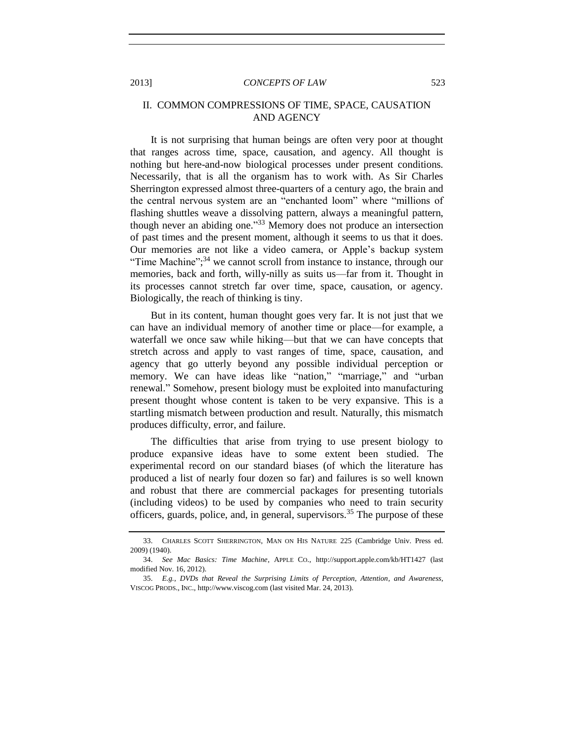## II. COMMON COMPRESSIONS OF TIME, SPACE, CAUSATION AND AGENCY

It is not surprising that human beings are often very poor at thought that ranges across time, space, causation, and agency. All thought is nothing but here-and-now biological processes under present conditions. Necessarily, that is all the organism has to work with. As Sir Charles Sherrington expressed almost three-quarters of a century ago, the brain and the central nervous system are an "enchanted loom" where "millions of flashing shuttles weave a dissolving pattern, always a meaningful pattern, though never an abiding one."[33] Memory does not produce an intersection of past times and the present moment, although it seems to us that it does. Our memories are not like a video camera, or Apple's backup system "Time Machine";[34] we cannot scroll from instance to instance, through our memories, back and forth, willy-nilly as suits us—far from it. Thought in its processes cannot stretch far over time, space, causation, or agency. Biologically, the reach of thinking is tiny.

But in its content, human thought goes very far. It is not just that we can have an individual memory of another time or place—for example, a waterfall we once saw while hiking—but that we can have concepts that stretch across and apply to vast ranges of time, space, causation, and agency that go utterly beyond any possible individual perception or memory. We can have ideas like "nation," "marriage," and "urban renewal." Somehow, present biology must be exploited into manufacturing present thought whose content is taken to be very expansive. This is a startling mismatch between production and result. Naturally, this mismatch produces difficulty, error, and failure.

The difficulties that arise from trying to use present biology to produce expansive ideas have to some extent been studied. The experimental record on our standard biases (of which the literature has produced a list of nearly four dozen so far) and failures is so well known and robust that there are commercial packages for presenting tutorials (including videos) to be used by companies who need to train security officers, guards, police, and, in general, supervisors.[35] The purpose of these

---

33. CHARLES SCOTT SHERRINGTON, MAN ON HIS NATURE 225 (Cambridge Univ. Press ed. 2009) (1940).

34. *See Mac Basics: Time Machine*, APPLE CO., http://support.apple.com/kb/HT1427 (last modified Nov. 16, 2012).

35. *E.g.*, *DVDs that Reveal the Surprising Limits of Perception, Attention, and Awareness*, VISCOG PRODS., INC., http://www.viscog.com (last visited Mar. 24, 2013).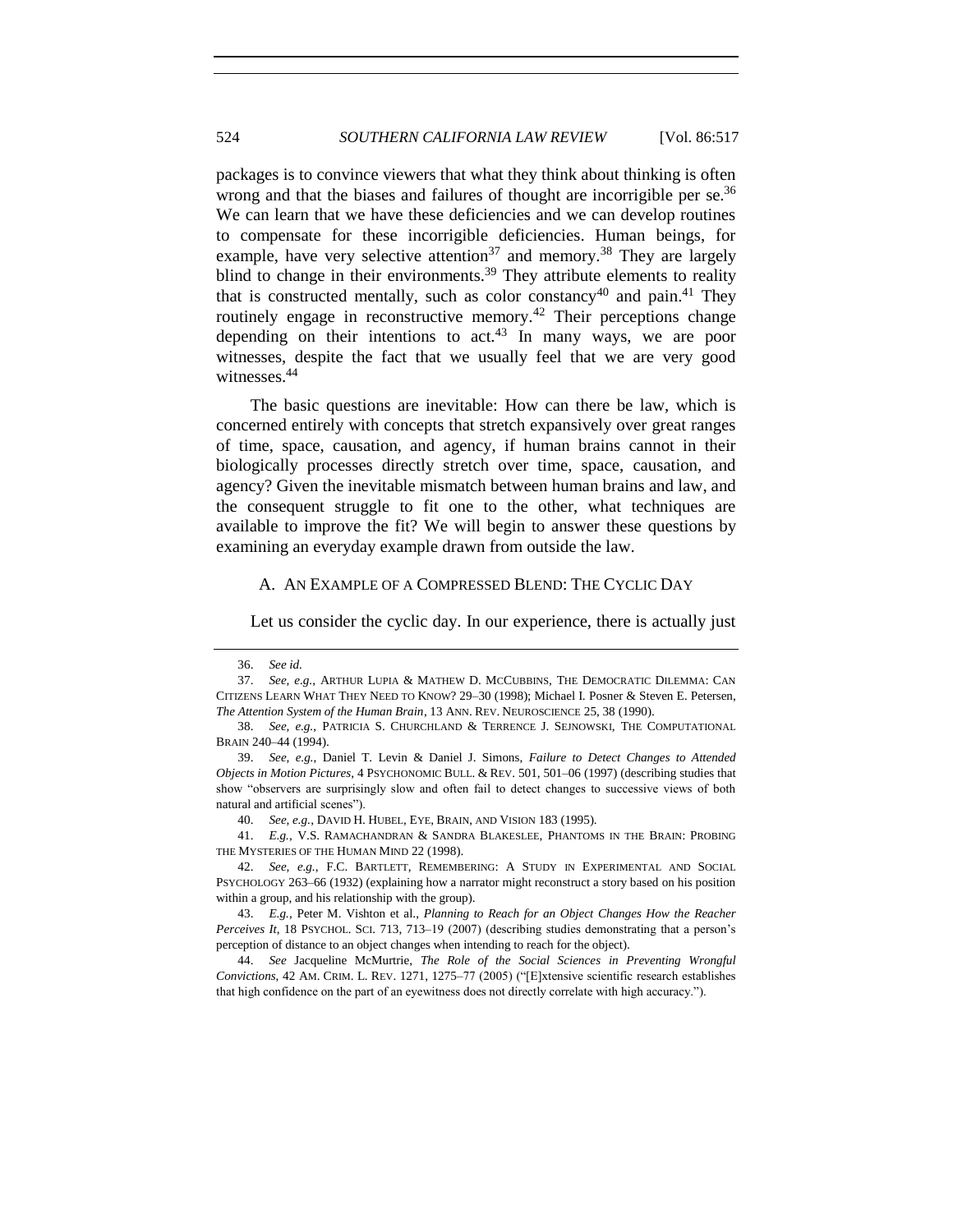packages is to convince viewers that what they think about thinking is often wrong and that the biases and failures of thought are incorrigible per se.[36] We can learn that we have these deficiencies and we can develop routines to compensate for these incorrigible deficiencies. Human beings, for example, have very selective attention[37] and memory.[38] They are largely blind to change in their environments.[39] They attribute elements to reality that is constructed mentally, such as color constancy[40] and pain.[41] They routinely engage in reconstructive memory.[42] Their perceptions change depending on their intentions to act.[43] In many ways, we are poor witnesses, despite the fact that we usually feel that we are very good witnesses.[44]

The basic questions are inevitable: How can there be law, which is concerned entirely with concepts that stretch expansively over great ranges of time, space, causation, and agency, if human brains cannot in their biologically processes directly stretch over time, space, causation, and agency? Given the inevitable mismatch between human brains and law, and the consequent struggle to fit one to the other, what techniques are available to improve the fit? We will begin to answer these questions by examining an everyday example drawn from outside the law.

### A. AN EXAMPLE OF A COMPRESSED BLEND: THE CYCLIC DAY

Let us consider the cyclic day. In our experience, there is actually just

---

36. *See id.*

37. *See, e.g.*, ARTHUR LUPIA & MATHEW D. MCCUBBINS, THE DEMOCRATIC DILEMMA: CAN CITIZENS LEARN WHAT THEY NEED TO KNOW? 29–30 (1998); Michael I. Posner & Steven E. Petersen, *The Attention System of the Human Brain*, 13 ANN. REV. NEUROSCIENCE 25, 38 (1990).

38. *See, e.g.*, PATRICIA S. CHURCHLAND & TERRENCE J. SEJNOWSKI, THE COMPUTATIONAL BRAIN 240–44 (1994).

39. *See, e.g.*, Daniel T. Levin & Daniel J. Simons, *Failure to Detect Changes to Attended Objects in Motion Pictures*, 4 PSYCHONOMIC BULL. & REV. 501, 501–06 (1997) (describing studies that show "observers are surprisingly slow and often fail to detect changes to successive views of both natural and artificial scenes").

40. *See, e.g.*, DAVID H. HUBEL, EYE, BRAIN, AND VISION 183 (1995).

41. *E.g.*, V.S. RAMACHANDRAN & SANDRA BLAKESLEE, PHANTOMS IN THE BRAIN: PROBING THE MYSTERIES OF THE HUMAN MIND 22 (1998).

42. *See, e.g.*, F.C. BARTLETT, REMEMBERING: A STUDY IN EXPERIMENTAL AND SOCIAL PSYCHOLOGY 263–66 (1932) (explaining how a narrator might reconstruct a story based on his position within a group, and his relationship with the group).

43. *E.g.*, Peter M. Vishton et al., *Planning to Reach for an Object Changes How the Reacher Perceives It*, 18 PSYCHOL. SCI. 713, 713–19 (2007) (describing studies demonstrating that a person's perception of distance to an object changes when intending to reach for the object).

44. *See* Jacqueline McMurtrie, *The Role of the Social Sciences in Preventing Wrongful Convictions*, 42 AM. CRIM. L. REV. 1271, 1275–77 (2005) ("[E]xtensive scientific research establishes that high confidence on the part of an eyewitness does not directly correlate with high accuracy.").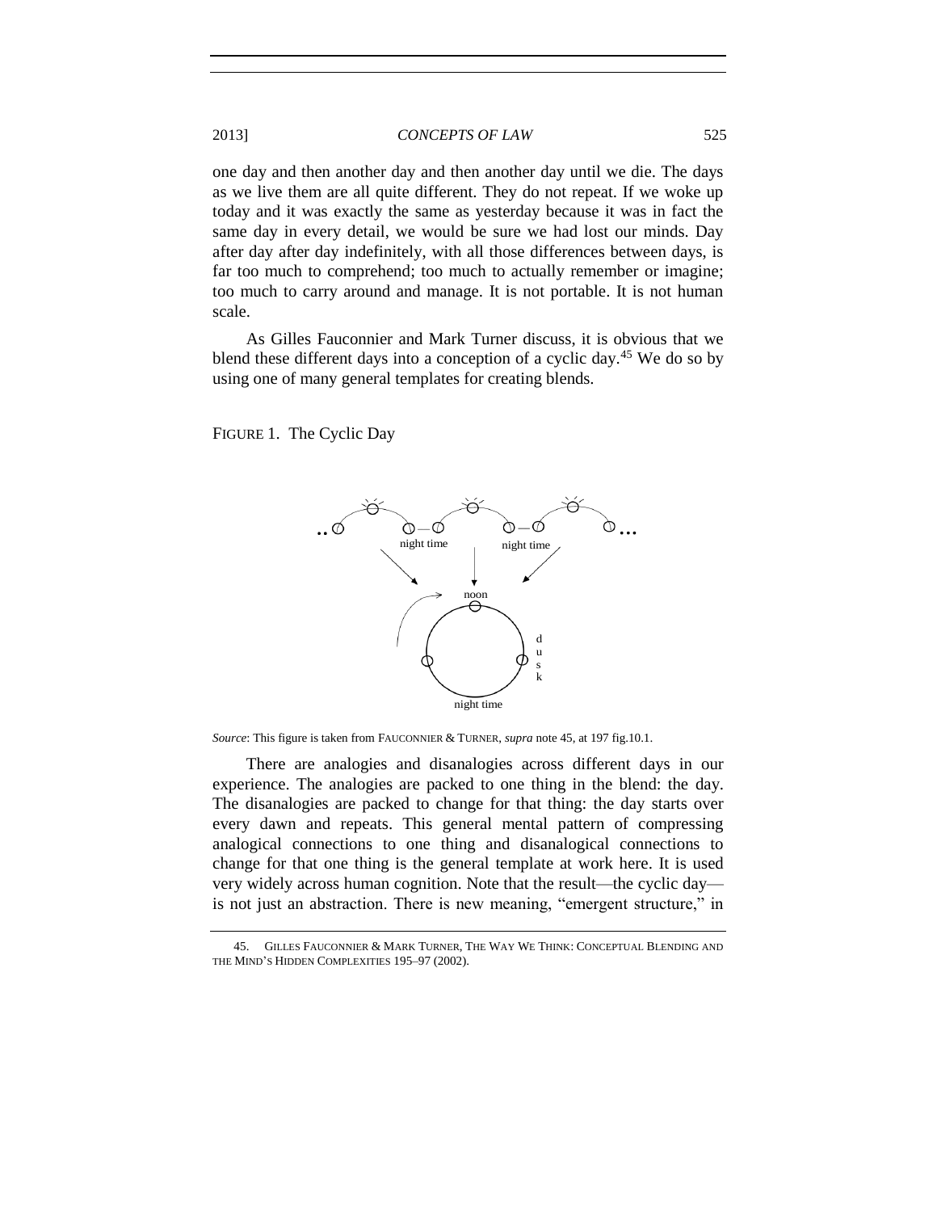one day and then another day and then another day until we die. The days as we live them are all quite different. They do not repeat. If we woke up today and it was exactly the same as yesterday because it was in fact the same day in every detail, we would be sure we had lost our minds. Day after day after day indefinitely, with all those differences between days, is far too much to comprehend; too much to actually remember or imagine; too much to carry around and manage. It is not portable. It is not human scale.

As Gilles Fauconnier and Mark Turner discuss, it is obvious that we blend these different days into a conception of a cyclic day.[45] We do so by using one of many general templates for creating blends.

FIGURE 1. The Cyclic Day

*Source*: This figure is taken from FAUCONNIER & TURNER, *supra* note 45, at 197 fig.10.1.

There are analogies and disanalogies across different days in our experience. The analogies are packed to one thing in the blend: the day. The disanalogies are packed to change for that thing: the day starts over every dawn and repeats. This general mental pattern of compressing analogical connections to one thing and disanalogical connections to change for that one thing is the general template at work here. It is used very widely across human cognition. Note that the result—the cyclic day—is not just an abstraction. There is new meaning, "emergent structure," in

45. GILLES FAUCONNIER & MARK TURNER, THE WAY WE THINK: CONCEPTUAL BLENDING AND THE MIND'S HIDDEN COMPLEXITIES 195–97 (2002).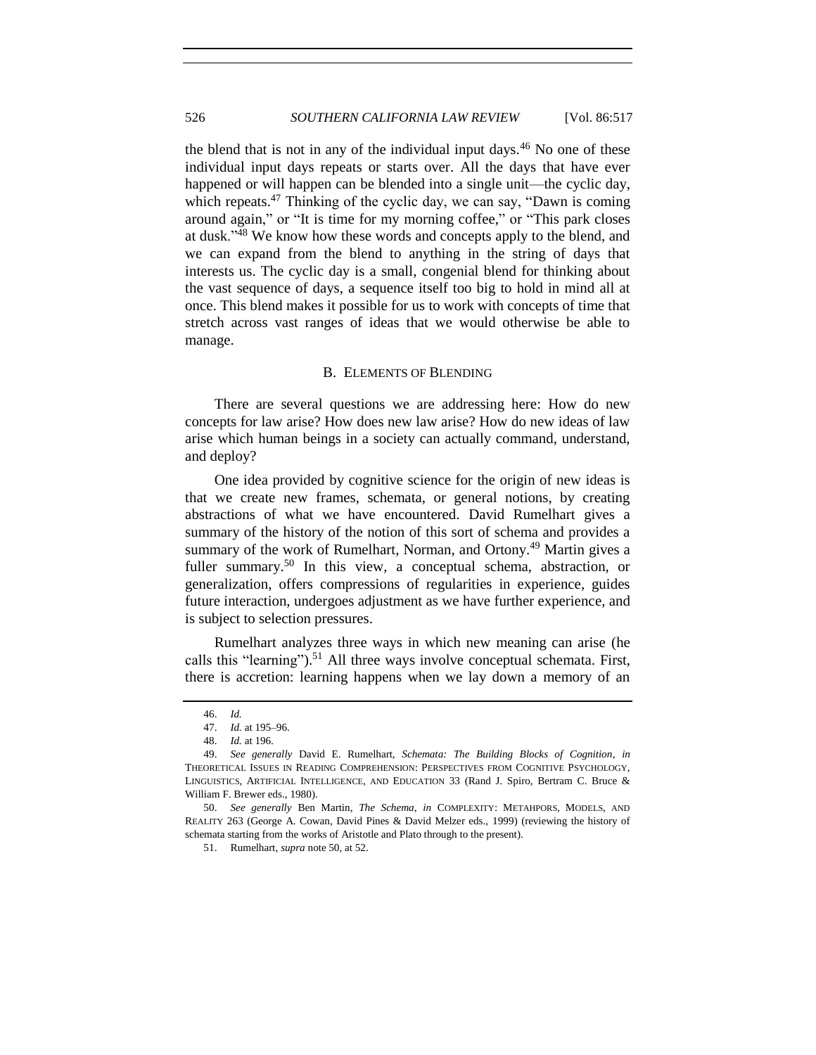the blend that is not in any of the individual input days.[46] No one of these individual input days repeats or starts over. All the days that have ever happened or will happen can be blended into a single unit—the cyclic day, which repeats.[47] Thinking of the cyclic day, we can say, "Dawn is coming around again," or "It is time for my morning coffee," or "This park closes at dusk."[48] We know how these words and concepts apply to the blend, and we can expand from the blend to anything in the string of days that interests us. The cyclic day is a small, congenial blend for thinking about the vast sequence of days, a sequence itself too big to hold in mind all at once. This blend makes it possible for us to work with concepts of time that stretch across vast ranges of ideas that we would otherwise be able to manage.

## B. ELEMENTS OF BLENDING

There are several questions we are addressing here: How do new concepts for law arise? How does new law arise? How do new ideas of law arise which human beings in a society can actually command, understand, and deploy?

One idea provided by cognitive science for the origin of new ideas is that we create new frames, schemata, or general notions, by creating abstractions of what we have encountered. David Rumelhart gives a summary of the history of the notion of this sort of schema and provides a summary of the work of Rumelhart, Norman, and Ortony.[49] Martin gives a fuller summary.[50] In this view, a conceptual schema, abstraction, or generalization, offers compressions of regularities in experience, guides future interaction, undergoes adjustment as we have further experience, and is subject to selection pressures.

Rumelhart analyzes three ways in which new meaning can arise (he calls this "learning").[51] All three ways involve conceptual schemata. First, there is accretion: learning happens when we lay down a memory of an

---

46. *Id.*

47. *Id.* at 195–96.

48. *Id.* at 196.

49. *See generally* David E. Rumelhart, *Schemata: The Building Blocks of Cognition*, *in* THEORETICAL ISSUES IN READING COMPREHENSION: PERSPECTIVES FROM COGNITIVE PSYCHOLOGY, LINGUISTICS, ARTIFICIAL INTELLIGENCE, AND EDUCATION 33 (Rand J. Spiro, Bertram C. Bruce & William F. Brewer eds., 1980).

50. *See generally* Ben Martin, *The Schema*, *in* COMPLEXITY: METAHPORS, MODELS, AND REALITY 263 (George A. Cowan, David Pines & David Melzer eds., 1999) (reviewing the history of schemata starting from the works of Aristotle and Plato through to the present).

51. Rumelhart, *supra* note 50, at 52.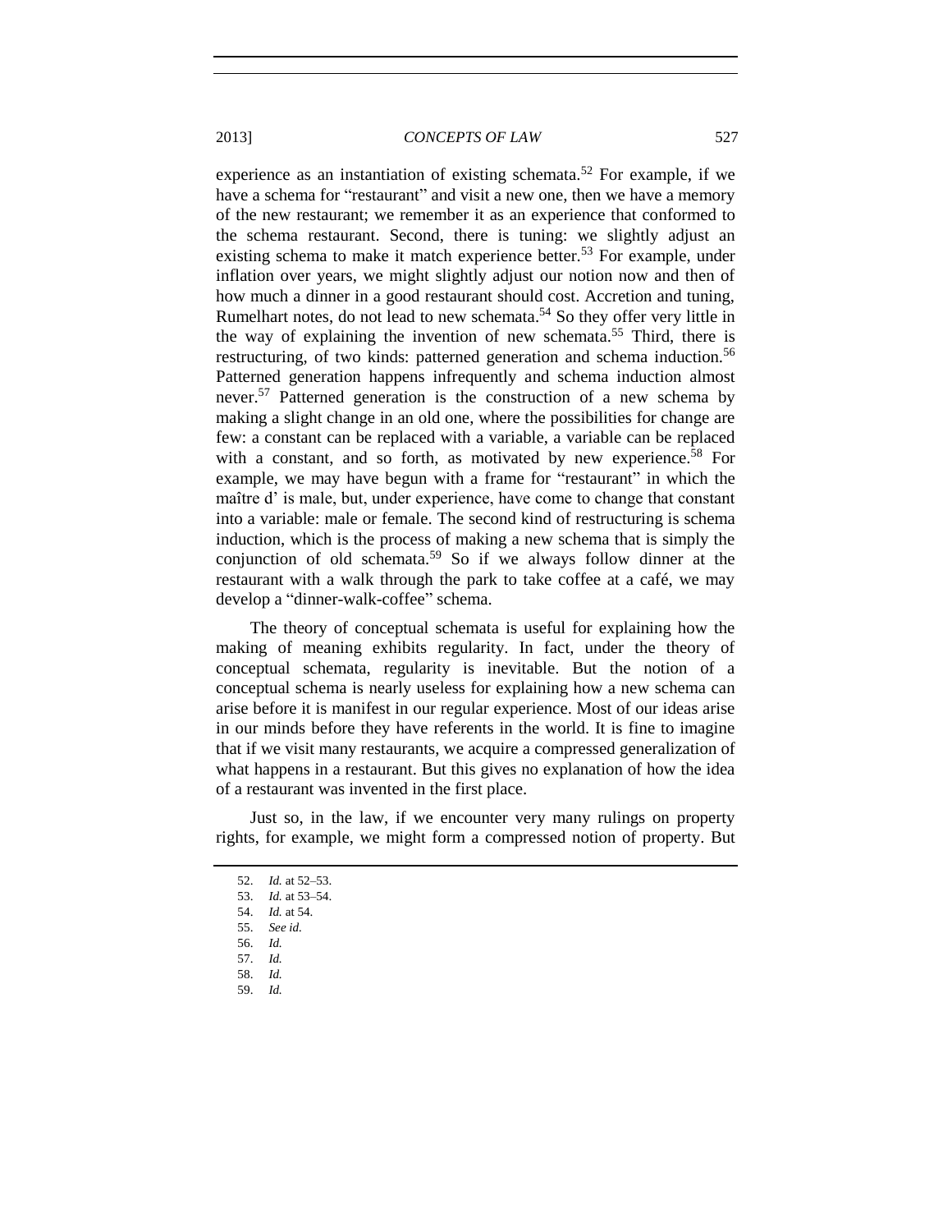experience as an instantiation of existing schemata.[52] For example, if we have a schema for "restaurant" and visit a new one, then we have a memory of the new restaurant; we remember it as an experience that conformed to the schema restaurant. Second, there is tuning: we slightly adjust an existing schema to make it match experience better.[53] For example, under inflation over years, we might slightly adjust our notion now and then of how much a dinner in a good restaurant should cost. Accretion and tuning, Rumelhart notes, do not lead to new schemata.[54] So they offer very little in the way of explaining the invention of new schemata.[55] Third, there is restructuring, of two kinds: patterned generation and schema induction.[56] Patterned generation happens infrequently and schema induction almost never.[57] Patterned generation is the construction of a new schema by making a slight change in an old one, where the possibilities for change are few: a constant can be replaced with a variable, a variable can be replaced with a constant, and so forth, as motivated by new experience.[58] For example, we may have begun with a frame for "restaurant" in which the maître d' is male, but, under experience, have come to change that constant into a variable: male or female. The second kind of restructuring is schema induction, which is the process of making a new schema that is simply the conjunction of old schemata.[59] So if we always follow dinner at the restaurant with a walk through the park to take coffee at a café, we may develop a "dinner-walk-coffee" schema.

The theory of conceptual schemata is useful for explaining how the making of meaning exhibits regularity. In fact, under the theory of conceptual schemata, regularity is inevitable. But the notion of a conceptual schema is nearly useless for explaining how a new schema can arise before it is manifest in our regular experience. Most of our ideas arise in our minds before they have referents in the world. It is fine to imagine that if we visit many restaurants, we acquire a compressed generalization of what happens in a restaurant. But this gives no explanation of how the idea of a restaurant was invented in the first place.

Just so, in the law, if we encounter very many rulings on property rights, for example, we might form a compressed notion of property. But

52. *Id.* at 52–53.
53. *Id.* at 53–54.
54. *Id.* at 54.
55. *See id.*
56. *Id.*
57. *Id.*
58. *Id.*
59. *Id.*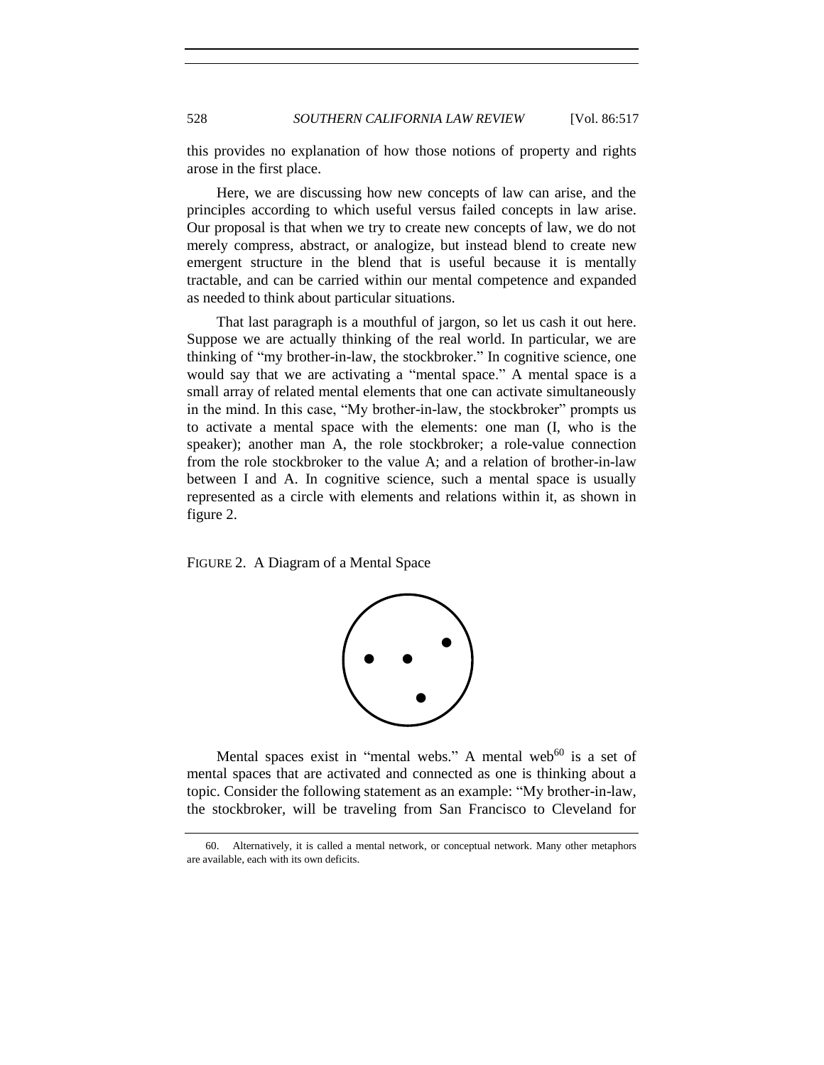this provides no explanation of how those notions of property and rights arose in the first place.

Here, we are discussing how new concepts of law can arise, and the principles according to which useful versus failed concepts in law arise. Our proposal is that when we try to create new concepts of law, we do not merely compress, abstract, or analogize, but instead blend to create new emergent structure in the blend that is useful because it is mentally tractable, and can be carried within our mental competence and expanded as needed to think about particular situations.

That last paragraph is a mouthful of jargon, so let us cash it out here. Suppose we are actually thinking of the real world. In particular, we are thinking of "my brother-in-law, the stockbroker." In cognitive science, one would say that we are activating a "mental space." A mental space is a small array of related mental elements that one can activate simultaneously in the mind. In this case, "My brother-in-law, the stockbroker" prompts us to activate a mental space with the elements: one man (I, who is the speaker); another man A, the role stockbroker; a role-value connection from the role stockbroker to the value A; and a relation of brother-in-law between I and A. In cognitive science, such a mental space is usually represented as a circle with elements and relations within it, as shown in figure 2.

FIGURE 2. A Diagram of a Mental Space

Mental spaces exist in "mental webs." A mental web[60] is a set of mental spaces that are activated and connected as one is thinking about a topic. Consider the following statement as an example: "My brother-in-law, the stockbroker, will be traveling from San Francisco to Cleveland for

60. Alternatively, it is called a mental network, or conceptual network. Many other metaphors are available, each with its own deficits.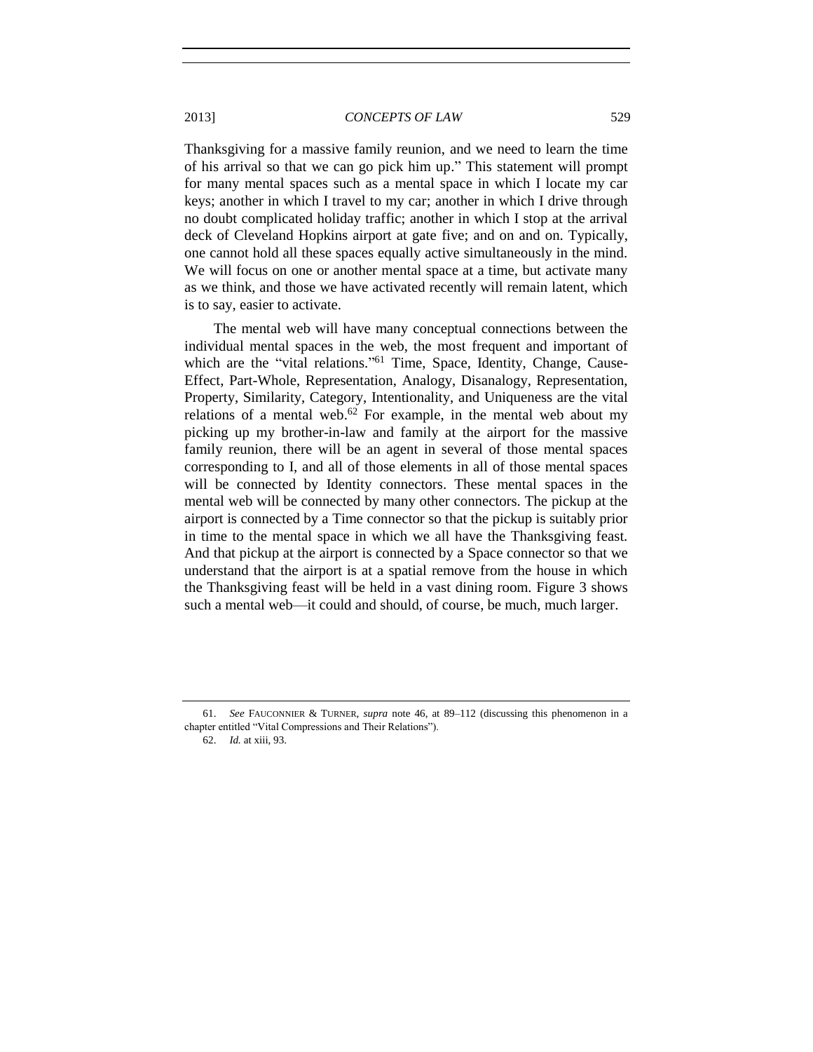Thanksgiving for a massive family reunion, and we need to learn the time of his arrival so that we can go pick him up." This statement will prompt for many mental spaces such as a mental space in which I locate my car keys; another in which I travel to my car; another in which I drive through no doubt complicated holiday traffic; another in which I stop at the arrival deck of Cleveland Hopkins airport at gate five; and on and on. Typically, one cannot hold all these spaces equally active simultaneously in the mind. We will focus on one or another mental space at a time, but activate many as we think, and those we have activated recently will remain latent, which is to say, easier to activate.

The mental web will have many conceptual connections between the individual mental spaces in the web, the most frequent and important of which are the "vital relations."[61] Time, Space, Identity, Change, Cause-Effect, Part-Whole, Representation, Analogy, Disanalogy, Representation, Property, Similarity, Category, Intentionality, and Uniqueness are the vital relations of a mental web.[62] For example, in the mental web about my picking up my brother-in-law and family at the airport for the massive family reunion, there will be an agent in several of those mental spaces corresponding to I, and all of those elements in all of those mental spaces will be connected by Identity connectors. These mental spaces in the mental web will be connected by many other connectors. The pickup at the airport is connected by a Time connector so that the pickup is suitably prior in time to the mental space in which we all have the Thanksgiving feast. And that pickup at the airport is connected by a Space connector so that we understand that the airport is at a spatial remove from the house in which the Thanksgiving feast will be held in a vast dining room. Figure 3 shows such a mental web—it could and should, of course, be much, much larger.

---

61. *See* FAUCONNIER & TURNER, *supra* note 46, at 89–112 (discussing this phenomenon in a chapter entitled "Vital Compressions and Their Relations").

62. *Id.* at xiii, 93.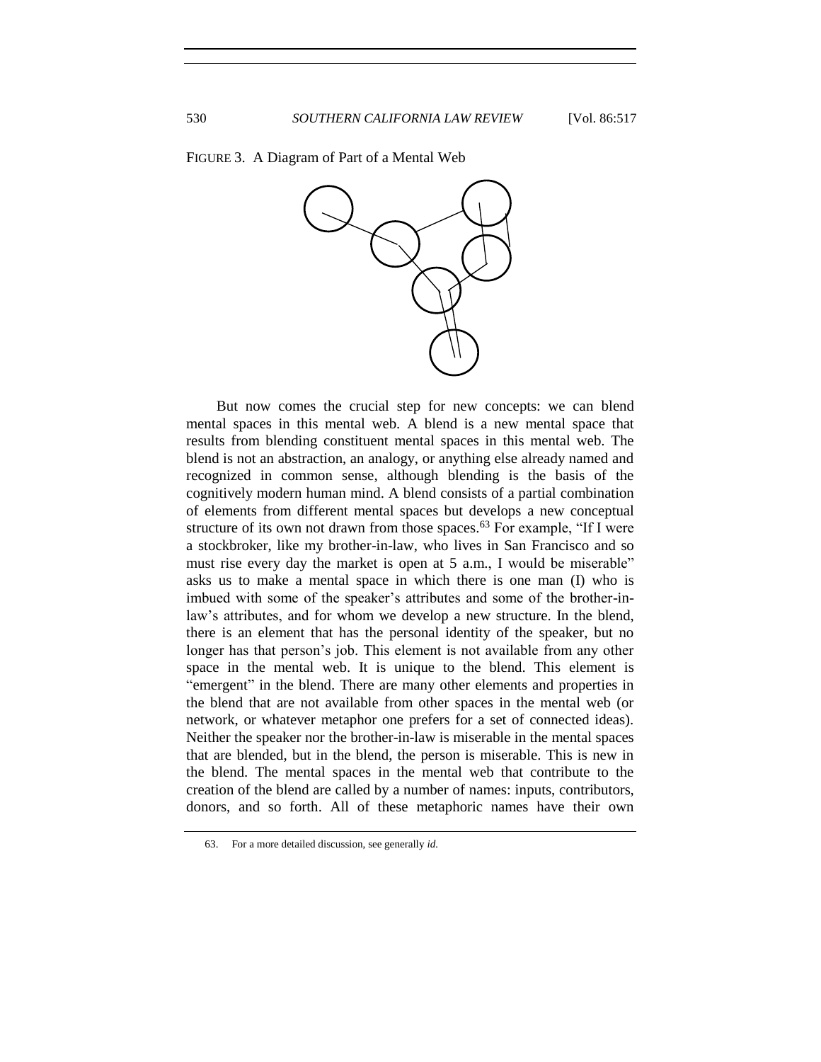FIGURE 3. A Diagram of Part of a Mental Web

But now comes the crucial step for new concepts: we can blend mental spaces in this mental web. A blend is a new mental space that results from blending constituent mental spaces in this mental web. The blend is not an abstraction, an analogy, or anything else already named and recognized in common sense, although blending is the basis of the cognitively modern human mind. A blend consists of a partial combination of elements from different mental spaces but develops a new conceptual structure of its own not drawn from those spaces.[63] For example, "If I were a stockbroker, like my brother-in-law, who lives in San Francisco and so must rise every day the market is open at 5 a.m., I would be miserable" asks us to make a mental space in which there is one man (I) who is imbued with some of the speaker's attributes and some of the brother-in-law's attributes, and for whom we develop a new structure. In the blend, there is an element that has the personal identity of the speaker, but no longer has that person's job. This element is not available from any other space in the mental web. It is unique to the blend. This element is "emergent" in the blend. There are many other elements and properties in the blend that are not available from other spaces in the mental web (or network, or whatever metaphor one prefers for a set of connected ideas). Neither the speaker nor the brother-in-law is miserable in the mental spaces that are blended, but in the blend, the person is miserable. This is new in the blend. The mental spaces in the mental web that contribute to the creation of the blend are called by a number of names: inputs, contributors, donors, and so forth. All of these metaphoric names have their own

63. For a more detailed discussion, see generally *id.*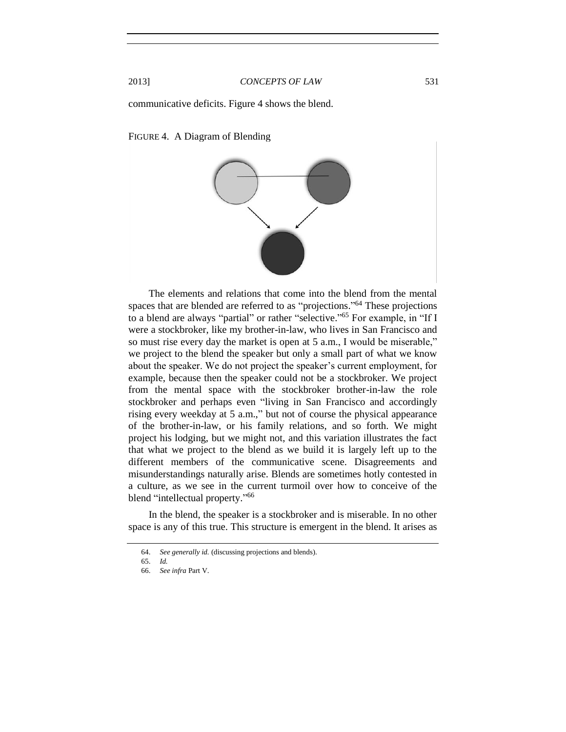communicative deficits. Figure 4 shows the blend.

FIGURE 4. A Diagram of Blending

The elements and relations that come into the blend from the mental spaces that are blended are referred to as "projections."[64] These projections to a blend are always "partial" or rather "selective."[65] For example, in "If I were a stockbroker, like my brother-in-law, who lives in San Francisco and so must rise every day the market is open at 5 a.m., I would be miserable," we project to the blend the speaker but only a small part of what we know about the speaker. We do not project the speaker's current employment, for example, because then the speaker could not be a stockbroker. We project from the mental space with the stockbroker brother-in-law the role stockbroker and perhaps even "living in San Francisco and accordingly rising every weekday at 5 a.m.," but not of course the physical appearance of the brother-in-law, or his family relations, and so forth. We might project his lodging, but we might not, and this variation illustrates the fact that what we project to the blend as we build it is largely left up to the different members of the communicative scene. Disagreements and misunderstandings naturally arise. Blends are sometimes hotly contested in a culture, as we see in the current turmoil over how to conceive of the blend "intellectual property."[66]

In the blend, the speaker is a stockbroker and is miserable. In no other space is any of this true. This structure is emergent in the blend. It arises as

64. *See generally id.* (discussing projections and blends).

65. *Id.*

66. *See infra* Part V.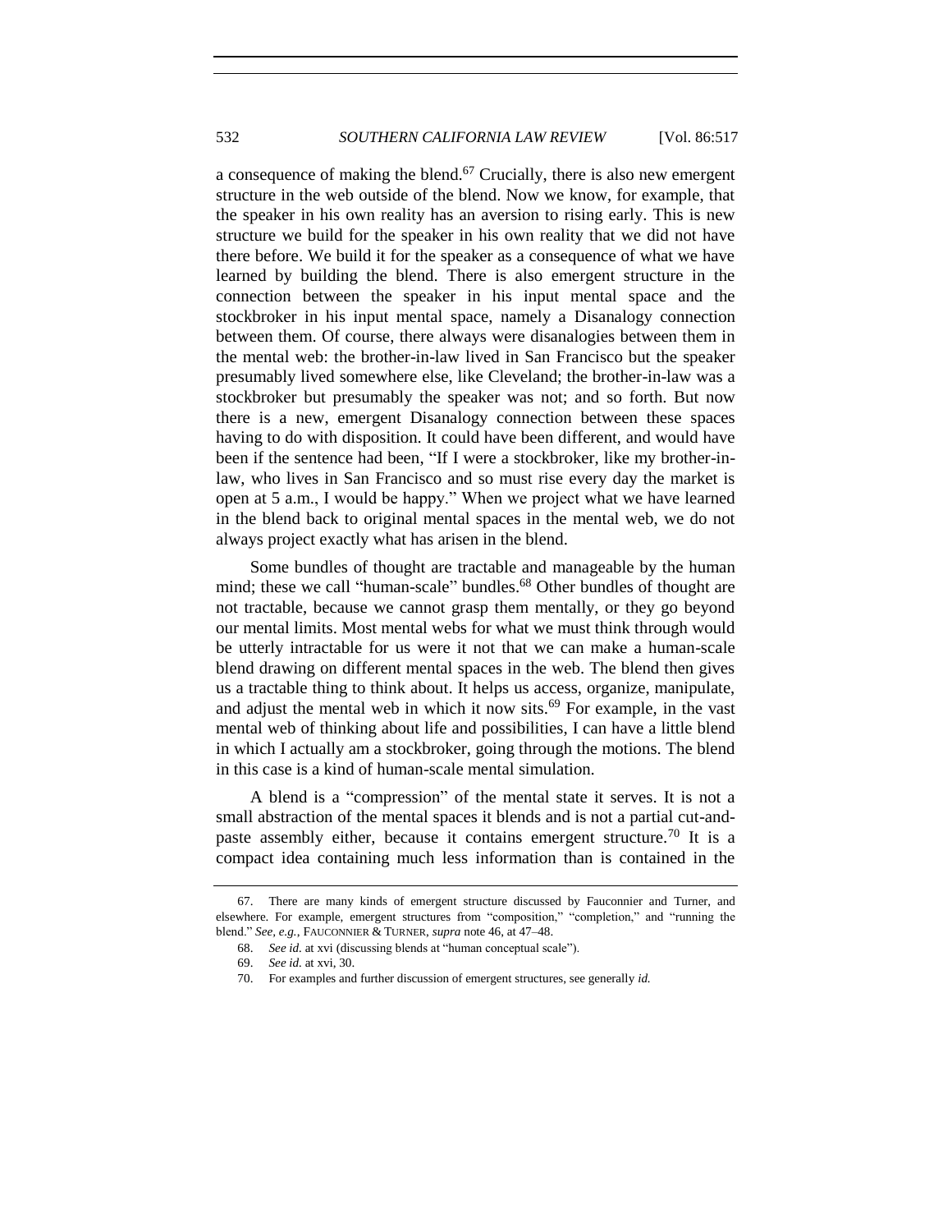a consequence of making the blend.[67] Crucially, there is also new emergent structure in the web outside of the blend. Now we know, for example, that the speaker in his own reality has an aversion to rising early. This is new structure we build for the speaker in his own reality that we did not have there before. We build it for the speaker as a consequence of what we have learned by building the blend. There is also emergent structure in the connection between the speaker in his input mental space and the stockbroker in his input mental space, namely a Disanalogy connection between them. Of course, there always were disanalogies between them in the mental web: the brother-in-law lived in San Francisco but the speaker presumably lived somewhere else, like Cleveland; the brother-in-law was a stockbroker but presumably the speaker was not; and so forth. But now there is a new, emergent Disanalogy connection between these spaces having to do with disposition. It could have been different, and would have been if the sentence had been, "If I were a stockbroker, like my brother-in-law, who lives in San Francisco and so must rise every day the market is open at 5 a.m., I would be happy." When we project what we have learned in the blend back to original mental spaces in the mental web, we do not always project exactly what has arisen in the blend.

Some bundles of thought are tractable and manageable by the human mind; these we call "human-scale" bundles.[68] Other bundles of thought are not tractable, because we cannot grasp them mentally, or they go beyond our mental limits. Most mental webs for what we must think through would be utterly intractable for us were it not that we can make a human-scale blend drawing on different mental spaces in the web. The blend then gives us a tractable thing to think about. It helps us access, organize, manipulate, and adjust the mental web in which it now sits.[69] For example, in the vast mental web of thinking about life and possibilities, I can have a little blend in which I actually am a stockbroker, going through the motions. The blend in this case is a kind of human-scale mental simulation.

A blend is a "compression" of the mental state it serves. It is not a small abstraction of the mental spaces it blends and is not a partial cut-and-paste assembly either, because it contains emergent structure.[70] It is a compact idea containing much less information than is contained in the

---

67. There are many kinds of emergent structure discussed by Fauconnier and Turner, and elsewhere. For example, emergent structures from "composition," "completion," and "running the blend." *See, e.g.*, FAUCONNIER & TURNER, *supra* note 46, at 47–48.

68. *See id.* at xvi (discussing blends at "human conceptual scale").

69. *See id.* at xvi, 30.

70. For examples and further discussion of emergent structures, see generally *id.*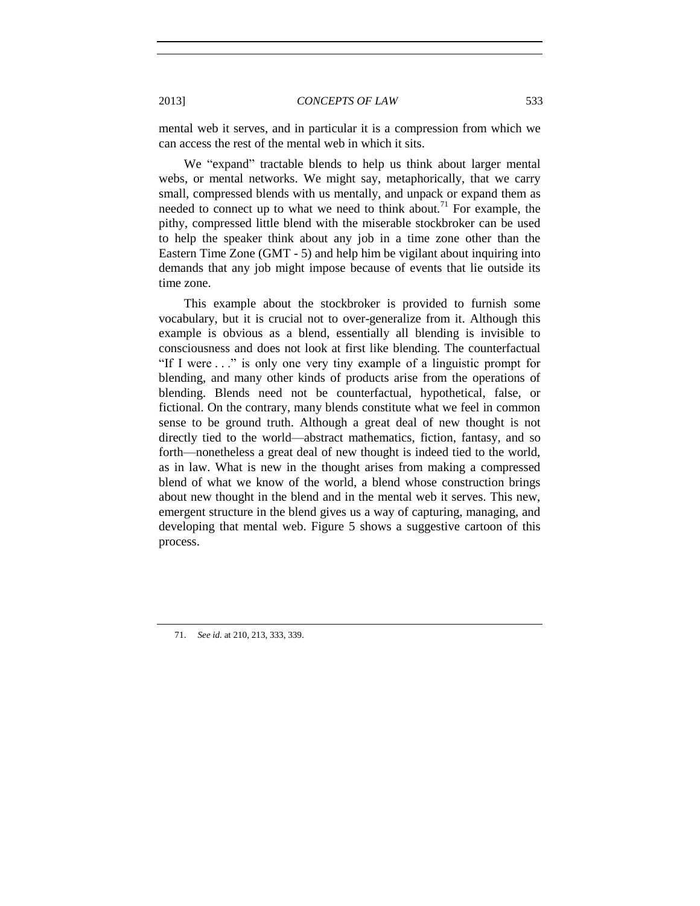mental web it serves, and in particular it is a compression from which we can access the rest of the mental web in which it sits.

We "expand" tractable blends to help us think about larger mental webs, or mental networks. We might say, metaphorically, that we carry small, compressed blends with us mentally, and unpack or expand them as needed to connect up to what we need to think about.[71] For example, the pithy, compressed little blend with the miserable stockbroker can be used to help the speaker think about any job in a time zone other than the Eastern Time Zone (GMT - 5) and help him be vigilant about inquiring into demands that any job might impose because of events that lie outside its time zone.

This example about the stockbroker is provided to furnish some vocabulary, but it is crucial not to over-generalize from it. Although this example is obvious as a blend, essentially all blending is invisible to consciousness and does not look at first like blending. The counterfactual "If I were . . ." is only one very tiny example of a linguistic prompt for blending, and many other kinds of products arise from the operations of blending. Blends need not be counterfactual, hypothetical, false, or fictional. On the contrary, many blends constitute what we feel in common sense to be ground truth. Although a great deal of new thought is not directly tied to the world—abstract mathematics, fiction, fantasy, and so forth—nonetheless a great deal of new thought is indeed tied to the world, as in law. What is new in the thought arises from making a compressed blend of what we know of the world, a blend whose construction brings about new thought in the blend and in the mental web it serves. This new, emergent structure in the blend gives us a way of capturing, managing, and developing that mental web. Figure 5 shows a suggestive cartoon of this process.

---

71. *See id.* at 210, 213, 333, 339.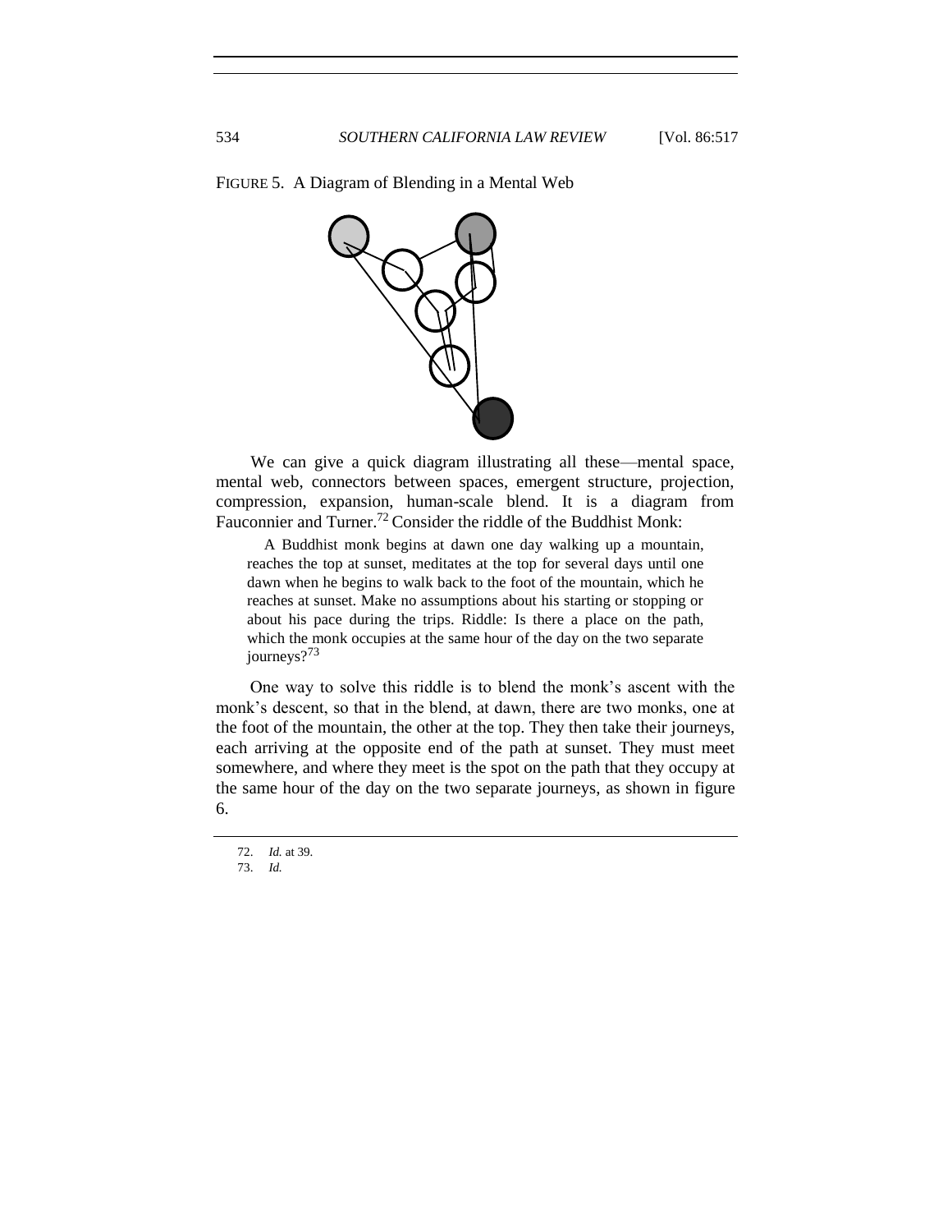FIGURE 5. A Diagram of Blending in a Mental Web

We can give a quick diagram illustrating all these—mental space, mental web, connectors between spaces, emergent structure, projection, compression, expansion, human-scale blend. It is a diagram from Fauconnier and Turner.[72] Consider the riddle of the Buddhist Monk:

> A Buddhist monk begins at dawn one day walking up a mountain, reaches the top at sunset, meditates at the top for several days until one dawn when he begins to walk back to the foot of the mountain, which he reaches at sunset. Make no assumptions about his starting or stopping or about his pace during the trips. Riddle: Is there a place on the path, which the monk occupies at the same hour of the day on the two separate journeys?[73]

One way to solve this riddle is to blend the monk's ascent with the monk's descent, so that in the blend, at dawn, there are two monks, one at the foot of the mountain, the other at the top. They then take their journeys, each arriving at the opposite end of the path at sunset. They must meet somewhere, and where they meet is the spot on the path that they occupy at the same hour of the day on the two separate journeys, as shown in figure 6.

---

72. *Id.* at 39.

73. *Id.*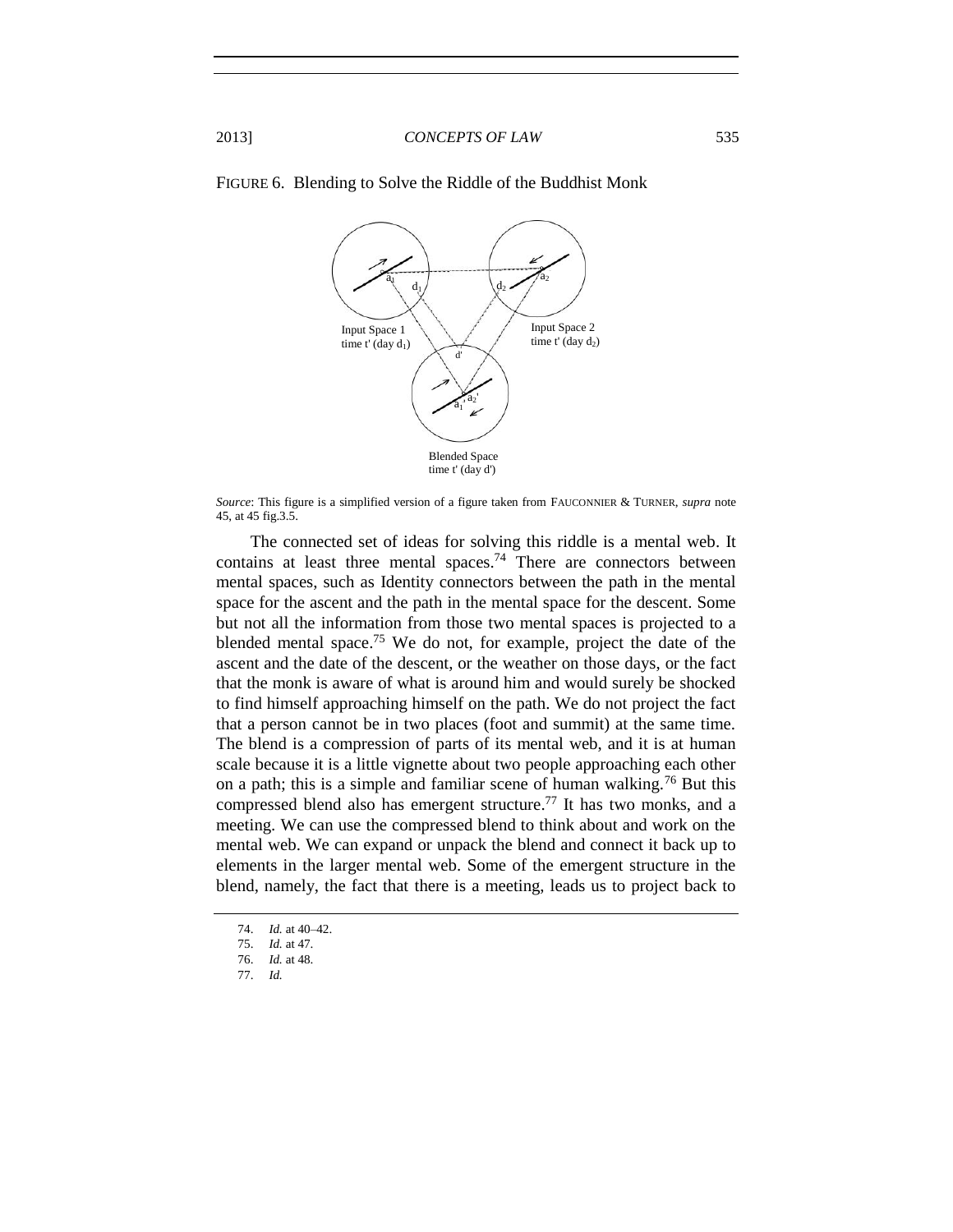FIGURE 6. Blending to Solve the Riddle of the Buddhist Monk

Input Space 1
time t' (day $d_1$)

Input Space 2
time t' (day $d_2$)

Blended Space
time t' (day d')

*Source*: This figure is a simplified version of a figure taken from FAUCONNIER & TURNER, *supra* note 45, at 45 fig.3.5.

The connected set of ideas for solving this riddle is a mental web. It contains at least three mental spaces.[74] There are connectors between mental spaces, such as Identity connectors between the path in the mental space for the ascent and the path in the mental space for the descent. Some but not all the information from those two mental spaces is projected to a blended mental space.[75] We do not, for example, project the date of the ascent and the date of the descent, or the weather on those days, or the fact that the monk is aware of what is around him and would surely be shocked to find himself approaching himself on the path. We do not project the fact that a person cannot be in two places (foot and summit) at the same time. The blend is a compression of parts of its mental web, and it is at human scale because it is a little vignette about two people approaching each other on a path; this is a simple and familiar scene of human walking.[76] But this compressed blend also has emergent structure.[77] It has two monks, and a meeting. We can use the compressed blend to think about and work on the mental web. We can expand or unpack the blend and connect it back up to elements in the larger mental web. Some of the emergent structure in the blend, namely, the fact that there is a meeting, leads us to project back to

74. *Id.* at 40–42.

75. *Id.* at 47.

76. *Id.* at 48.

77. *Id.*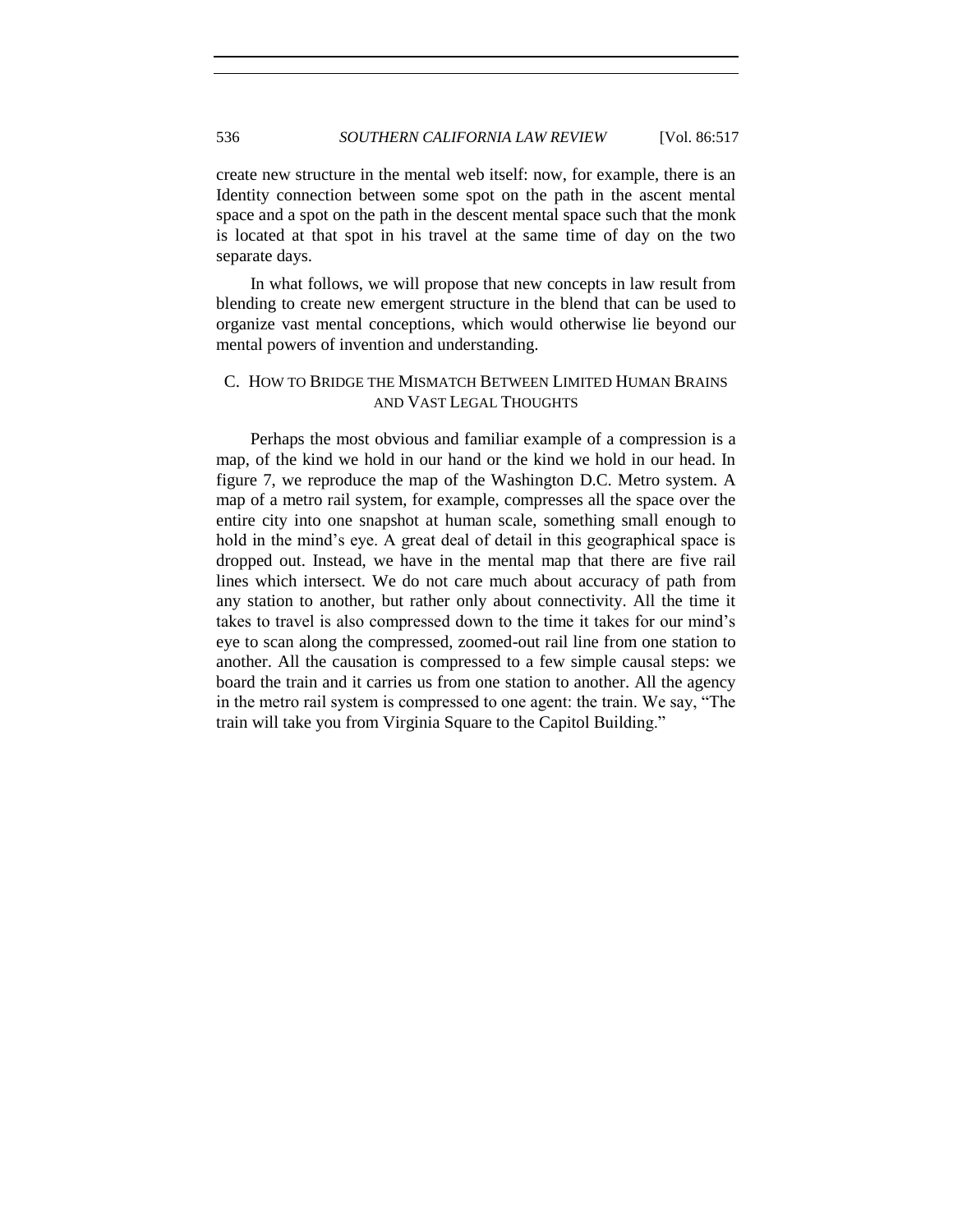create new structure in the mental web itself: now, for example, there is an Identity connection between some spot on the path in the ascent mental space and a spot on the path in the descent mental space such that the monk is located at that spot in his travel at the same time of day on the two separate days.

In what follows, we will propose that new concepts in law result from blending to create new emergent structure in the blend that can be used to organize vast mental conceptions, which would otherwise lie beyond our mental powers of invention and understanding.

### C. How to Bridge the Mismatch Between Limited Human Brains and Vast Legal Thoughts

Perhaps the most obvious and familiar example of a compression is a map, of the kind we hold in our hand or the kind we hold in our head. In figure 7, we reproduce the map of the Washington D.C. Metro system. A map of a metro rail system, for example, compresses all the space over the entire city into one snapshot at human scale, something small enough to hold in the mind's eye. A great deal of detail in this geographical space is dropped out. Instead, we have in the mental map that there are five rail lines which intersect. We do not care much about accuracy of path from any station to another, but rather only about connectivity. All the time it takes to travel is also compressed down to the time it takes for our mind's eye to scan along the compressed, zoomed-out rail line from one station to another. All the causation is compressed to a few simple causal steps: we board the train and it carries us from one station to another. All the agency in the metro rail system is compressed to one agent: the train. We say, "The train will take you from Virginia Square to the Capitol Building."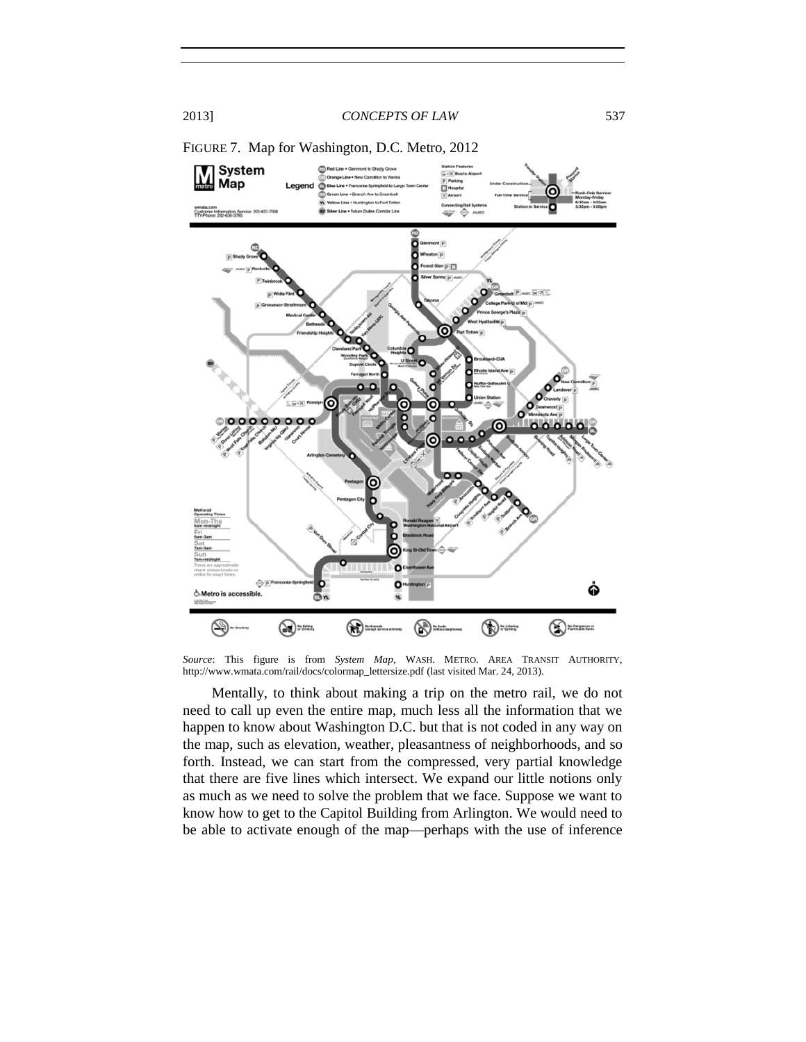FIGURE 7. Map for Washington, D.C. Metro, 2012

*Source*: This figure is from *System Map*, WASH. METRO. AREA TRANSIT AUTHORITY, http://www.wmata.com/rail/docs/colormap_lettersize.pdf (last visited Mar. 24, 2013).

Mentally, to think about making a trip on the metro rail, we do not need to call up even the entire map, much less all the information that we happen to know about Washington D.C. but that is not coded in any way on the map, such as elevation, weather, pleasantness of neighborhoods, and so forth. Instead, we can start from the compressed, very partial knowledge that there are five lines which intersect. We expand our little notions only as much as we need to solve the problem that we face. Suppose we want to know how to get to the Capitol Building from Arlington. We would need to be able to activate enough of the map—perhaps with the use of inference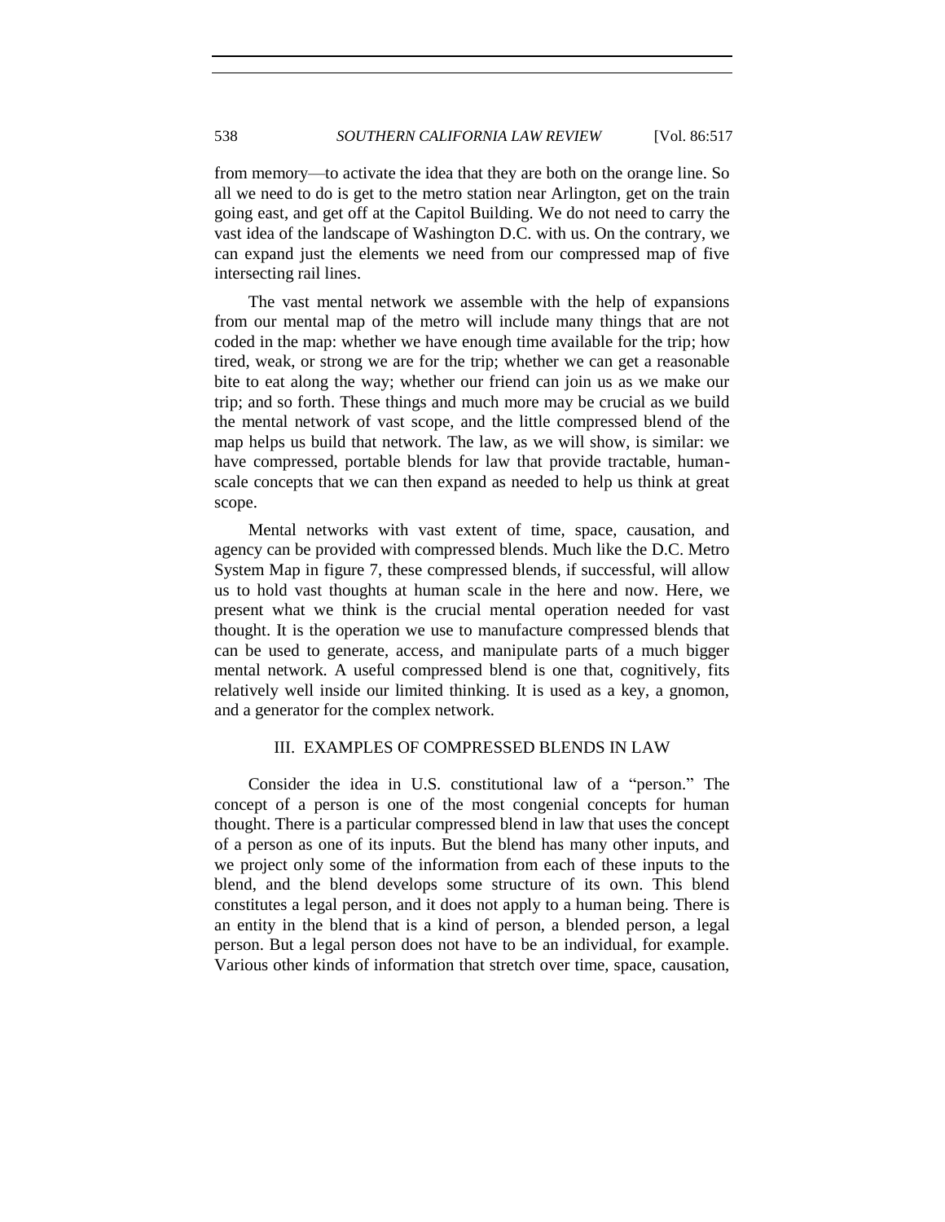from memory—to activate the idea that they are both on the orange line. So all we need to do is get to the metro station near Arlington, get on the train going east, and get off at the Capitol Building. We do not need to carry the vast idea of the landscape of Washington D.C. with us. On the contrary, we can expand just the elements we need from our compressed map of five intersecting rail lines.

The vast mental network we assemble with the help of expansions from our mental map of the metro will include many things that are not coded in the map: whether we have enough time available for the trip; how tired, weak, or strong we are for the trip; whether we can get a reasonable bite to eat along the way; whether our friend can join us as we make our trip; and so forth. These things and much more may be crucial as we build the mental network of vast scope, and the little compressed blend of the map helps us build that network. The law, as we will show, is similar: we have compressed, portable blends for law that provide tractable, human-scale concepts that we can then expand as needed to help us think at great scope.

Mental networks with vast extent of time, space, causation, and agency can be provided with compressed blends. Much like the D.C. Metro System Map in figure 7, these compressed blends, if successful, will allow us to hold vast thoughts at human scale in the here and now. Here, we present what we think is the crucial mental operation needed for vast thought. It is the operation we use to manufacture compressed blends that can be used to generate, access, and manipulate parts of a much bigger mental network. A useful compressed blend is one that, cognitively, fits relatively well inside our limited thinking. It is used as a key, a gnomon, and a generator for the complex network.

## III. EXAMPLES OF COMPRESSED BLENDS IN LAW

Consider the idea in U.S. constitutional law of a "person." The concept of a person is one of the most congenial concepts for human thought. There is a particular compressed blend in law that uses the concept of a person as one of its inputs. But the blend has many other inputs, and we project only some of the information from each of these inputs to the blend, and the blend develops some structure of its own. This blend constitutes a legal person, and it does not apply to a human being. There is an entity in the blend that is a kind of person, a blended person, a legal person. But a legal person does not have to be an individual, for example. Various other kinds of information that stretch over time, space, causation,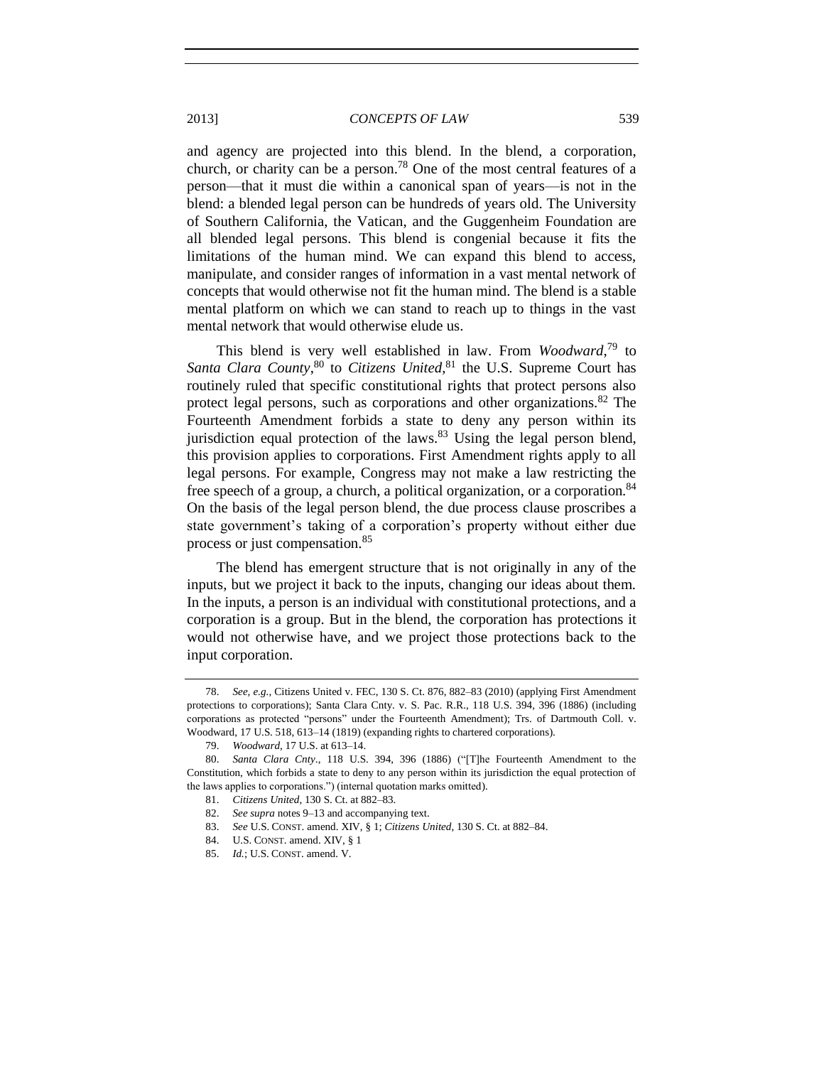and agency are projected into this blend. In the blend, a corporation, church, or charity can be a person.[78] One of the most central features of a person—that it must die within a canonical span of years—is not in the blend: a blended legal person can be hundreds of years old. The University of Southern California, the Vatican, and the Guggenheim Foundation are all blended legal persons. This blend is congenial because it fits the limitations of the human mind. We can expand this blend to access, manipulate, and consider ranges of information in a vast mental network of concepts that would otherwise not fit the human mind. The blend is a stable mental platform on which we can stand to reach up to things in the vast mental network that would otherwise elude us.

This blend is very well established in law. From *Woodward*,[79] to *Santa Clara County*,[80] to *Citizens United*,[81] the U.S. Supreme Court has routinely ruled that specific constitutional rights that protect persons also protect legal persons, such as corporations and other organizations.[82] The Fourteenth Amendment forbids a state to deny any person within its jurisdiction equal protection of the laws.[83] Using the legal person blend, this provision applies to corporations. First Amendment rights apply to all legal persons. For example, Congress may not make a law restricting the free speech of a group, a church, a political organization, or a corporation.[84] On the basis of the legal person blend, the due process clause proscribes a state government's taking of a corporation's property without either due process or just compensation.[85]

The blend has emergent structure that is not originally in any of the inputs, but we project it back to the inputs, changing our ideas about them. In the inputs, a person is an individual with constitutional protections, and a corporation is a group. But in the blend, the corporation has protections it would not otherwise have, and we project those protections back to the input corporation.

---

78. *See, e.g.*, Citizens United v. FEC, 130 S. Ct. 876, 882–83 (2010) (applying First Amendment protections to corporations); Santa Clara Cnty. v. S. Pac. R.R., 118 U.S. 394, 396 (1886) (including corporations as protected "persons" under the Fourteenth Amendment); Trs. of Dartmouth Coll. v. Woodward, 17 U.S. 518, 613–14 (1819) (expanding rights to chartered corporations).

79. *Woodward*, 17 U.S. at 613–14.

80. *Santa Clara Cnty*., 118 U.S. 394, 396 (1886) ("[T]he Fourteenth Amendment to the Constitution, which forbids a state to deny to any person within its jurisdiction the equal protection of the laws applies to corporations.") (internal quotation marks omitted).

81. *Citizens United*, 130 S. Ct. at 882–83.

82. *See supra* notes 9–13 and accompanying text.

83. *See* U.S. CONST. amend. XIV, § 1; *Citizens United*, 130 S. Ct. at 882–84.

84. U.S. CONST. amend. XIV, § 1

85. *Id.*; U.S. CONST. amend. V.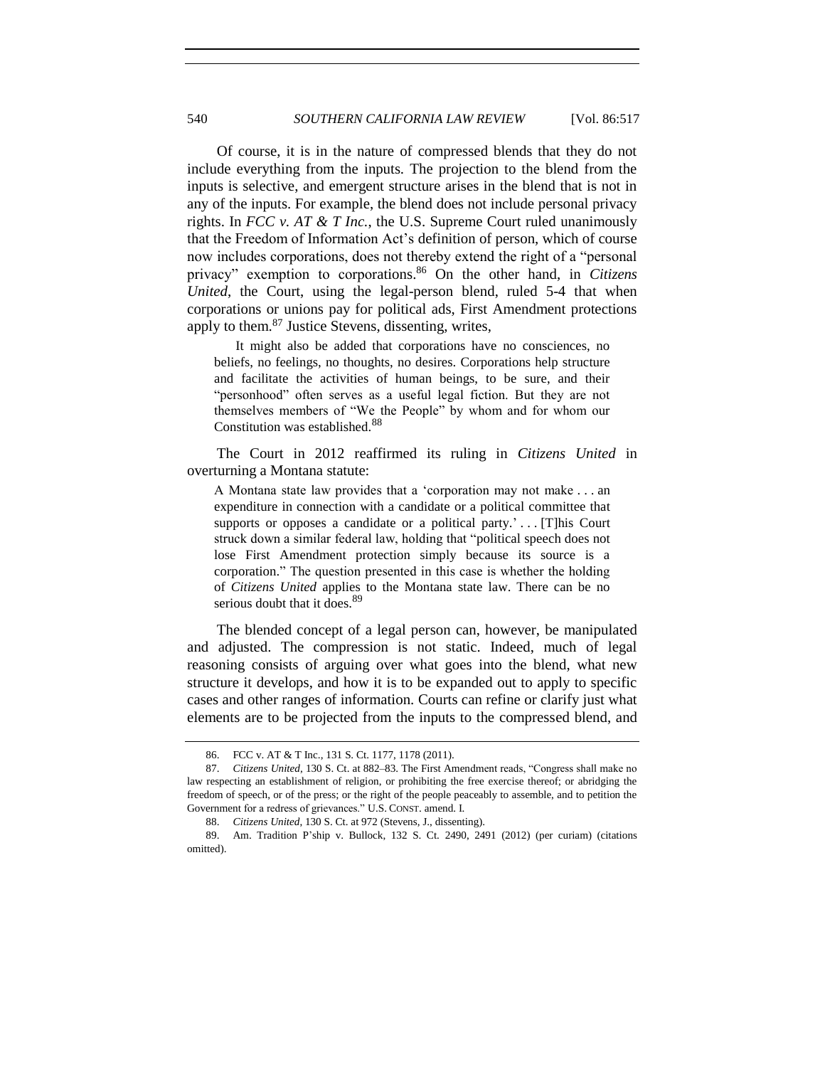Of course, it is in the nature of compressed blends that they do not include everything from the inputs. The projection to the blend from the inputs is selective, and emergent structure arises in the blend that is not in any of the inputs. For example, the blend does not include personal privacy rights. In *FCC v. AT & T Inc.*, the U.S. Supreme Court ruled unanimously that the Freedom of Information Act's definition of person, which of course now includes corporations, does not thereby extend the right of a "personal privacy" exemption to corporations.[86] On the other hand, in *Citizens United*, the Court, using the legal-person blend, ruled 5-4 that when corporations or unions pay for political ads, First Amendment protections apply to them.[87] Justice Stevens, dissenting, writes,

> It might also be added that corporations have no consciences, no beliefs, no feelings, no thoughts, no desires. Corporations help structure and facilitate the activities of human beings, to be sure, and their "personhood" often serves as a useful legal fiction. But they are not themselves members of "We the People" by whom and for whom our Constitution was established.[88]

The Court in 2012 reaffirmed its ruling in *Citizens United* in overturning a Montana statute:

> A Montana state law provides that a 'corporation may not make . . . an expenditure in connection with a candidate or a political committee that supports or opposes a candidate or a political party.' . . . [T]his Court struck down a similar federal law, holding that "political speech does not lose First Amendment protection simply because its source is a corporation." The question presented in this case is whether the holding of *Citizens United* applies to the Montana state law. There can be no serious doubt that it does.[89]

The blended concept of a legal person can, however, be manipulated and adjusted. The compression is not static. Indeed, much of legal reasoning consists of arguing over what goes into the blend, what new structure it develops, and how it is to be expanded out to apply to specific cases and other ranges of information. Courts can refine or clarify just what elements are to be projected from the inputs to the compressed blend, and

---

86. FCC v. AT & T Inc., 131 S. Ct. 1177, 1178 (2011).

87. *Citizens United*, 130 S. Ct. at 882–83. The First Amendment reads, "Congress shall make no law respecting an establishment of religion, or prohibiting the free exercise thereof; or abridging the freedom of speech, or of the press; or the right of the people peaceably to assemble, and to petition the Government for a redress of grievances." U.S. CONST. amend. I.

88. *Citizens United*, 130 S. Ct. at 972 (Stevens, J., dissenting).

89. Am. Tradition P'ship v. Bullock, 132 S. Ct. 2490, 2491 (2012) (per curiam) (citations omitted).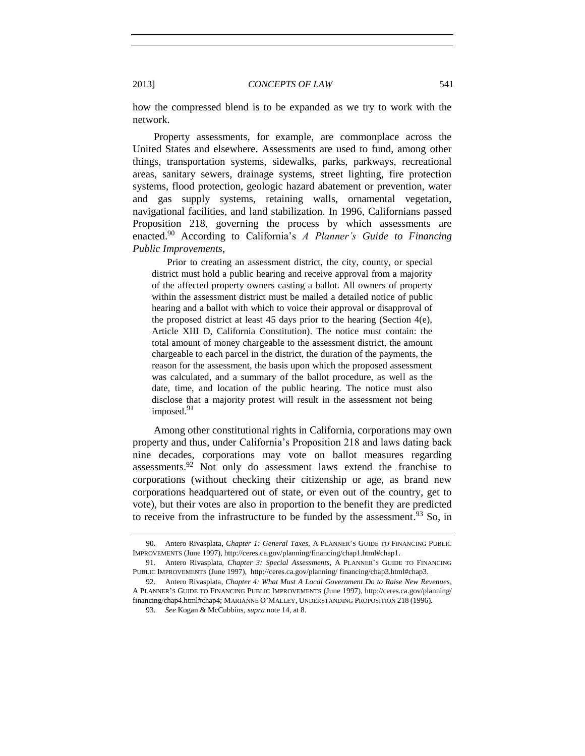how the compressed blend is to be expanded as we try to work with the network.

Property assessments, for example, are commonplace across the United States and elsewhere. Assessments are used to fund, among other things, transportation systems, sidewalks, parks, parkways, recreational areas, sanitary sewers, drainage systems, street lighting, fire protection systems, flood protection, geologic hazard abatement or prevention, water and gas supply systems, retaining walls, ornamental vegetation, navigational facilities, and land stabilization. In 1996, Californians passed Proposition 218, governing the process by which assessments are enacted.[90] According to California's *A Planner's Guide to Financing Public Improvements*,

> Prior to creating an assessment district, the city, county, or special district must hold a public hearing and receive approval from a majority of the affected property owners casting a ballot. All owners of property within the assessment district must be mailed a detailed notice of public hearing and a ballot with which to voice their approval or disapproval of the proposed district at least 45 days prior to the hearing (Section 4(e), Article XIII D, California Constitution). The notice must contain: the total amount of money chargeable to the assessment district, the amount chargeable to each parcel in the district, the duration of the payments, the reason for the assessment, the basis upon which the proposed assessment was calculated, and a summary of the ballot procedure, as well as the date, time, and location of the public hearing. The notice must also disclose that a majority protest will result in the assessment not being imposed.[91]

Among other constitutional rights in California, corporations may own property and thus, under California's Proposition 218 and laws dating back nine decades, corporations may vote on ballot measures regarding assessments.[92] Not only do assessment laws extend the franchise to corporations (without checking their citizenship or age, as brand new corporations headquartered out of state, or even out of the country, get to vote), but their votes are also in proportion to the benefit they are predicted to receive from the infrastructure to be funded by the assessment.[93] So, in

---

90. Antero Rivasplata, *Chapter 1: General Taxes*, A PLANNER'S GUIDE TO FINANCING PUBLIC IMPROVEMENTS (June 1997), http://ceres.ca.gov/planning/financing/chap1.html#chap1.

91. Antero Rivasplata, *Chapter 3: Special Assessments*, A PLANNER'S GUIDE TO FINANCING PUBLIC IMPROVEMENTS (June 1997), http://ceres.ca.gov/planning/ financing/chap3.html#chap3.

92. Antero Rivasplata, *Chapter 4: What Must A Local Government Do to Raise New Revenues*, A PLANNER'S GUIDE TO FINANCING PUBLIC IMPROVEMENTS (June 1997), http://ceres.ca.gov/planning/ financing/chap4.html#chap4; MARIANNE O'MALLEY, UNDERSTANDING PROPOSITION 218 (1996).

93. *See* Kogan & McCubbins, *supra* note 14, at 8.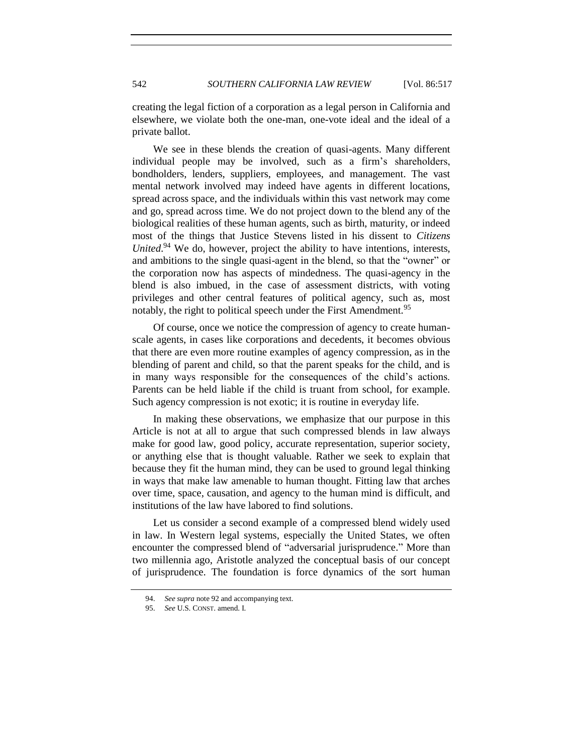creating the legal fiction of a corporation as a legal person in California and elsewhere, we violate both the one-man, one-vote ideal and the ideal of a private ballot.

We see in these blends the creation of quasi-agents. Many different individual people may be involved, such as a firm's shareholders, bondholders, lenders, suppliers, employees, and management. The vast mental network involved may indeed have agents in different locations, spread across space, and the individuals within this vast network may come and go, spread across time. We do not project down to the blend any of the biological realities of these human agents, such as birth, maturity, or indeed most of the things that Justice Stevens listed in his dissent to *Citizens United*.[94] We do, however, project the ability to have intentions, interests, and ambitions to the single quasi-agent in the blend, so that the "owner" or the corporation now has aspects of mindedness. The quasi-agency in the blend is also imbued, in the case of assessment districts, with voting privileges and other central features of political agency, such as, most notably, the right to political speech under the First Amendment.[95]

Of course, once we notice the compression of agency to create human-scale agents, in cases like corporations and decedents, it becomes obvious that there are even more routine examples of agency compression, as in the blending of parent and child, so that the parent speaks for the child, and is in many ways responsible for the consequences of the child's actions. Parents can be held liable if the child is truant from school, for example. Such agency compression is not exotic; it is routine in everyday life.

In making these observations, we emphasize that our purpose in this Article is not at all to argue that such compressed blends in law always make for good law, good policy, accurate representation, superior society, or anything else that is thought valuable. Rather we seek to explain that because they fit the human mind, they can be used to ground legal thinking in ways that make law amenable to human thought. Fitting law that arches over time, space, causation, and agency to the human mind is difficult, and institutions of the law have labored to find solutions.

Let us consider a second example of a compressed blend widely used in law. In Western legal systems, especially the United States, we often encounter the compressed blend of "adversarial jurisprudence." More than two millennia ago, Aristotle analyzed the conceptual basis of our concept of jurisprudence. The foundation is force dynamics of the sort human

---

94. *See supra* note 92 and accompanying text.

95. *See* U.S. CONST. amend. I.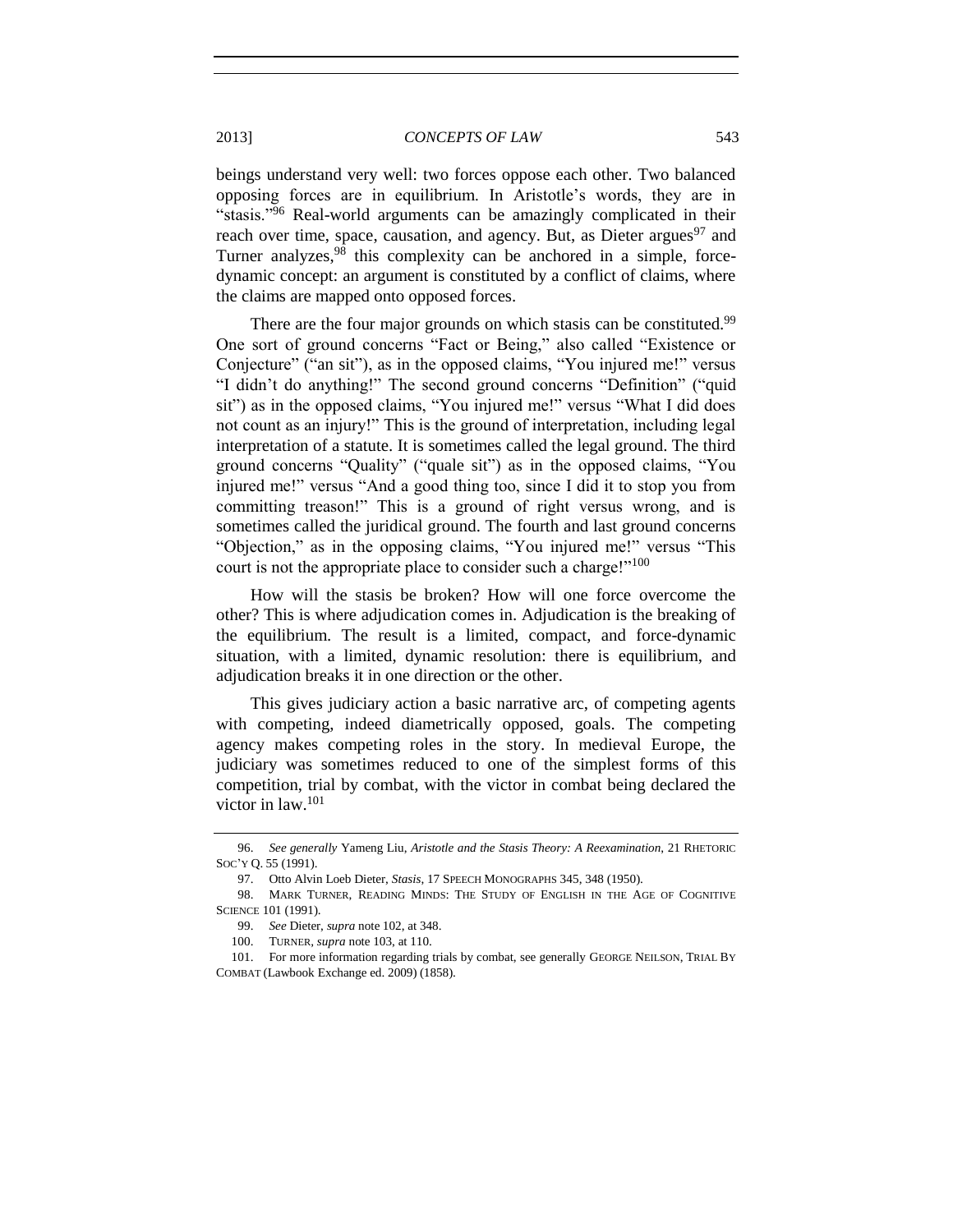beings understand very well: two forces oppose each other. Two balanced opposing forces are in equilibrium. In Aristotle's words, they are in "stasis."[96] Real-world arguments can be amazingly complicated in their reach over time, space, causation, and agency. But, as Dieter argues[97] and Turner analyzes,[98] this complexity can be anchored in a simple, force-dynamic concept: an argument is constituted by a conflict of claims, where the claims are mapped onto opposed forces.

There are the four major grounds on which stasis can be constituted.[99] One sort of ground concerns "Fact or Being," also called "Existence or Conjecture" ("an sit"), as in the opposed claims, "You injured me!" versus "I didn't do anything!" The second ground concerns "Definition" ("quid sit") as in the opposed claims, "You injured me!" versus "What I did does not count as an injury!" This is the ground of interpretation, including legal interpretation of a statute. It is sometimes called the legal ground. The third ground concerns "Quality" ("quale sit") as in the opposed claims, "You injured me!" versus "And a good thing too, since I did it to stop you from committing treason!" This is a ground of right versus wrong, and is sometimes called the juridical ground. The fourth and last ground concerns "Objection," as in the opposing claims, "You injured me!" versus "This court is not the appropriate place to consider such a charge!"[100]

How will the stasis be broken? How will one force overcome the other? This is where adjudication comes in. Adjudication is the breaking of the equilibrium. The result is a limited, compact, and force-dynamic situation, with a limited, dynamic resolution: there is equilibrium, and adjudication breaks it in one direction or the other.

This gives judiciary action a basic narrative arc, of competing agents with competing, indeed diametrically opposed, goals. The competing agency makes competing roles in the story. In medieval Europe, the judiciary was sometimes reduced to one of the simplest forms of this competition, trial by combat, with the victor in combat being declared the victor in law.[101]

---

96. *See generally* Yameng Liu, *Aristotle and the Stasis Theory: A Reexamination*, 21 RHETORIC SOC'Y Q. 55 (1991).

97. Otto Alvin Loeb Dieter, *Stasis*, 17 SPEECH MONOGRAPHS 345, 348 (1950).

98. MARK TURNER, READING MINDS: THE STUDY OF ENGLISH IN THE AGE OF COGNITIVE SCIENCE 101 (1991).

99. *See* Dieter, *supra* note 102, at 348.

100. TURNER, *supra* note 103, at 110.

101. For more information regarding trials by combat, see generally GEORGE NEILSON, TRIAL BY COMBAT (Lawbook Exchange ed. 2009) (1858).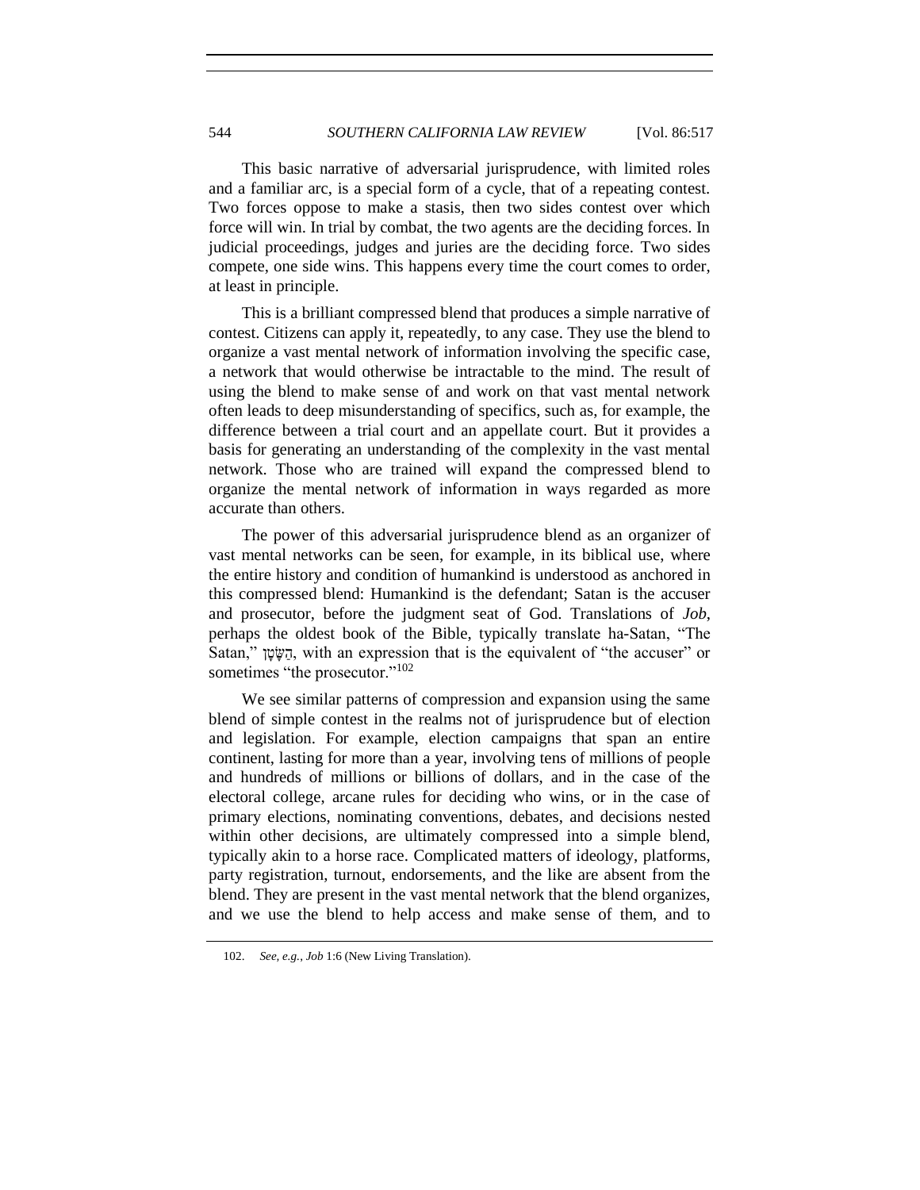This basic narrative of adversarial jurisprudence, with limited roles and a familiar arc, is a special form of a cycle, that of a repeating contest. Two forces oppose to make a stasis, then two sides contest over which force will win. In trial by combat, the two agents are the deciding forces. In judicial proceedings, judges and juries are the deciding force. Two sides compete, one side wins. This happens every time the court comes to order, at least in principle.

This is a brilliant compressed blend that produces a simple narrative of contest. Citizens can apply it, repeatedly, to any case. They use the blend to organize a vast mental network of information involving the specific case, a network that would otherwise be intractable to the mind. The result of using the blend to make sense of and work on that vast mental network often leads to deep misunderstanding of specifics, such as, for example, the difference between a trial court and an appellate court. But it provides a basis for generating an understanding of the complexity in the vast mental network. Those who are trained will expand the compressed blend to organize the mental network of information in ways regarded as more accurate than others.

The power of this adversarial jurisprudence blend as an organizer of vast mental networks can be seen, for example, in its biblical use, where the entire history and condition of humankind is understood as anchored in this compressed blend: Humankind is the defendant; Satan is the accuser and prosecutor, before the judgment seat of God. Translations of *Job*, perhaps the oldest book of the Bible, typically translate ha-Satan, "The Satan," הַשָּׂטָן, with an expression that is the equivalent of "the accuser" or sometimes "the prosecutor."[102]

We see similar patterns of compression and expansion using the same blend of simple contest in the realms not of jurisprudence but of election and legislation. For example, election campaigns that span an entire continent, lasting for more than a year, involving tens of millions of people and hundreds of millions or billions of dollars, and in the case of the electoral college, arcane rules for deciding who wins, or in the case of primary elections, nominating conventions, debates, and decisions nested within other decisions, are ultimately compressed into a simple blend, typically akin to a horse race. Complicated matters of ideology, platforms, party registration, turnout, endorsements, and the like are absent from the blend. They are present in the vast mental network that the blend organizes, and we use the blend to help access and make sense of them, and to

102. *See, e.g.*, *Job* 1:6 (New Living Translation).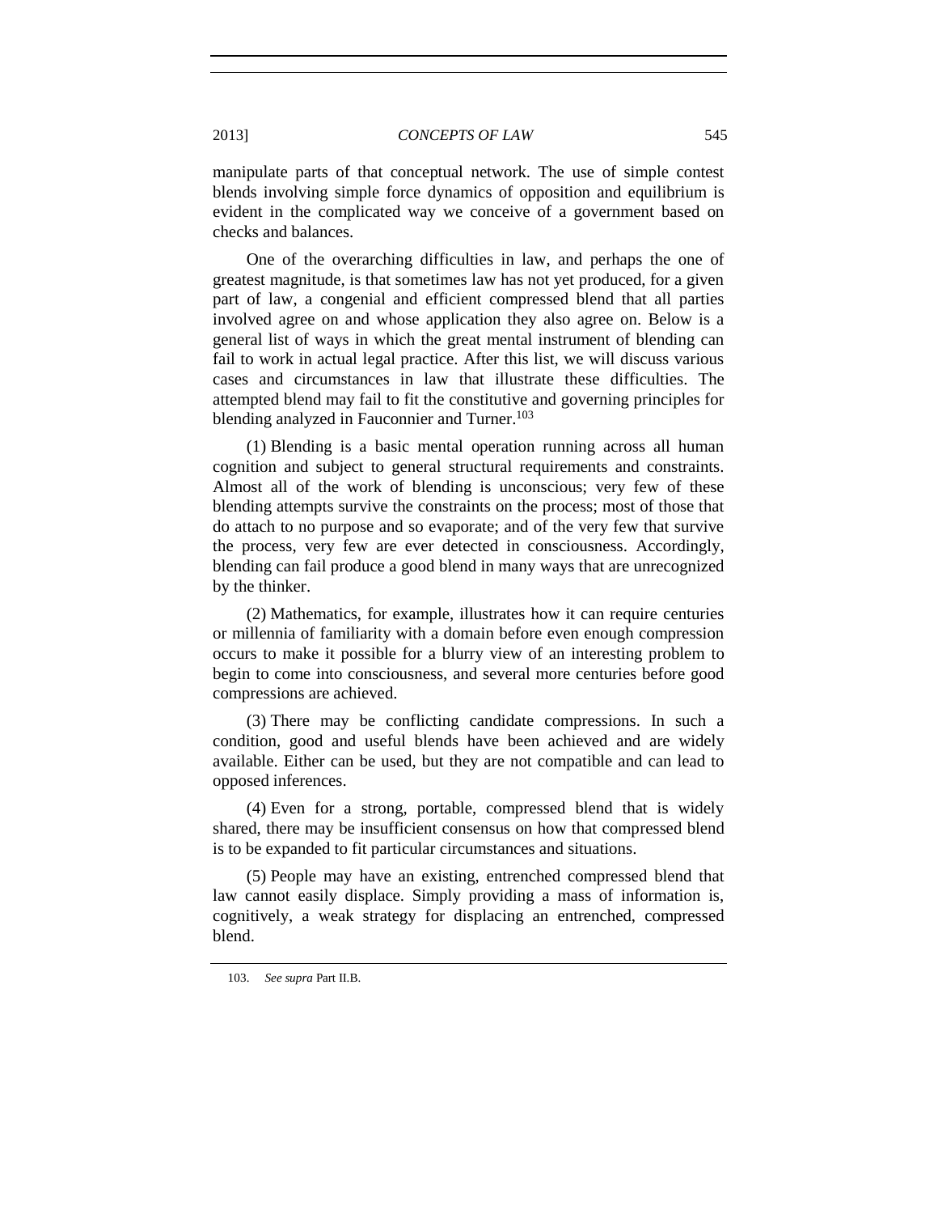manipulate parts of that conceptual network. The use of simple contest blends involving simple force dynamics of opposition and equilibrium is evident in the complicated way we conceive of a government based on checks and balances.

One of the overarching difficulties in law, and perhaps the one of greatest magnitude, is that sometimes law has not yet produced, for a given part of law, a congenial and efficient compressed blend that all parties involved agree on and whose application they also agree on. Below is a general list of ways in which the great mental instrument of blending can fail to work in actual legal practice. After this list, we will discuss various cases and circumstances in law that illustrate these difficulties. The attempted blend may fail to fit the constitutive and governing principles for blending analyzed in Fauconnier and Turner.[103]

(1) Blending is a basic mental operation running across all human cognition and subject to general structural requirements and constraints. Almost all of the work of blending is unconscious; very few of these blending attempts survive the constraints on the process; most of those that do attach to no purpose and so evaporate; and of the very few that survive the process, very few are ever detected in consciousness. Accordingly, blending can fail produce a good blend in many ways that are unrecognized by the thinker.

(2) Mathematics, for example, illustrates how it can require centuries or millennia of familiarity with a domain before even enough compression occurs to make it possible for a blurry view of an interesting problem to begin to come into consciousness, and several more centuries before good compressions are achieved.

(3) There may be conflicting candidate compressions. In such a condition, good and useful blends have been achieved and are widely available. Either can be used, but they are not compatible and can lead to opposed inferences.

(4) Even for a strong, portable, compressed blend that is widely shared, there may be insufficient consensus on how that compressed blend is to be expanded to fit particular circumstances and situations.

(5) People may have an existing, entrenched compressed blend that law cannot easily displace. Simply providing a mass of information is, cognitively, a weak strategy for displacing an entrenched, compressed blend.

103. *See supra* Part II.B.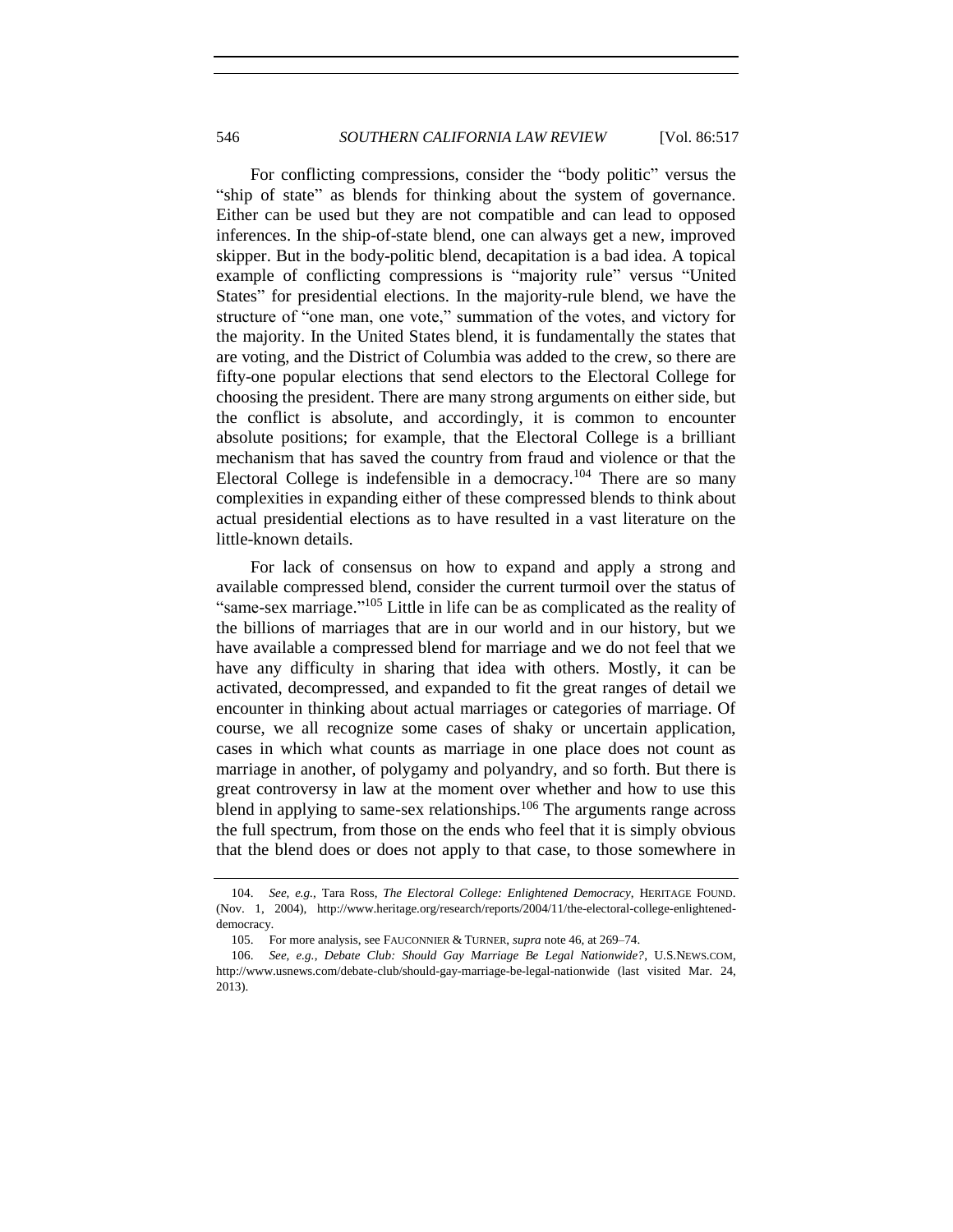For conflicting compressions, consider the "body politic" versus the "ship of state" as blends for thinking about the system of governance. Either can be used but they are not compatible and can lead to opposed inferences. In the ship-of-state blend, one can always get a new, improved skipper. But in the body-politic blend, decapitation is a bad idea. A topical example of conflicting compressions is "majority rule" versus "United States" for presidential elections. In the majority-rule blend, we have the structure of "one man, one vote," summation of the votes, and victory for the majority. In the United States blend, it is fundamentally the states that are voting, and the District of Columbia was added to the crew, so there are fifty-one popular elections that send electors to the Electoral College for choosing the president. There are many strong arguments on either side, but the conflict is absolute, and accordingly, it is common to encounter absolute positions; for example, that the Electoral College is a brilliant mechanism that has saved the country from fraud and violence or that the Electoral College is indefensible in a democracy.[104] There are so many complexities in expanding either of these compressed blends to think about actual presidential elections as to have resulted in a vast literature on the little-known details.

For lack of consensus on how to expand and apply a strong and available compressed blend, consider the current turmoil over the status of "same-sex marriage."[105] Little in life can be as complicated as the reality of the billions of marriages that are in our world and in our history, but we have available a compressed blend for marriage and we do not feel that we have any difficulty in sharing that idea with others. Mostly, it can be activated, decompressed, and expanded to fit the great ranges of detail we encounter in thinking about actual marriages or categories of marriage. Of course, we all recognize some cases of shaky or uncertain application, cases in which what counts as marriage in one place does not count as marriage in another, of polygamy and polyandry, and so forth. But there is great controversy in law at the moment over whether and how to use this blend in applying to same-sex relationships.[106] The arguments range across the full spectrum, from those on the ends who feel that it is simply obvious that the blend does or does not apply to that case, to those somewhere in

---

104. *See, e.g.*, Tara Ross, *The Electoral College: Enlightened Democracy*, HERITAGE FOUND. (Nov. 1, 2004), http://www.heritage.org/research/reports/2004/11/the-electoral-college-enlightened-democracy.

105. For more analysis, see FAUCONNIER & TURNER, *supra* note 46, at 269–74.

106. *See, e.g.*, *Debate Club: Should Gay Marriage Be Legal Nationwide?*, U.S.NEWS.COM, http://www.usnews.com/debate-club/should-gay-marriage-be-legal-nationwide (last visited Mar. 24, 2013).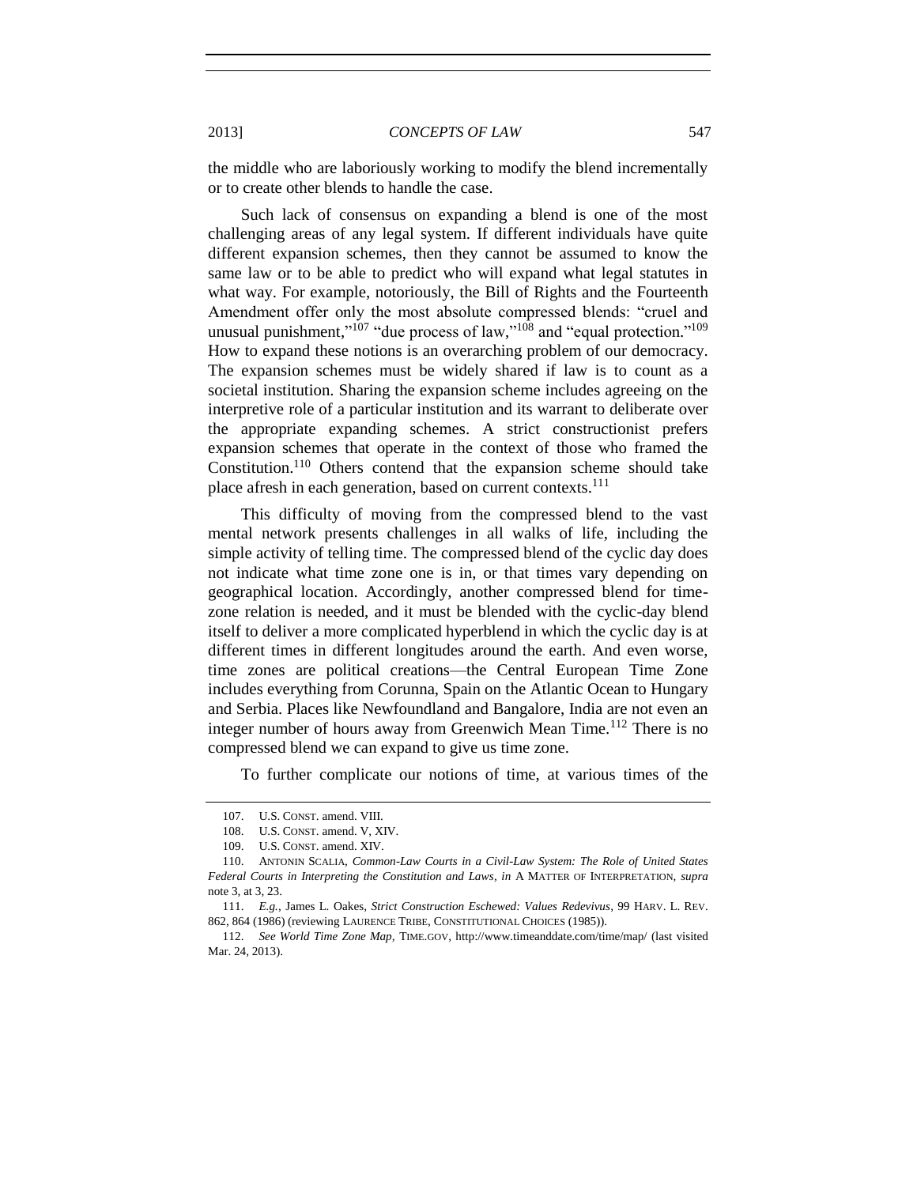the middle who are laboriously working to modify the blend incrementally or to create other blends to handle the case.

Such lack of consensus on expanding a blend is one of the most challenging areas of any legal system. If different individuals have quite different expansion schemes, then they cannot be assumed to know the same law or to be able to predict who will expand what legal statutes in what way. For example, notoriously, the Bill of Rights and the Fourteenth Amendment offer only the most absolute compressed blends: "cruel and unusual punishment,"[107] "due process of law,"[108] and "equal protection."[109] How to expand these notions is an overarching problem of our democracy. The expansion schemes must be widely shared if law is to count as a societal institution. Sharing the expansion scheme includes agreeing on the interpretive role of a particular institution and its warrant to deliberate over the appropriate expanding schemes. A strict constructionist prefers expansion schemes that operate in the context of those who framed the Constitution.[110] Others contend that the expansion scheme should take place afresh in each generation, based on current contexts.[111]

This difficulty of moving from the compressed blend to the vast mental network presents challenges in all walks of life, including the simple activity of telling time. The compressed blend of the cyclic day does not indicate what time zone one is in, or that times vary depending on geographical location. Accordingly, another compressed blend for time-zone relation is needed, and it must be blended with the cyclic-day blend itself to deliver a more complicated hyperblend in which the cyclic day is at different times in different longitudes around the earth. And even worse, time zones are political creations—the Central European Time Zone includes everything from Corunna, Spain on the Atlantic Ocean to Hungary and Serbia. Places like Newfoundland and Bangalore, India are not even an integer number of hours away from Greenwich Mean Time.[112] There is no compressed blend we can expand to give us time zone.

To further complicate our notions of time, at various times of the

---

107. U.S. CONST. amend. VIII.

108. U.S. CONST. amend. V, XIV.

109. U.S. CONST. amend. XIV.

110. ANTONIN SCALIA, *Common-Law Courts in a Civil-Law System: The Role of United States Federal Courts in Interpreting the Constitution and Laws*, *in* A MATTER OF INTERPRETATION, *supra* note 3, at 3, 23.

111. *E.g.*, James L. Oakes, *Strict Construction Eschewed: Values Redevivus*, 99 HARV. L. REV. 862, 864 (1986) (reviewing LAURENCE TRIBE, CONSTITUTIONAL CHOICES (1985)).

112. *See World Time Zone Map*, TIME.GOV, http://www.timeanddate.com/time/map/ (last visited Mar. 24, 2013).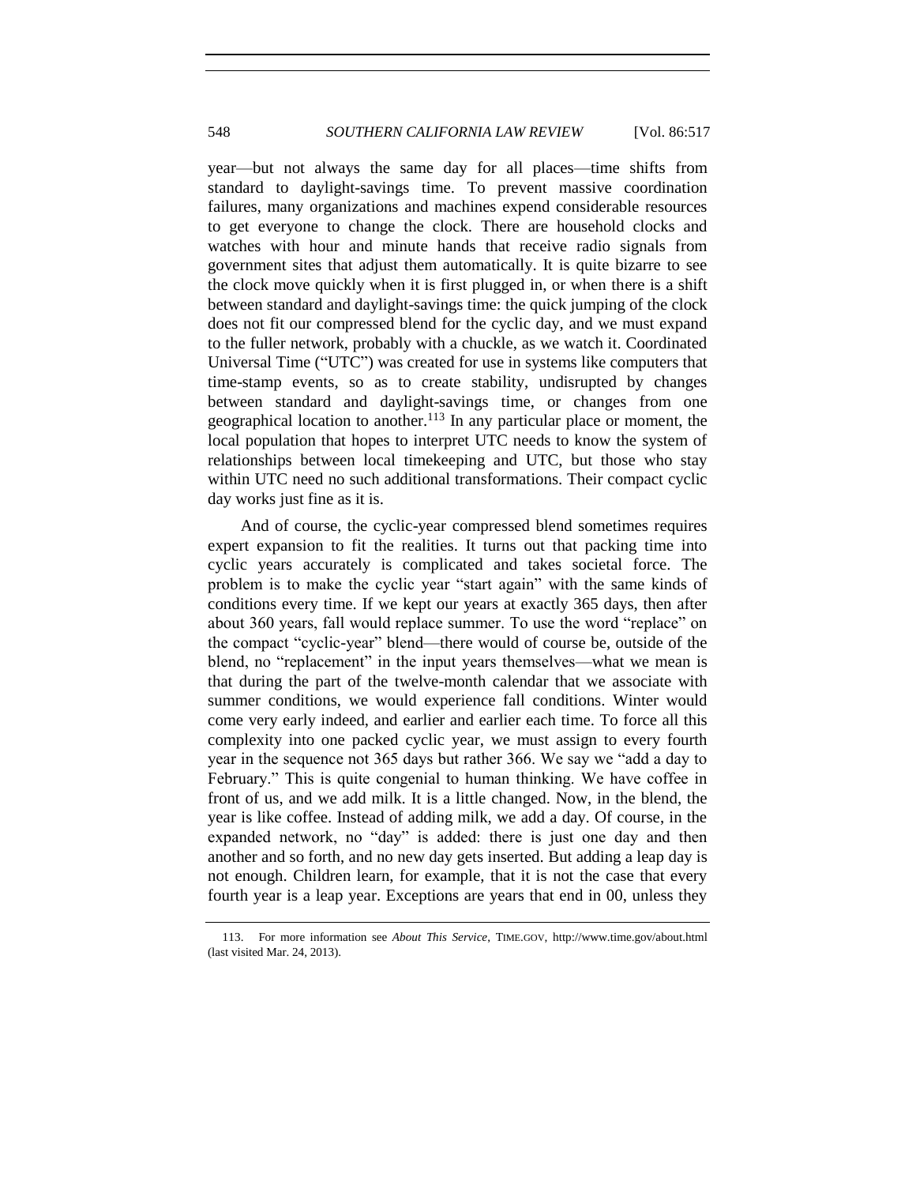year—but not always the same day for all places—time shifts from standard to daylight-savings time. To prevent massive coordination failures, many organizations and machines expend considerable resources to get everyone to change the clock. There are household clocks and watches with hour and minute hands that receive radio signals from government sites that adjust them automatically. It is quite bizarre to see the clock move quickly when it is first plugged in, or when there is a shift between standard and daylight-savings time: the quick jumping of the clock does not fit our compressed blend for the cyclic day, and we must expand to the fuller network, probably with a chuckle, as we watch it. Coordinated Universal Time ("UTC") was created for use in systems like computers that time-stamp events, so as to create stability, undisrupted by changes between standard and daylight-savings time, or changes from one geographical location to another.[113] In any particular place or moment, the local population that hopes to interpret UTC needs to know the system of relationships between local timekeeping and UTC, but those who stay within UTC need no such additional transformations. Their compact cyclic day works just fine as it is.

And of course, the cyclic-year compressed blend sometimes requires expert expansion to fit the realities. It turns out that packing time into cyclic years accurately is complicated and takes societal force. The problem is to make the cyclic year "start again" with the same kinds of conditions every time. If we kept our years at exactly 365 days, then after about 360 years, fall would replace summer. To use the word "replace" on the compact "cyclic-year" blend—there would of course be, outside of the blend, no "replacement" in the input years themselves—what we mean is that during the part of the twelve-month calendar that we associate with summer conditions, we would experience fall conditions. Winter would come very early indeed, and earlier and earlier each time. To force all this complexity into one packed cyclic year, we must assign to every fourth year in the sequence not 365 days but rather 366. We say we "add a day to February." This is quite congenial to human thinking. We have coffee in front of us, and we add milk. It is a little changed. Now, in the blend, the year is like coffee. Instead of adding milk, we add a day. Of course, in the expanded network, no "day" is added: there is just one day and then another and so forth, and no new day gets inserted. But adding a leap day is not enough. Children learn, for example, that it is not the case that every fourth year is a leap year. Exceptions are years that end in 00, unless they

113. For more information see *About This Service*, TIME.GOV, http://www.time.gov/about.html (last visited Mar. 24, 2013).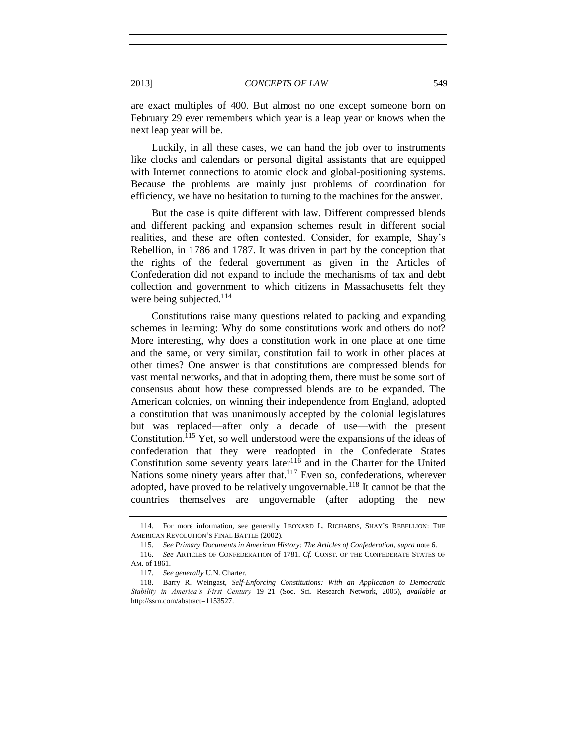are exact multiples of 400. But almost no one except someone born on February 29 ever remembers which year is a leap year or knows when the next leap year will be.

Luckily, in all these cases, we can hand the job over to instruments like clocks and calendars or personal digital assistants that are equipped with Internet connections to atomic clock and global-positioning systems. Because the problems are mainly just problems of coordination for efficiency, we have no hesitation to turning to the machines for the answer.

But the case is quite different with law. Different compressed blends and different packing and expansion schemes result in different social realities, and these are often contested. Consider, for example, Shay's Rebellion, in 1786 and 1787. It was driven in part by the conception that the rights of the federal government as given in the Articles of Confederation did not expand to include the mechanisms of tax and debt collection and government to which citizens in Massachusetts felt they were being subjected.[114]

Constitutions raise many questions related to packing and expanding schemes in learning: Why do some constitutions work and others do not? More interesting, why does a constitution work in one place at one time and the same, or very similar, constitution fail to work in other places at other times? One answer is that constitutions are compressed blends for vast mental networks, and that in adopting them, there must be some sort of consensus about how these compressed blends are to be expanded. The American colonies, on winning their independence from England, adopted a constitution that was unanimously accepted by the colonial legislatures but was replaced—after only a decade of use—with the present Constitution.[115] Yet, so well understood were the expansions of the ideas of confederation that they were readopted in the Confederate States Constitution some seventy years later[116] and in the Charter for the United Nations some ninety years after that.[117] Even so, confederations, wherever adopted, have proved to be relatively ungovernable.[118] It cannot be that the countries themselves are ungovernable (after adopting the new

---

114. For more information, see generally LEONARD L. RICHARDS, SHAY'S REBELLION: THE AMERICAN REVOLUTION'S FINAL BATTLE (2002).

115. *See Primary Documents in American History: The Articles of Confederation*, *supra* note 6.

116. *See* ARTICLES OF CONFEDERATION of 1781. *Cf.* CONST. OF THE CONFEDERATE STATES OF AM. of 1861.

117. *See generally* U.N. Charter.

118. Barry R. Weingast, *Self-Enforcing Constitutions: With an Application to Democratic Stability in America's First Century* 19–21 (Soc. Sci. Research Network, 2005), *available at* http://ssrn.com/abstract=1153527.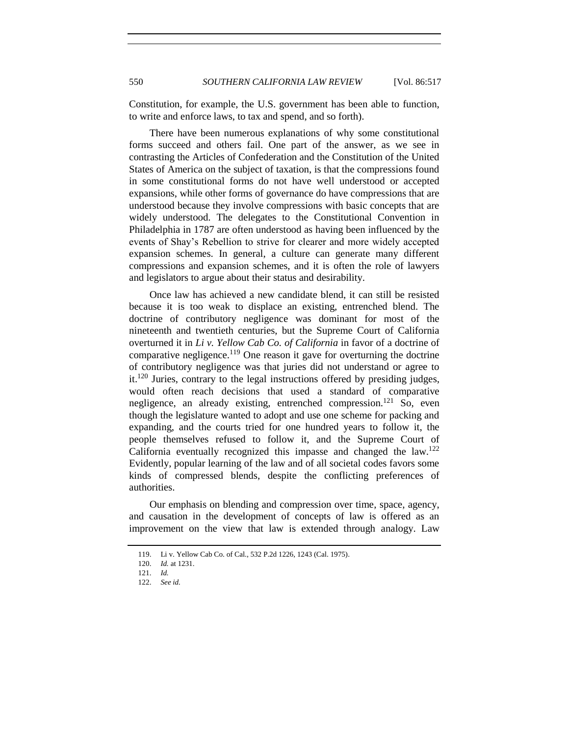Constitution, for example, the U.S. government has been able to function, to write and enforce laws, to tax and spend, and so forth).

There have been numerous explanations of why some constitutional forms succeed and others fail. One part of the answer, as we see in contrasting the Articles of Confederation and the Constitution of the United States of America on the subject of taxation, is that the compressions found in some constitutional forms do not have well understood or accepted expansions, while other forms of governance do have compressions that are understood because they involve compressions with basic concepts that are widely understood. The delegates to the Constitutional Convention in Philadelphia in 1787 are often understood as having been influenced by the events of Shay's Rebellion to strive for clearer and more widely accepted expansion schemes. In general, a culture can generate many different compressions and expansion schemes, and it is often the role of lawyers and legislators to argue about their status and desirability.

Once law has achieved a new candidate blend, it can still be resisted because it is too weak to displace an existing, entrenched blend. The doctrine of contributory negligence was dominant for most of the nineteenth and twentieth centuries, but the Supreme Court of California overturned it in *Li v. Yellow Cab Co. of California* in favor of a doctrine of comparative negligence.[119] One reason it gave for overturning the doctrine of contributory negligence was that juries did not understand or agree to it.[120] Juries, contrary to the legal instructions offered by presiding judges, would often reach decisions that used a standard of comparative negligence, an already existing, entrenched compression.[121] So, even though the legislature wanted to adopt and use one scheme for packing and expanding, and the courts tried for one hundred years to follow it, the people themselves refused to follow it, and the Supreme Court of California eventually recognized this impasse and changed the law.[122] Evidently, popular learning of the law and of all societal codes favors some kinds of compressed blends, despite the conflicting preferences of authorities.

Our emphasis on blending and compression over time, space, agency, and causation in the development of concepts of law is offered as an improvement on the view that law is extended through analogy. Law

---

119. Li v. Yellow Cab Co. of Cal., 532 P.2d 1226, 1243 (Cal. 1975).

120. *Id.* at 1231.

121. *Id.*

122. *See id.*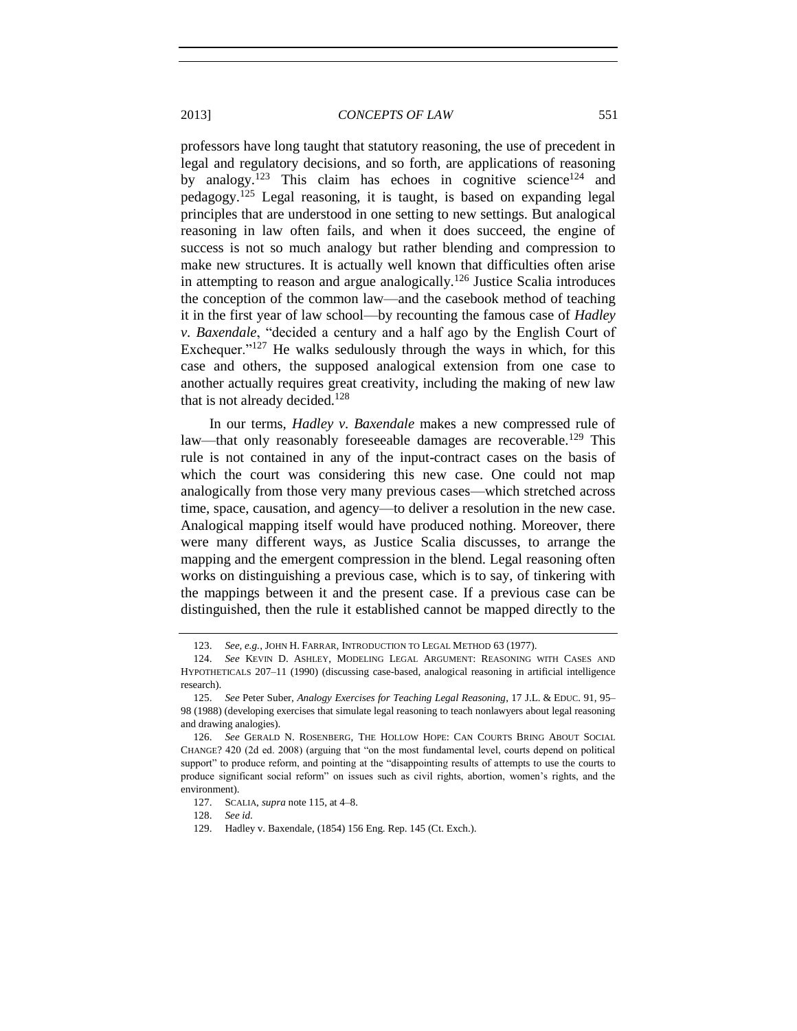professors have long taught that statutory reasoning, the use of precedent in legal and regulatory decisions, and so forth, are applications of reasoning by analogy.[123] This claim has echoes in cognitive science[124] and pedagogy.[125] Legal reasoning, it is taught, is based on expanding legal principles that are understood in one setting to new settings. But analogical reasoning in law often fails, and when it does succeed, the engine of success is not so much analogy but rather blending and compression to make new structures. It is actually well known that difficulties often arise in attempting to reason and argue analogically.[126] Justice Scalia introduces the conception of the common law—and the casebook method of teaching it in the first year of law school—by recounting the famous case of *Hadley v. Baxendale*, "decided a century and a half ago by the English Court of Exchequer."[127] He walks sedulously through the ways in which, for this case and others, the supposed analogical extension from one case to another actually requires great creativity, including the making of new law that is not already decided.[128]

In our terms, *Hadley v. Baxendale* makes a new compressed rule of law—that only reasonably foreseeable damages are recoverable.[129] This rule is not contained in any of the input-contract cases on the basis of which the court was considering this new case. One could not map analogically from those very many previous cases—which stretched across time, space, causation, and agency—to deliver a resolution in the new case. Analogical mapping itself would have produced nothing. Moreover, there were many different ways, as Justice Scalia discusses, to arrange the mapping and the emergent compression in the blend. Legal reasoning often works on distinguishing a previous case, which is to say, of tinkering with the mappings between it and the present case. If a previous case can be distinguished, then the rule it established cannot be mapped directly to the

---

123. *See, e.g.*, JOHN H. FARRAR, INTRODUCTION TO LEGAL METHOD 63 (1977).

124. *See* KEVIN D. ASHLEY, MODELING LEGAL ARGUMENT: REASONING WITH CASES AND HYPOTHETICALS 207–11 (1990) (discussing case-based, analogical reasoning in artificial intelligence research).

125. *See* Peter Suber, *Analogy Exercises for Teaching Legal Reasoning*, 17 J.L. & EDUC. 91, 95–98 (1988) (developing exercises that simulate legal reasoning to teach nonlawyers about legal reasoning and drawing analogies).

126. *See* GERALD N. ROSENBERG, THE HOLLOW HOPE: CAN COURTS BRING ABOUT SOCIAL CHANGE? 420 (2d ed. 2008) (arguing that "on the most fundamental level, courts depend on political support" to produce reform, and pointing at the "disappointing results of attempts to use the courts to produce significant social reform" on issues such as civil rights, abortion, women's rights, and the environment).

127. SCALIA, *supra* note 115, at 4–8.

128. *See id.*

129. Hadley v. Baxendale, (1854) 156 Eng. Rep. 145 (Ct. Exch.).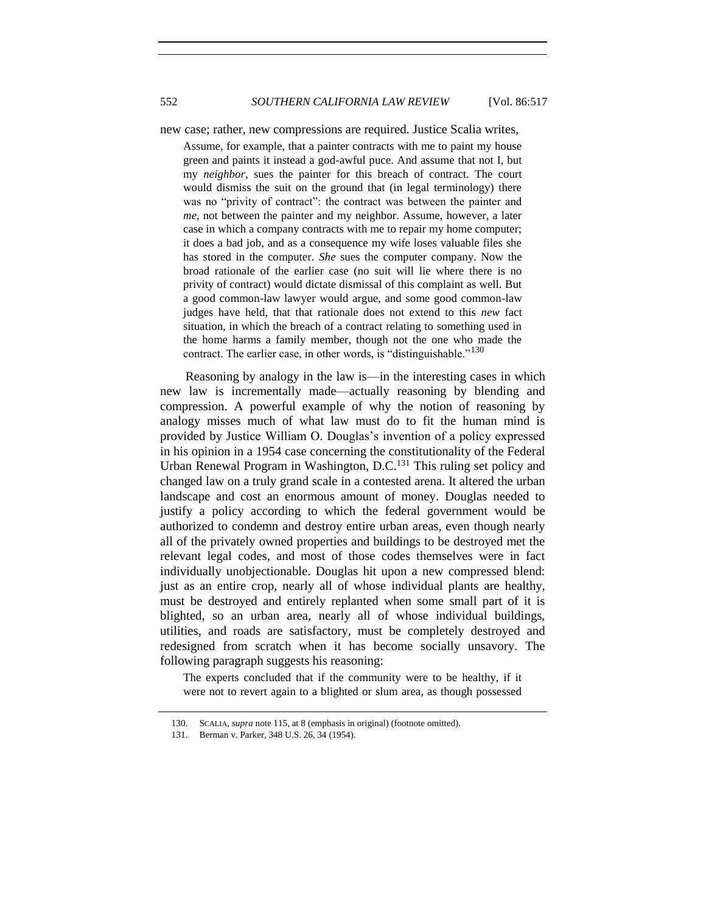new case; rather, new compressions are required. Justice Scalia writes,

> Assume, for example, that a painter contracts with me to paint my house green and paints it instead a god-awful puce. And assume that not I, but my *neighbor*, sues the painter for this breach of contract. The court would dismiss the suit on the ground that (in legal terminology) there was no "privity of contract": the contract was between the painter and *me*, not between the painter and my neighbor. Assume, however, a later case in which a company contracts with me to repair my home computer; it does a bad job, and as a consequence my wife loses valuable files she has stored in the computer. *She* sues the computer company. Now the broad rationale of the earlier case (no suit will lie where there is no privity of contract) would dictate dismissal of this complaint as well. But a good common-law lawyer would argue, and some good common-law judges have held, that that rationale does not extend to this *new* fact situation, in which the breach of a contract relating to something used in the home harms a family member, though not the one who made the contract. The earlier case, in other words, is "distinguishable."[130]

Reasoning by analogy in the law is—in the interesting cases in which new law is incrementally made—actually reasoning by blending and compression. A powerful example of why the notion of reasoning by analogy misses much of what law must do to fit the human mind is provided by Justice William O. Douglas's invention of a policy expressed in his opinion in a 1954 case concerning the constitutionality of the Federal Urban Renewal Program in Washington, D.C.[131] This ruling set policy and changed law on a truly grand scale in a contested arena. It altered the urban landscape and cost an enormous amount of money. Douglas needed to justify a policy according to which the federal government would be authorized to condemn and destroy entire urban areas, even though nearly all of the privately owned properties and buildings to be destroyed met the relevant legal codes, and most of those codes themselves were in fact individually unobjectionable. Douglas hit upon a new compressed blend: just as an entire crop, nearly all of whose individual plants are healthy, must be destroyed and entirely replanted when some small part of it is blighted, so an urban area, nearly all of whose individual buildings, utilities, and roads are satisfactory, must be completely destroyed and redesigned from scratch when it has become socially unsavory. The following paragraph suggests his reasoning:

> The experts concluded that if the community were to be healthy, if it were not to revert again to a blighted or slum area, as though possessed

---

130. SCALIA, *supra* note 115, at 8 (emphasis in original) (footnote omitted).

131. Berman v. Parker, 348 U.S. 26, 34 (1954).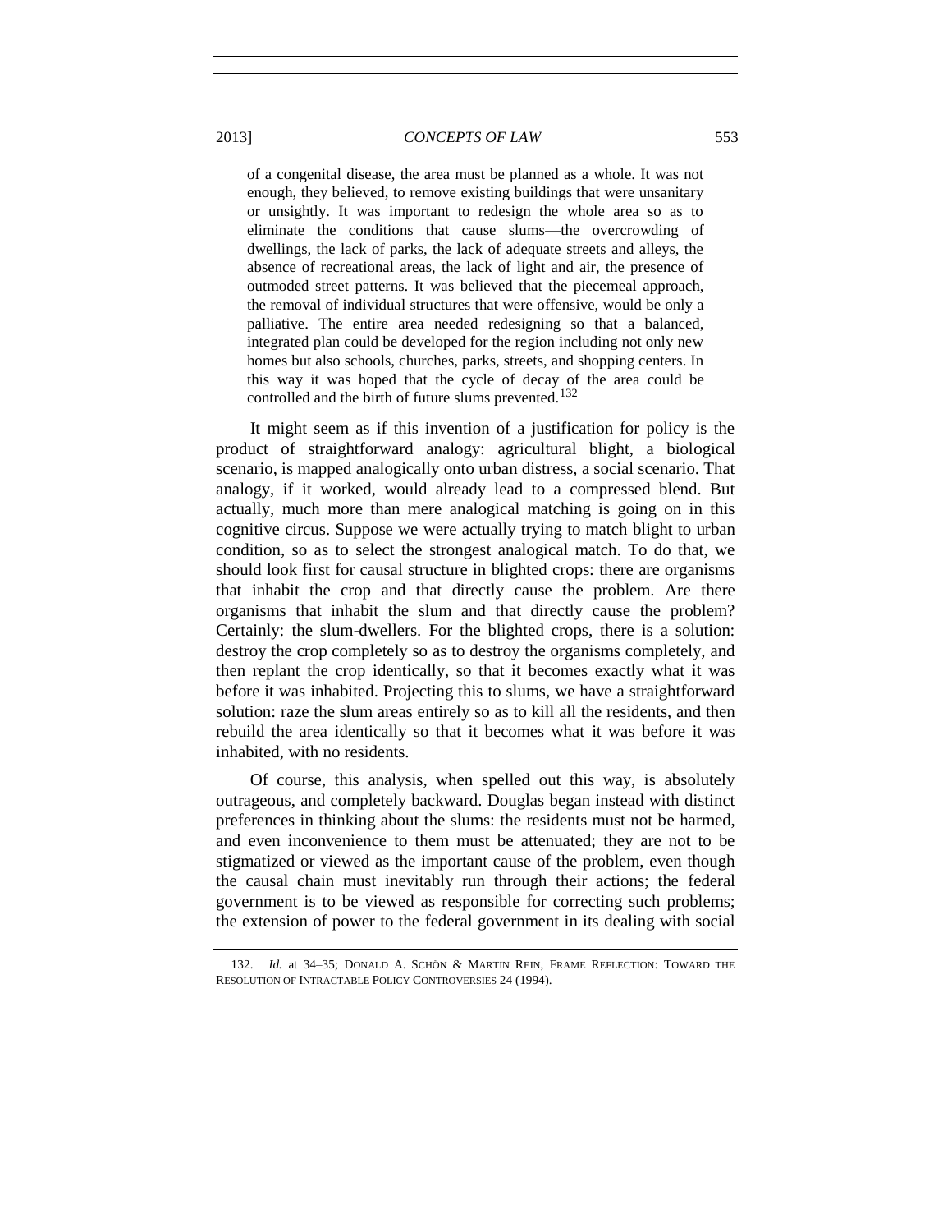> of a congenital disease, the area must be planned as a whole. It was not enough, they believed, to remove existing buildings that were unsanitary or unsightly. It was important to redesign the whole area so as to eliminate the conditions that cause slums—the overcrowding of dwellings, the lack of parks, the lack of adequate streets and alleys, the absence of recreational areas, the lack of light and air, the presence of outmoded street patterns. It was believed that the piecemeal approach, the removal of individual structures that were offensive, would be only a palliative. The entire area needed redesigning so that a balanced, integrated plan could be developed for the region including not only new homes but also schools, churches, parks, streets, and shopping centers. In this way it was hoped that the cycle of decay of the area could be controlled and the birth of future slums prevented.[132]

It might seem as if this invention of a justification for policy is the product of straightforward analogy: agricultural blight, a biological scenario, is mapped analogically onto urban distress, a social scenario. That analogy, if it worked, would already lead to a compressed blend. But actually, much more than mere analogical matching is going on in this cognitive circus. Suppose we were actually trying to match blight to urban condition, so as to select the strongest analogical match. To do that, we should look first for causal structure in blighted crops: there are organisms that inhabit the crop and that directly cause the problem. Are there organisms that inhabit the slum and that directly cause the problem? Certainly: the slum-dwellers. For the blighted crops, there is a solution: destroy the crop completely so as to destroy the organisms completely, and then replant the crop identically, so that it becomes exactly what it was before it was inhabited. Projecting this to slums, we have a straightforward solution: raze the slum areas entirely so as to kill all the residents, and then rebuild the area identically so that it becomes what it was before it was inhabited, with no residents.

Of course, this analysis, when spelled out this way, is absolutely outrageous, and completely backward. Douglas began instead with distinct preferences in thinking about the slums: the residents must not be harmed, and even inconvenience to them must be attenuated; they are not to be stigmatized or viewed as the important cause of the problem, even though the causal chain must inevitably run through their actions; the federal government is to be viewed as responsible for correcting such problems; the extension of power to the federal government in its dealing with social

---

132. *Id.* at 34–35; DONALD A. SCHÖN & MARTIN REIN, FRAME REFLECTION: TOWARD THE RESOLUTION OF INTRACTABLE POLICY CONTROVERSIES 24 (1994).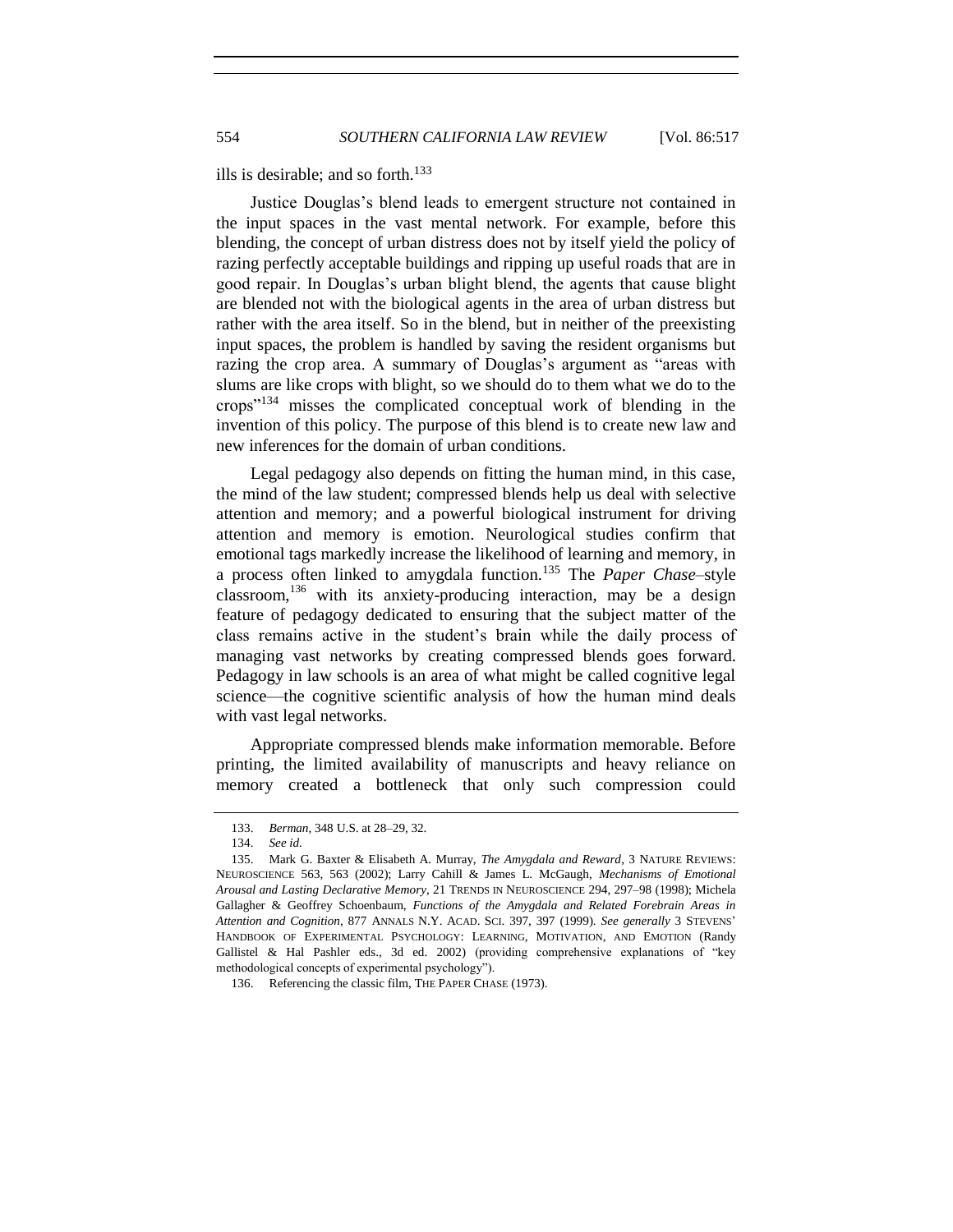ills is desirable; and so forth.[133]

Justice Douglas's blend leads to emergent structure not contained in the input spaces in the vast mental network. For example, before this blending, the concept of urban distress does not by itself yield the policy of razing perfectly acceptable buildings and ripping up useful roads that are in good repair. In Douglas's urban blight blend, the agents that cause blight are blended not with the biological agents in the area of urban distress but rather with the area itself. So in the blend, but in neither of the preexisting input spaces, the problem is handled by saving the resident organisms but razing the crop area. A summary of Douglas's argument as "areas with slums are like crops with blight, so we should do to them what we do to the crops"[134] misses the complicated conceptual work of blending in the invention of this policy. The purpose of this blend is to create new law and new inferences for the domain of urban conditions.

Legal pedagogy also depends on fitting the human mind, in this case, the mind of the law student; compressed blends help us deal with selective attention and memory; and a powerful biological instrument for driving attention and memory is emotion. Neurological studies confirm that emotional tags markedly increase the likelihood of learning and memory, in a process often linked to amygdala function.[135] The *Paper Chase*–style classroom,[136] with its anxiety-producing interaction, may be a design feature of pedagogy dedicated to ensuring that the subject matter of the class remains active in the student's brain while the daily process of managing vast networks by creating compressed blends goes forward. Pedagogy in law schools is an area of what might be called cognitive legal science—the cognitive scientific analysis of how the human mind deals with vast legal networks.

Appropriate compressed blends make information memorable. Before printing, the limited availability of manuscripts and heavy reliance on memory created a bottleneck that only such compression could

---

133. *Berman*, 348 U.S. at 28–29, 32.

134. *See id.*

135. Mark G. Baxter & Elisabeth A. Murray, *The Amygdala and Reward*, 3 NATURE REVIEWS: NEUROSCIENCE 563, 563 (2002); Larry Cahill & James L. McGaugh, *Mechanisms of Emotional Arousal and Lasting Declarative Memory*, 21 TRENDS IN NEUROSCIENCE 294, 297–98 (1998); Michela Gallagher & Geoffrey Schoenbaum, *Functions of the Amygdala and Related Forebrain Areas in Attention and Cognition*, 877 ANNALS N.Y. ACAD. SCI. 397, 397 (1999). *See generally* 3 STEVENS' HANDBOOK OF EXPERIMENTAL PSYCHOLOGY: LEARNING, MOTIVATION, AND EMOTION (Randy Gallistel & Hal Pashler eds., 3d ed. 2002) (providing comprehensive explanations of "key methodological concepts of experimental psychology").

136. Referencing the classic film, THE PAPER CHASE (1973).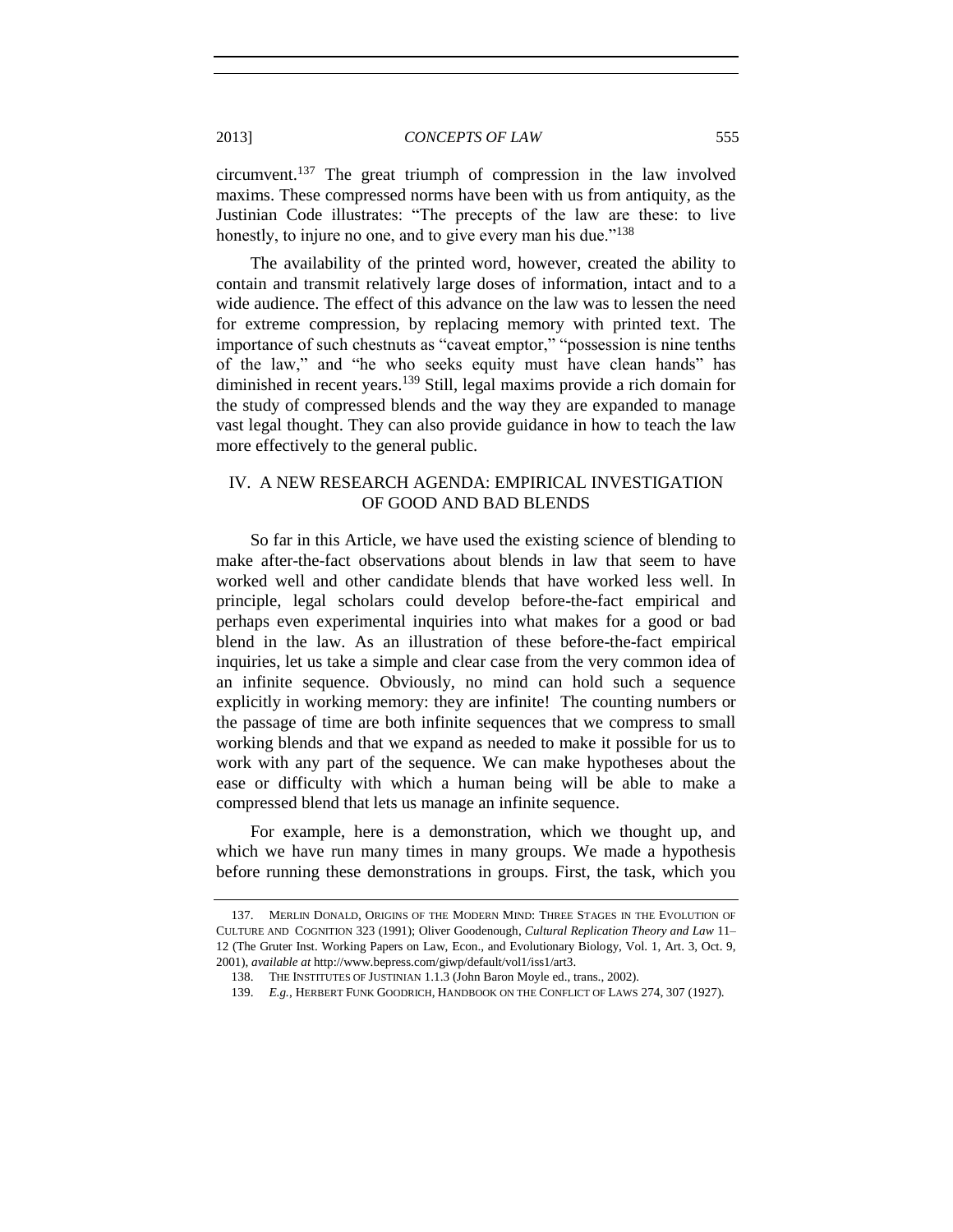circumvent.[137] The great triumph of compression in the law involved maxims. These compressed norms have been with us from antiquity, as the Justinian Code illustrates: "The precepts of the law are these: to live honestly, to injure no one, and to give every man his due."[138]

The availability of the printed word, however, created the ability to contain and transmit relatively large doses of information, intact and to a wide audience. The effect of this advance on the law was to lessen the need for extreme compression, by replacing memory with printed text. The importance of such chestnuts as "caveat emptor," "possession is nine tenths of the law," and "he who seeks equity must have clean hands" has diminished in recent years.[139] Still, legal maxims provide a rich domain for the study of compressed blends and the way they are expanded to manage vast legal thought. They can also provide guidance in how to teach the law more effectively to the general public.

## IV. A NEW RESEARCH AGENDA: EMPIRICAL INVESTIGATION OF GOOD AND BAD BLENDS

So far in this Article, we have used the existing science of blending to make after-the-fact observations about blends in law that seem to have worked well and other candidate blends that have worked less well. In principle, legal scholars could develop before-the-fact empirical and perhaps even experimental inquiries into what makes for a good or bad blend in the law. As an illustration of these before-the-fact empirical inquiries, let us take a simple and clear case from the very common idea of an infinite sequence. Obviously, no mind can hold such a sequence explicitly in working memory: they are infinite! The counting numbers or the passage of time are both infinite sequences that we compress to small working blends and that we expand as needed to make it possible for us to work with any part of the sequence. We can make hypotheses about the ease or difficulty with which a human being will be able to make a compressed blend that lets us manage an infinite sequence.

For example, here is a demonstration, which we thought up, and which we have run many times in many groups. We made a hypothesis before running these demonstrations in groups. First, the task, which you

---

137. MERLIN DONALD, ORIGINS OF THE MODERN MIND: THREE STAGES IN THE EVOLUTION OF CULTURE AND COGNITION 323 (1991); Oliver Goodenough, *Cultural Replication Theory and Law* 11–12 (The Gruter Inst. Working Papers on Law, Econ., and Evolutionary Biology, Vol. 1, Art. 3, Oct. 9, 2001), *available at* http://www.bepress.com/giwp/default/vol1/iss1/art3.

138. THE INSTITUTES OF JUSTINIAN 1.1.3 (John Baron Moyle ed., trans., 2002).

139. *E.g.*, HERBERT FUNK GOODRICH, HANDBOOK ON THE CONFLICT OF LAWS 274, 307 (1927).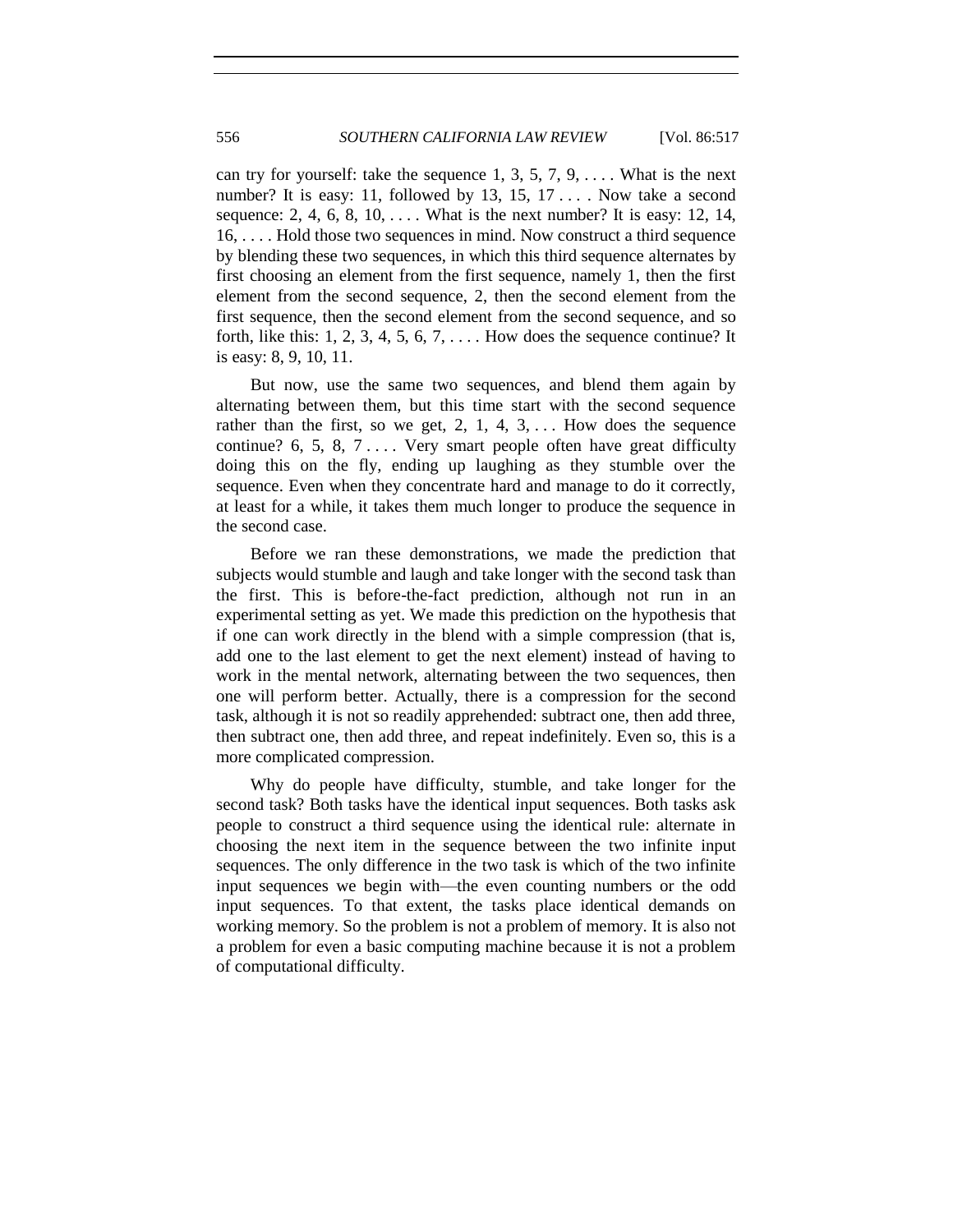can try for yourself: take the sequence 1, 3, 5, 7, 9, . . . . What is the next number? It is easy: 11, followed by 13, 15, 17 . . . . Now take a second sequence: 2, 4, 6, 8, 10, . . . . What is the next number? It is easy: 12, 14, 16, . . . . Hold those two sequences in mind. Now construct a third sequence by blending these two sequences, in which this third sequence alternates by first choosing an element from the first sequence, namely 1, then the first element from the second sequence, 2, then the second element from the first sequence, then the second element from the second sequence, and so forth, like this: 1, 2, 3, 4, 5, 6, 7, . . . . How does the sequence continue? It is easy: 8, 9, 10, 11.

But now, use the same two sequences, and blend them again by alternating between them, but this time start with the second sequence rather than the first, so we get, 2, 1, 4, 3, . . . How does the sequence continue? 6, 5, 8, 7 . . . . Very smart people often have great difficulty doing this on the fly, ending up laughing as they stumble over the sequence. Even when they concentrate hard and manage to do it correctly, at least for a while, it takes them much longer to produce the sequence in the second case.

Before we ran these demonstrations, we made the prediction that subjects would stumble and laugh and take longer with the second task than the first. This is before-the-fact prediction, although not run in an experimental setting as yet. We made this prediction on the hypothesis that if one can work directly in the blend with a simple compression (that is, add one to the last element to get the next element) instead of having to work in the mental network, alternating between the two sequences, then one will perform better. Actually, there is a compression for the second task, although it is not so readily apprehended: subtract one, then add three, then subtract one, then add three, and repeat indefinitely. Even so, this is a more complicated compression.

Why do people have difficulty, stumble, and take longer for the second task? Both tasks have the identical input sequences. Both tasks ask people to construct a third sequence using the identical rule: alternate in choosing the next item in the sequence between the two infinite input sequences. The only difference in the two task is which of the two infinite input sequences we begin with—the even counting numbers or the odd input sequences. To that extent, the tasks place identical demands on working memory. So the problem is not a problem of memory. It is also not a problem for even a basic computing machine because it is not a problem of computational difficulty.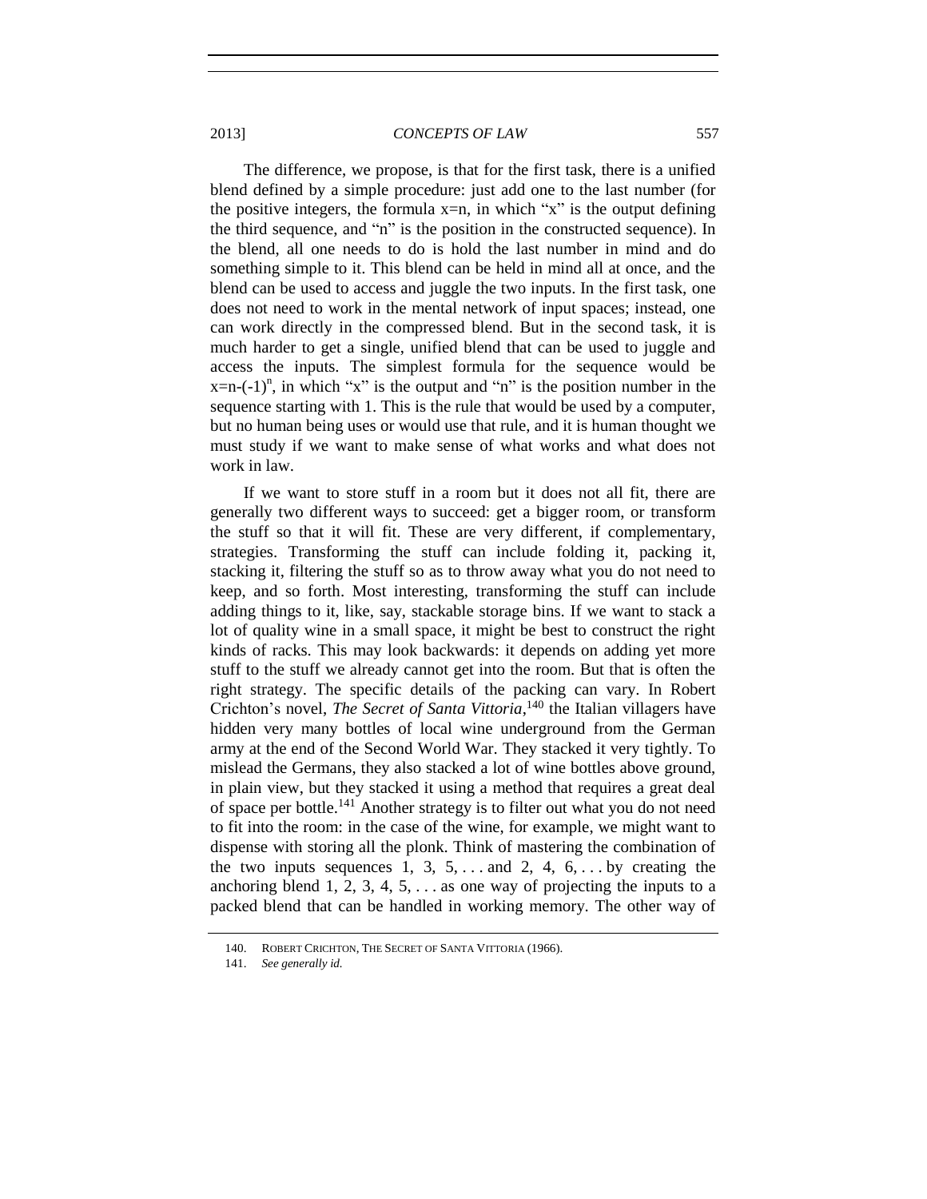The difference, we propose, is that for the first task, there is a unified blend defined by a simple procedure: just add one to the last number (for the positive integers, the formula $x=n$, in which "x" is the output defining the third sequence, and "n" is the position in the constructed sequence). In the blend, all one needs to do is hold the last number in mind and do something simple to it. This blend can be held in mind all at once, and the blend can be used to access and juggle the two inputs. In the first task, one does not need to work in the mental network of input spaces; instead, one can work directly in the compressed blend. But in the second task, it is much harder to get a single, unified blend that can be used to juggle and access the inputs. The simplest formula for the sequence would be $x=n-(-1)^n$, in which "x" is the output and "n" is the position number in the sequence starting with 1. This is the rule that would be used by a computer, but no human being uses or would use that rule, and it is human thought we must study if we want to make sense of what works and what does not work in law.

If we want to store stuff in a room but it does not all fit, there are generally two different ways to succeed: get a bigger room, or transform the stuff so that it will fit. These are very different, if complementary, strategies. Transforming the stuff can include folding it, packing it, stacking it, filtering the stuff so as to throw away what you do not need to keep, and so forth. Most interesting, transforming the stuff can include adding things to it, like, say, stackable storage bins. If we want to stack a lot of quality wine in a small space, it might be best to construct the right kinds of racks. This may look backwards: it depends on adding yet more stuff to the stuff we already cannot get into the room. But that is often the right strategy. The specific details of the packing can vary. In Robert Crichton's novel, *The Secret of Santa Vittoria*,[140] the Italian villagers have hidden very many bottles of local wine underground from the German army at the end of the Second World War. They stacked it very tightly. To mislead the Germans, they also stacked a lot of wine bottles above ground, in plain view, but they stacked it using a method that requires a great deal of space per bottle.[141] Another strategy is to filter out what you do not need to fit into the room: in the case of the wine, for example, we might want to dispense with storing all the plonk. Think of mastering the combination of the two inputs sequences 1, 3, 5, . . . and 2, 4, 6, . . . by creating the anchoring blend 1, 2, 3, 4, 5, . . . as one way of projecting the inputs to a packed blend that can be handled in working memory. The other way of

---

140. ROBERT CRICHTON, THE SECRET OF SANTA VITTORIA (1966).

141. *See generally id.*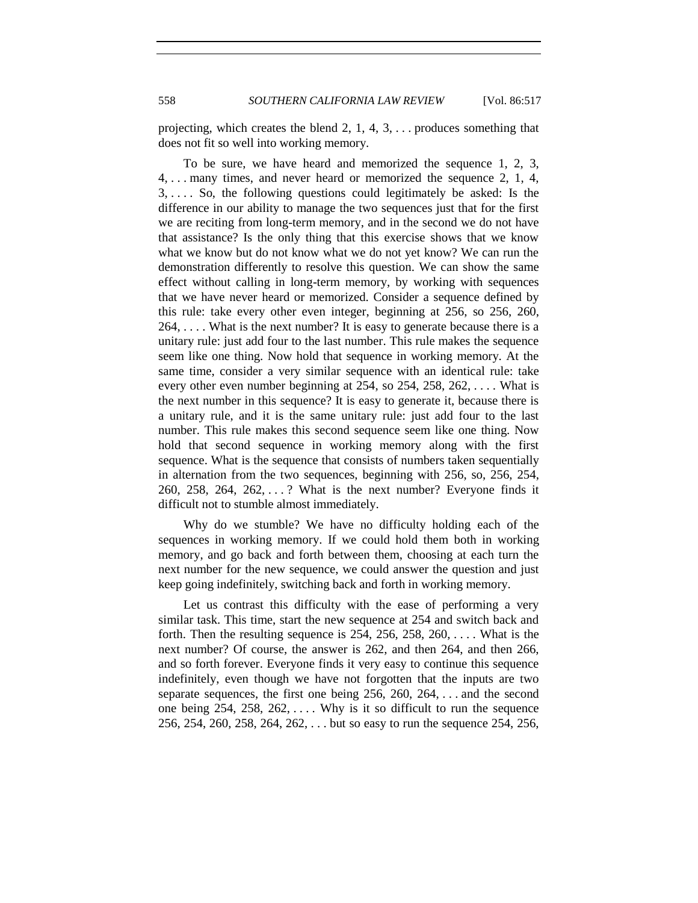projecting, which creates the blend 2, 1, 4, 3, . . . produces something that does not fit so well into working memory.

To be sure, we have heard and memorized the sequence 1, 2, 3, 4, . . . many times, and never heard or memorized the sequence 2, 1, 4, 3, . . . . So, the following questions could legitimately be asked: Is the difference in our ability to manage the two sequences just that for the first we are reciting from long-term memory, and in the second we do not have that assistance? Is the only thing that this exercise shows that we know what we know but do not know what we do not yet know? We can run the demonstration differently to resolve this question. We can show the same effect without calling in long-term memory, by working with sequences that we have never heard or memorized. Consider a sequence defined by this rule: take every other even integer, beginning at 256, so 256, 260, 264, . . . . What is the next number? It is easy to generate because there is a unitary rule: just add four to the last number. This rule makes the sequence seem like one thing. Now hold that sequence in working memory. At the same time, consider a very similar sequence with an identical rule: take every other even number beginning at 254, so 254, 258, 262, . . . . What is the next number in this sequence? It is easy to generate it, because there is a unitary rule, and it is the same unitary rule: just add four to the last number. This rule makes this second sequence seem like one thing. Now hold that second sequence in working memory along with the first sequence. What is the sequence that consists of numbers taken sequentially in alternation from the two sequences, beginning with 256, so, 256, 254, 260, 258, 264, 262, . . . ? What is the next number? Everyone finds it difficult not to stumble almost immediately.

Why do we stumble? We have no difficulty holding each of the sequences in working memory. If we could hold them both in working memory, and go back and forth between them, choosing at each turn the next number for the new sequence, we could answer the question and just keep going indefinitely, switching back and forth in working memory.

Let us contrast this difficulty with the ease of performing a very similar task. This time, start the new sequence at 254 and switch back and forth. Then the resulting sequence is 254, 256, 258, 260, . . . . What is the next number? Of course, the answer is 262, and then 264, and then 266, and so forth forever. Everyone finds it very easy to continue this sequence indefinitely, even though we have not forgotten that the inputs are two separate sequences, the first one being 256, 260, 264, . . . and the second one being 254, 258, 262, . . . . Why is it so difficult to run the sequence 256, 254, 260, 258, 264, 262, . . . but so easy to run the sequence 254, 256,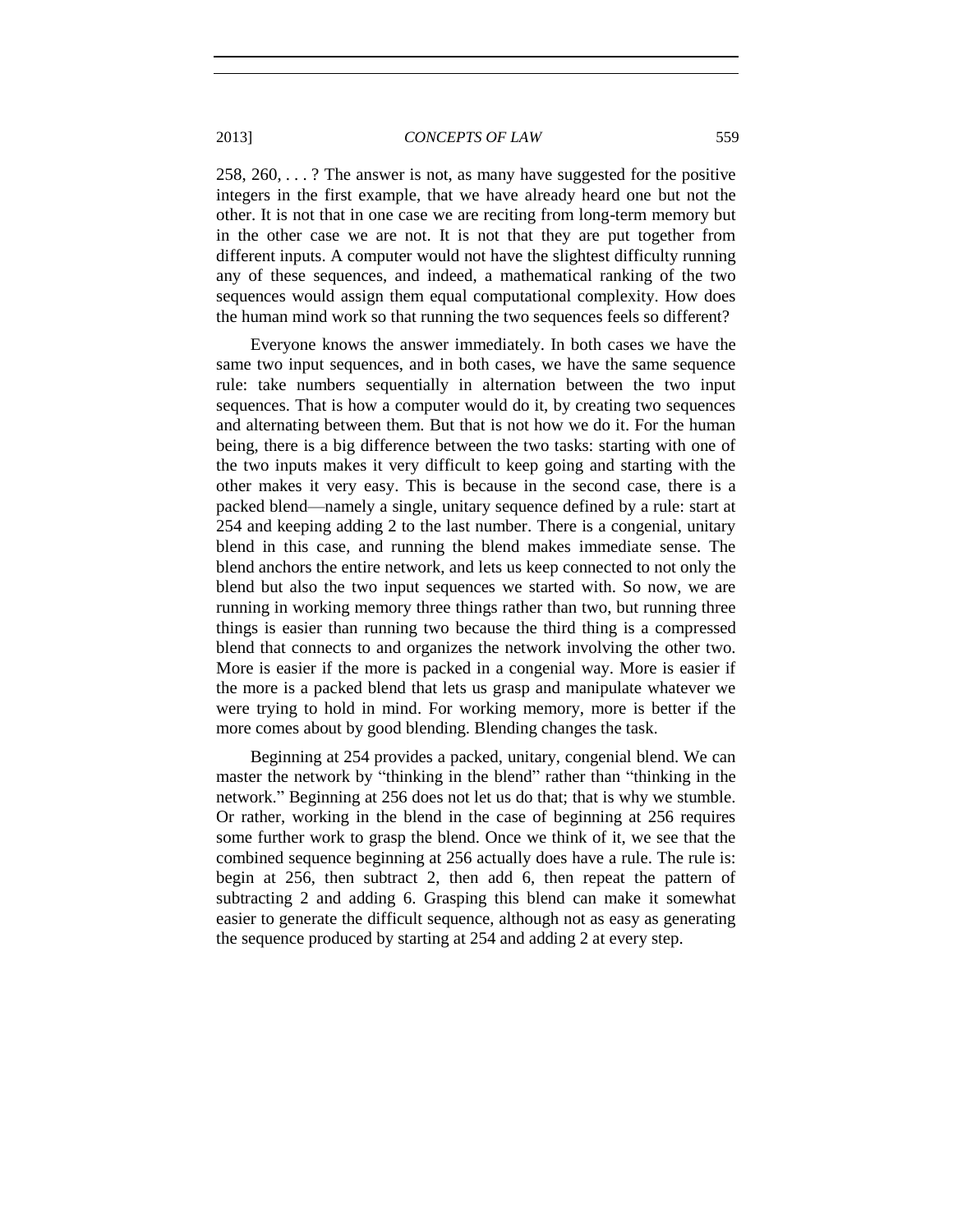258, 260, . . . ? The answer is not, as many have suggested for the positive integers in the first example, that we have already heard one but not the other. It is not that in one case we are reciting from long-term memory but in the other case we are not. It is not that they are put together from different inputs. A computer would not have the slightest difficulty running any of these sequences, and indeed, a mathematical ranking of the two sequences would assign them equal computational complexity. How does the human mind work so that running the two sequences feels so different?

Everyone knows the answer immediately. In both cases we have the same two input sequences, and in both cases, we have the same sequence rule: take numbers sequentially in alternation between the two input sequences. That is how a computer would do it, by creating two sequences and alternating between them. But that is not how we do it. For the human being, there is a big difference between the two tasks: starting with one of the two inputs makes it very difficult to keep going and starting with the other makes it very easy. This is because in the second case, there is a packed blend—namely a single, unitary sequence defined by a rule: start at 254 and keeping adding 2 to the last number. There is a congenial, unitary blend in this case, and running the blend makes immediate sense. The blend anchors the entire network, and lets us keep connected to not only the blend but also the two input sequences we started with. So now, we are running in working memory three things rather than two, but running three things is easier than running two because the third thing is a compressed blend that connects to and organizes the network involving the other two. More is easier if the more is packed in a congenial way. More is easier if the more is a packed blend that lets us grasp and manipulate whatever we were trying to hold in mind. For working memory, more is better if the more comes about by good blending. Blending changes the task.

Beginning at 254 provides a packed, unitary, congenial blend. We can master the network by "thinking in the blend" rather than "thinking in the network." Beginning at 256 does not let us do that; that is why we stumble. Or rather, working in the blend in the case of beginning at 256 requires some further work to grasp the blend. Once we think of it, we see that the combined sequence beginning at 256 actually does have a rule. The rule is: begin at 256, then subtract 2, then add 6, then repeat the pattern of subtracting 2 and adding 6. Grasping this blend can make it somewhat easier to generate the difficult sequence, although not as easy as generating the sequence produced by starting at 254 and adding 2 at every step.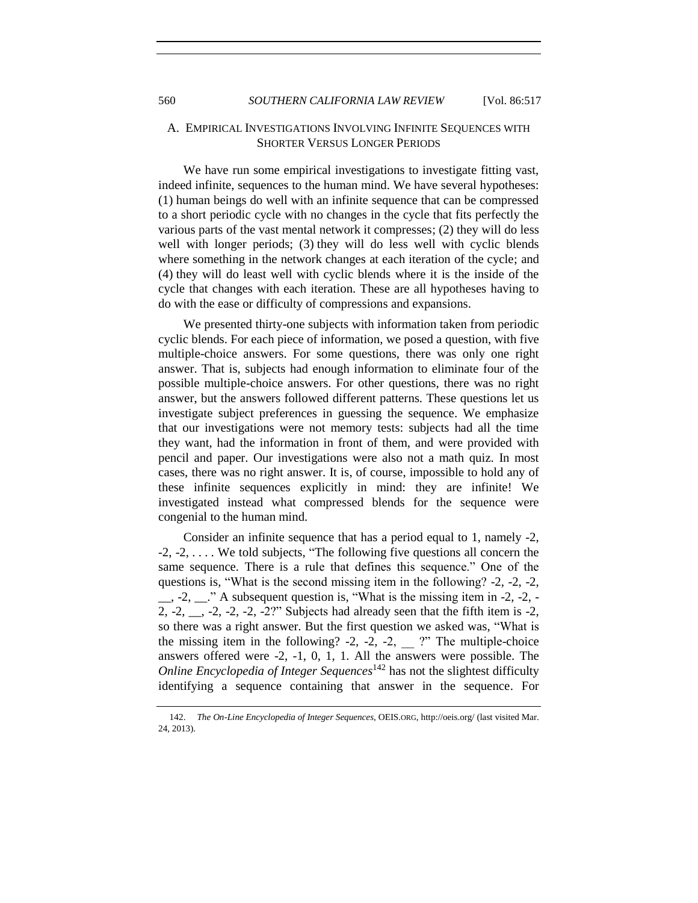## A. EMPIRICAL INVESTIGATIONS INVOLVING INFINITE SEQUENCES WITH SHORTER VERSUS LONGER PERIODS

We have run some empirical investigations to investigate fitting vast, indeed infinite, sequences to the human mind. We have several hypotheses: (1) human beings do well with an infinite sequence that can be compressed to a short periodic cycle with no changes in the cycle that fits perfectly the various parts of the vast mental network it compresses; (2) they will do less well with longer periods; (3) they will do less well with cyclic blends where something in the network changes at each iteration of the cycle; and (4) they will do least well with cyclic blends where it is the inside of the cycle that changes with each iteration. These are all hypotheses having to do with the ease or difficulty of compressions and expansions.

We presented thirty-one subjects with information taken from periodic cyclic blends. For each piece of information, we posed a question, with five multiple-choice answers. For some questions, there was only one right answer. That is, subjects had enough information to eliminate four of the possible multiple-choice answers. For other questions, there was no right answer, but the answers followed different patterns. These questions let us investigate subject preferences in guessing the sequence. We emphasize that our investigations were not memory tests: subjects had all the time they want, had the information in front of them, and were provided with pencil and paper. Our investigations were also not a math quiz. In most cases, there was no right answer. It is, of course, impossible to hold any of these infinite sequences explicitly in mind: they are infinite! We investigated instead what compressed blends for the sequence were congenial to the human mind.

Consider an infinite sequence that has a period equal to 1, namely -2, -2, -2, . . . . We told subjects, "The following five questions all concern the same sequence. There is a rule that defines this sequence." One of the questions is, "What is the second missing item in the following? -2, -2, -2, __, -2, __." A subsequent question is, "What is the missing item in -2, -2, -2, -2, __, -2, -2, -2, -2?" Subjects had already seen that the fifth item is -2, so there was a right answer. But the first question we asked was, "What is the missing item in the following? -2, -2, -2, __ ?" The multiple-choice answers offered were -2, -1, 0, 1, 1. All the answers were possible. The *Online Encyclopedia of Integer Sequences*[142] has not the slightest difficulty identifying a sequence containing that answer in the sequence. For

142. *The On-Line Encyclopedia of Integer Sequences*, OEIS.ORG, http://oeis.org/ (last visited Mar. 24, 2013).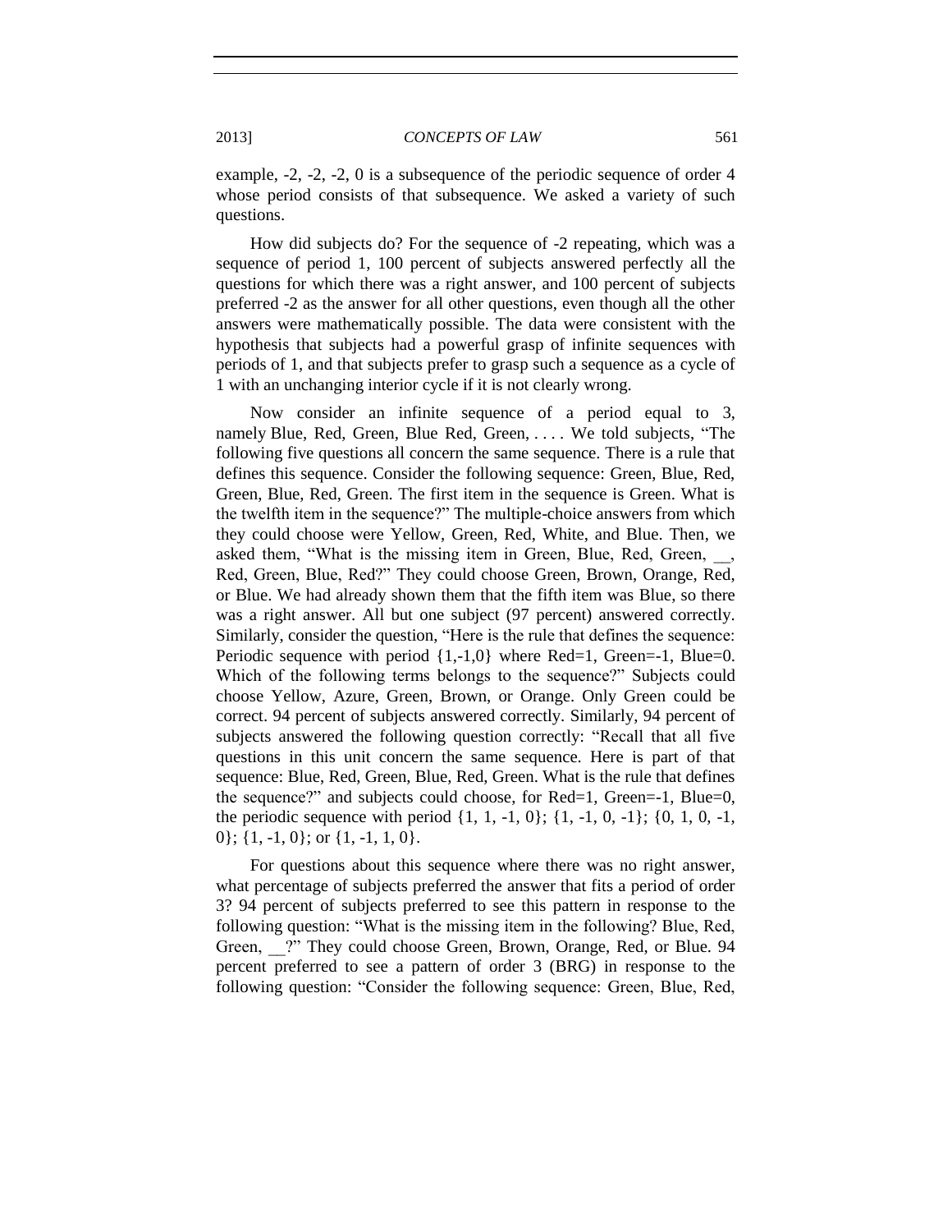example, -2, -2, -2, 0 is a subsequence of the periodic sequence of order 4 whose period consists of that subsequence. We asked a variety of such questions.

How did subjects do? For the sequence of -2 repeating, which was a sequence of period 1, 100 percent of subjects answered perfectly all the questions for which there was a right answer, and 100 percent of subjects preferred -2 as the answer for all other questions, even though all the other answers were mathematically possible. The data were consistent with the hypothesis that subjects had a powerful grasp of infinite sequences with periods of 1, and that subjects prefer to grasp such a sequence as a cycle of 1 with an unchanging interior cycle if it is not clearly wrong.

Now consider an infinite sequence of a period equal to 3, namely Blue, Red, Green, Blue Red, Green, . . . . We told subjects, "The following five questions all concern the same sequence. There is a rule that defines this sequence. Consider the following sequence: Green, Blue, Red, Green, Blue, Red, Green. The first item in the sequence is Green. What is the twelfth item in the sequence?" The multiple-choice answers from which they could choose were Yellow, Green, Red, White, and Blue. Then, we asked them, "What is the missing item in Green, Blue, Red, Green, __, Red, Green, Blue, Red?" They could choose Green, Brown, Orange, Red, or Blue. We had already shown them that the fifth item was Blue, so there was a right answer. All but one subject (97 percent) answered correctly. Similarly, consider the question, "Here is the rule that defines the sequence: Periodic sequence with period {1,-1,0} where Red=1, Green=-1, Blue=0. Which of the following terms belongs to the sequence?" Subjects could choose Yellow, Azure, Green, Brown, or Orange. Only Green could be correct. 94 percent of subjects answered correctly. Similarly, 94 percent of subjects answered the following question correctly: "Recall that all five questions in this unit concern the same sequence. Here is part of that sequence: Blue, Red, Green, Blue, Red, Green. What is the rule that defines the sequence?" and subjects could choose, for Red=1, Green=-1, Blue=0, the periodic sequence with period {1, 1, -1, 0}; {1, -1, 0, -1}; {0, 1, 0, -1, 0}; {1, -1, 0}; or {1, -1, 1, 0}.

For questions about this sequence where there was no right answer, what percentage of subjects preferred the answer that fits a period of order 3? 94 percent of subjects preferred to see this pattern in response to the following question: "What is the missing item in the following? Blue, Red, Green, __?" They could choose Green, Brown, Orange, Red, or Blue. 94 percent preferred to see a pattern of order 3 (BRG) in response to the following question: "Consider the following sequence: Green, Blue, Red,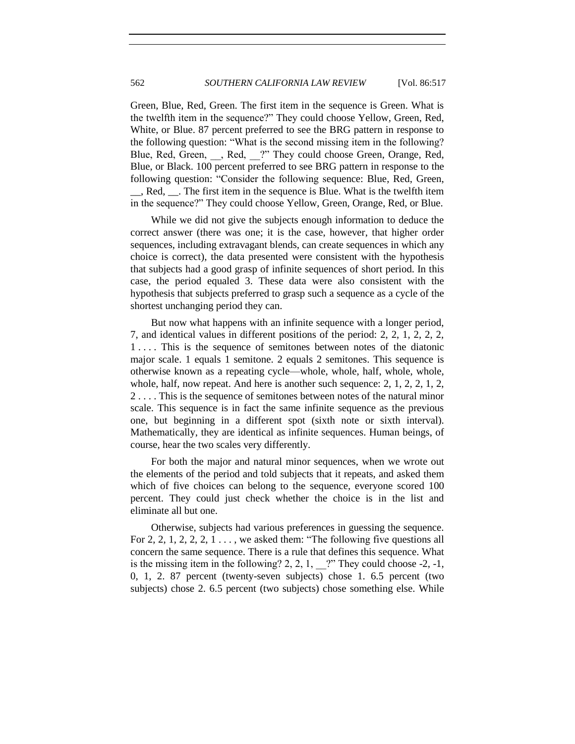Green, Blue, Red, Green. The first item in the sequence is Green. What is the twelfth item in the sequence?" They could choose Yellow, Green, Red, White, or Blue. 87 percent preferred to see the BRG pattern in response to the following question: "What is the second missing item in the following? Blue, Red, Green, __, Red, __?" They could choose Green, Orange, Red, Blue, or Black. 100 percent preferred to see BRG pattern in response to the following question: "Consider the following sequence: Blue, Red, Green, __, Red, __. The first item in the sequence is Blue. What is the twelfth item in the sequence?" They could choose Yellow, Green, Orange, Red, or Blue.

While we did not give the subjects enough information to deduce the correct answer (there was one; it is the case, however, that higher order sequences, including extravagant blends, can create sequences in which any choice is correct), the data presented were consistent with the hypothesis that subjects had a good grasp of infinite sequences of short period. In this case, the period equaled 3. These data were also consistent with the hypothesis that subjects preferred to grasp such a sequence as a cycle of the shortest unchanging period they can.

But now what happens with an infinite sequence with a longer period, 7, and identical values in different positions of the period: 2, 2, 1, 2, 2, 2, 1 . . . . This is the sequence of semitones between notes of the diatonic major scale. 1 equals 1 semitone. 2 equals 2 semitones. This sequence is otherwise known as a repeating cycle—whole, whole, half, whole, whole, whole, half, now repeat. And here is another such sequence: 2, 1, 2, 2, 1, 2, 2 . . . . This is the sequence of semitones between notes of the natural minor scale. This sequence is in fact the same infinite sequence as the previous one, but beginning in a different spot (sixth note or sixth interval). Mathematically, they are identical as infinite sequences. Human beings, of course, hear the two scales very differently.

For both the major and natural minor sequences, when we wrote out the elements of the period and told subjects that it repeats, and asked them which of five choices can belong to the sequence, everyone scored 100 percent. They could just check whether the choice is in the list and eliminate all but one.

Otherwise, subjects had various preferences in guessing the sequence. For 2, 2, 1, 2, 2, 2, 1 . . . , we asked them: "The following five questions all concern the same sequence. There is a rule that defines this sequence. What is the missing item in the following? 2, 2, 1, __?" They could choose -2, -1, 0, 1, 2. 87 percent (twenty-seven subjects) chose 1. 6.5 percent (two subjects) chose 2. 6.5 percent (two subjects) chose something else. While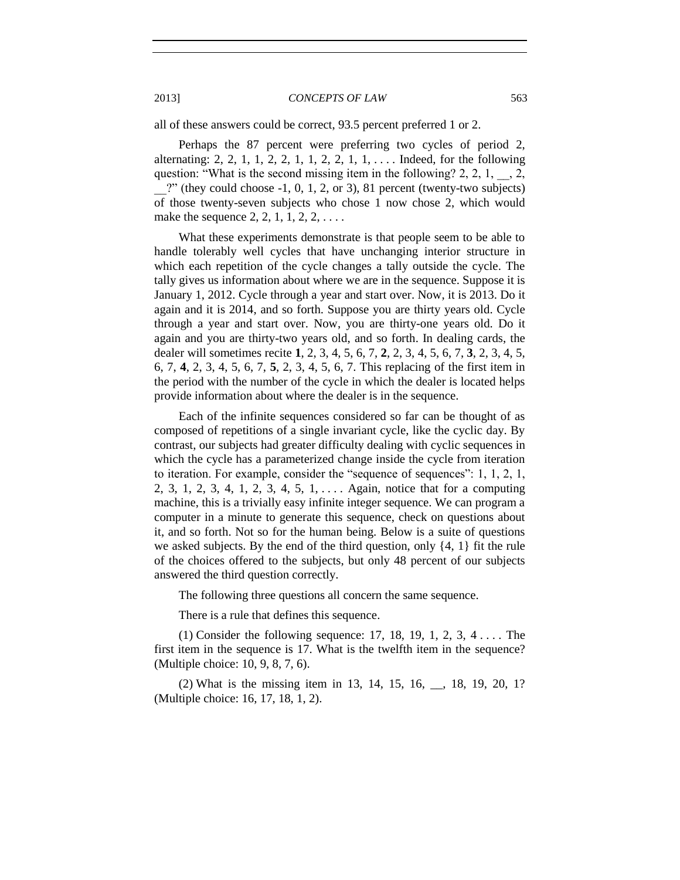all of these answers could be correct, 93.5 percent preferred 1 or 2.

Perhaps the 87 percent were preferring two cycles of period 2, alternating: 2, 2, 1, 1, 2, 2, 1, 1, 2, 2, 1, 1, . . . . Indeed, for the following question: "What is the second missing item in the following? 2, 2, 1, __, 2, __?" (they could choose -1, 0, 1, 2, or 3), 81 percent (twenty-two subjects) of those twenty-seven subjects who chose 1 now chose 2, which would make the sequence 2, 2, 1, 1, 2, 2, . . . .

What these experiments demonstrate is that people seem to be able to handle tolerably well cycles that have unchanging interior structure in which each repetition of the cycle changes a tally outside the cycle. The tally gives us information about where we are in the sequence. Suppose it is January 1, 2012. Cycle through a year and start over. Now, it is 2013. Do it again and it is 2014, and so forth. Suppose you are thirty years old. Cycle through a year and start over. Now, you are thirty-one years old. Do it again and you are thirty-two years old, and so forth. In dealing cards, the dealer will sometimes recite **1**, 2, 3, 4, 5, 6, 7, **2**, 2, 3, 4, 5, 6, 7, **3**, 2, 3, 4, 5, 6, 7, **4**, 2, 3, 4, 5, 6, 7, **5**, 2, 3, 4, 5, 6, 7. This replacing of the first item in the period with the number of the cycle in which the dealer is located helps provide information about where the dealer is in the sequence.

Each of the infinite sequences considered so far can be thought of as composed of repetitions of a single invariant cycle, like the cyclic day. By contrast, our subjects had greater difficulty dealing with cyclic sequences in which the cycle has a parameterized change inside the cycle from iteration to iteration. For example, consider the "sequence of sequences": 1, 1, 2, 1, 2, 3, 1, 2, 3, 4, 1, 2, 3, 4, 5, 1, . . . . Again, notice that for a computing machine, this is a trivially easy infinite integer sequence. We can program a computer in a minute to generate this sequence, check on questions about it, and so forth. Not so for the human being. Below is a suite of questions we asked subjects. By the end of the third question, only {4, 1} fit the rule of the choices offered to the subjects, but only 48 percent of our subjects answered the third question correctly.

The following three questions all concern the same sequence.

There is a rule that defines this sequence.

(1) Consider the following sequence: 17, 18, 19, 1, 2, 3, 4 . . . . The first item in the sequence is 17. What is the twelfth item in the sequence? (Multiple choice: 10, 9, 8, 7, 6).

(2) What is the missing item in 13, 14, 15, 16, __, 18, 19, 20, 1? (Multiple choice: 16, 17, 18, 1, 2).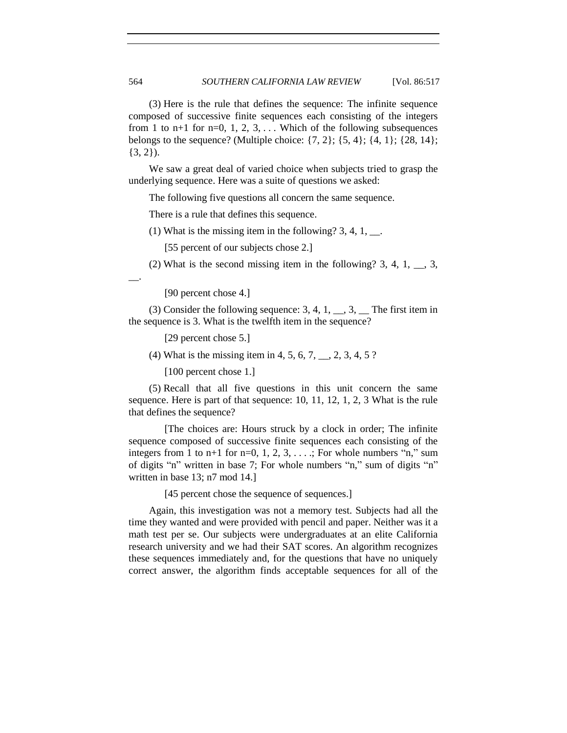(3) Here is the rule that defines the sequence: The infinite sequence composed of successive finite sequences each consisting of the integers from 1 to n+1 for n=0, 1, 2, 3, . . . Which of the following subsequences belongs to the sequence? (Multiple choice: {7, 2}; {5, 4}; {4, 1}; {28, 14}; {3, 2}).

We saw a great deal of varied choice when subjects tried to grasp the underlying sequence. Here was a suite of questions we asked:

> The following five questions all concern the same sequence.
>
> There is a rule that defines this sequence.
>
> (1) What is the missing item in the following? 3, 4, 1, __.
>
> > [55 percent of our subjects chose 2.]
>
> (2) What is the second missing item in the following? 3, 4, 1, __, 3, __.
>
> > [90 percent chose 4.]
>
> (3) Consider the following sequence: 3, 4, 1, __, 3, __ The first item in the sequence is 3. What is the twelfth item in the sequence?
>
> > [29 percent chose 5.]
>
> (4) What is the missing item in 4, 5, 6, 7, __, 2, 3, 4, 5 ?
>
> > [100 percent chose 1.]
>
> (5) Recall that all five questions in this unit concern the same sequence. Here is part of that sequence: 10, 11, 12, 1, 2, 3 What is the rule that defines the sequence?
>
> > [The choices are: Hours struck by a clock in order; The infinite sequence composed of successive finite sequences each consisting of the integers from 1 to n+1 for n=0, 1, 2, 3, . . . .; For whole numbers "n," sum of digits "n" written in base 7; For whole numbers "n," sum of digits "n" written in base 13; n7 mod 14.]
> >
> > [45 percent chose the sequence of sequences.]

Again, this investigation was not a memory test. Subjects had all the time they wanted and were provided with pencil and paper. Neither was it a math test per se. Our subjects were undergraduates at an elite California research university and we had their SAT scores. An algorithm recognizes these sequences immediately and, for the questions that have no uniquely correct answer, the algorithm finds acceptable sequences for all of the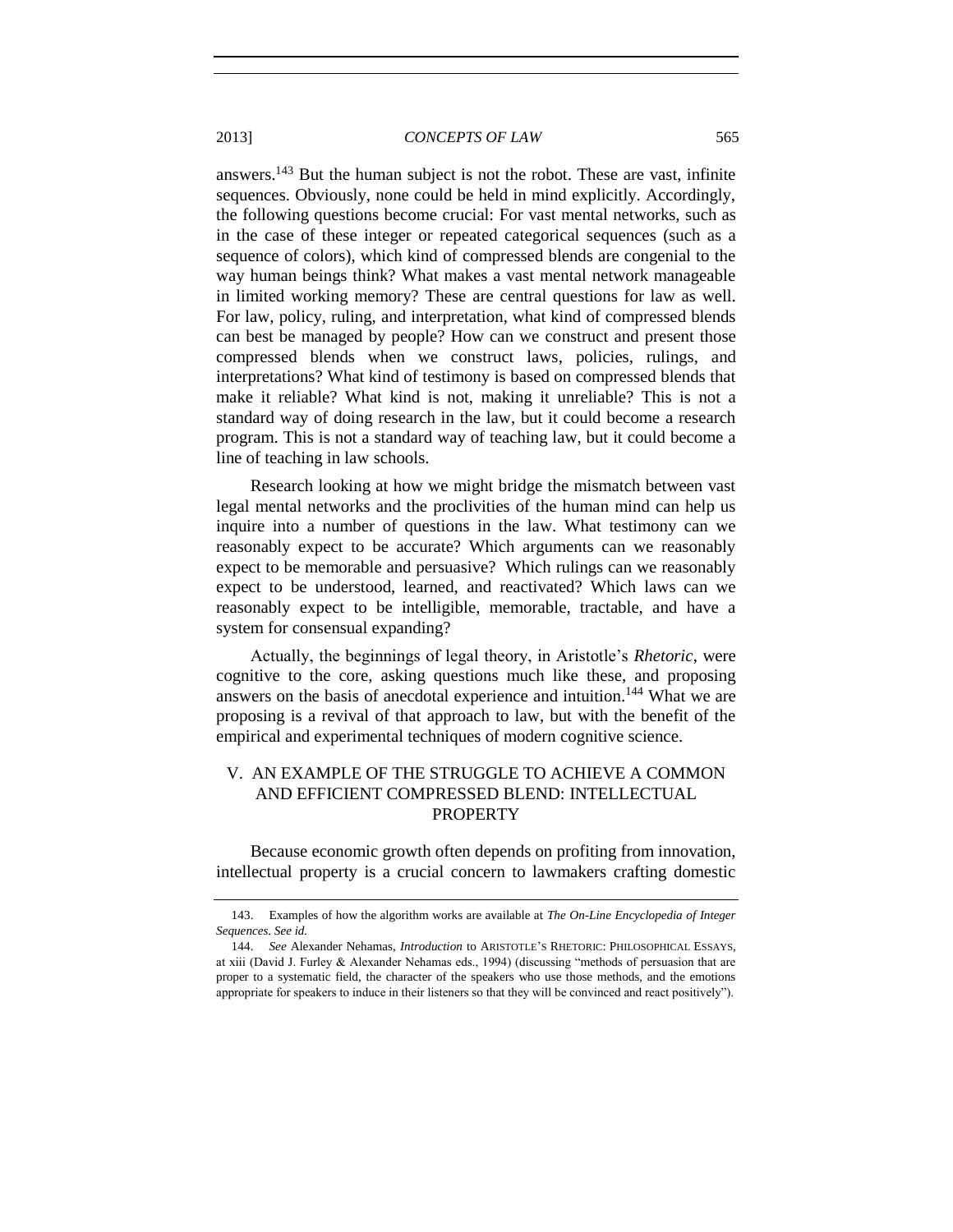answers.[143] But the human subject is not the robot. These are vast, infinite sequences. Obviously, none could be held in mind explicitly. Accordingly, the following questions become crucial: For vast mental networks, such as in the case of these integer or repeated categorical sequences (such as a sequence of colors), which kind of compressed blends are congenial to the way human beings think? What makes a vast mental network manageable in limited working memory? These are central questions for law as well. For law, policy, ruling, and interpretation, what kind of compressed blends can best be managed by people? How can we construct and present those compressed blends when we construct laws, policies, rulings, and interpretations? What kind of testimony is based on compressed blends that make it reliable? What kind is not, making it unreliable? This is not a standard way of doing research in the law, but it could become a research program. This is not a standard way of teaching law, but it could become a line of teaching in law schools.

Research looking at how we might bridge the mismatch between vast legal mental networks and the proclivities of the human mind can help us inquire into a number of questions in the law. What testimony can we reasonably expect to be accurate? Which arguments can we reasonably expect to be memorable and persuasive? Which rulings can we reasonably expect to be understood, learned, and reactivated? Which laws can we reasonably expect to be intelligible, memorable, tractable, and have a system for consensual expanding?

Actually, the beginnings of legal theory, in Aristotle's *Rhetoric*, were cognitive to the core, asking questions much like these, and proposing answers on the basis of anecdotal experience and intuition.[144] What we are proposing is a revival of that approach to law, but with the benefit of the empirical and experimental techniques of modern cognitive science.

## V. AN EXAMPLE OF THE STRUGGLE TO ACHIEVE A COMMON AND EFFICIENT COMPRESSED BLEND: INTELLECTUAL PROPERTY

Because economic growth often depends on profiting from innovation, intellectual property is a crucial concern to lawmakers crafting domestic

---

143. Examples of how the algorithm works are available at *The On-Line Encyclopedia of Integer Sequences*. *See id.*

144. *See* Alexander Nehamas, *Introduction* to ARISTOTLE'S RHETORIC: PHILOSOPHICAL ESSAYS, at xiii (David J. Furley & Alexander Nehamas eds., 1994) (discussing "methods of persuasion that are proper to a systematic field, the character of the speakers who use those methods, and the emotions appropriate for speakers to induce in their listeners so that they will be convinced and react positively").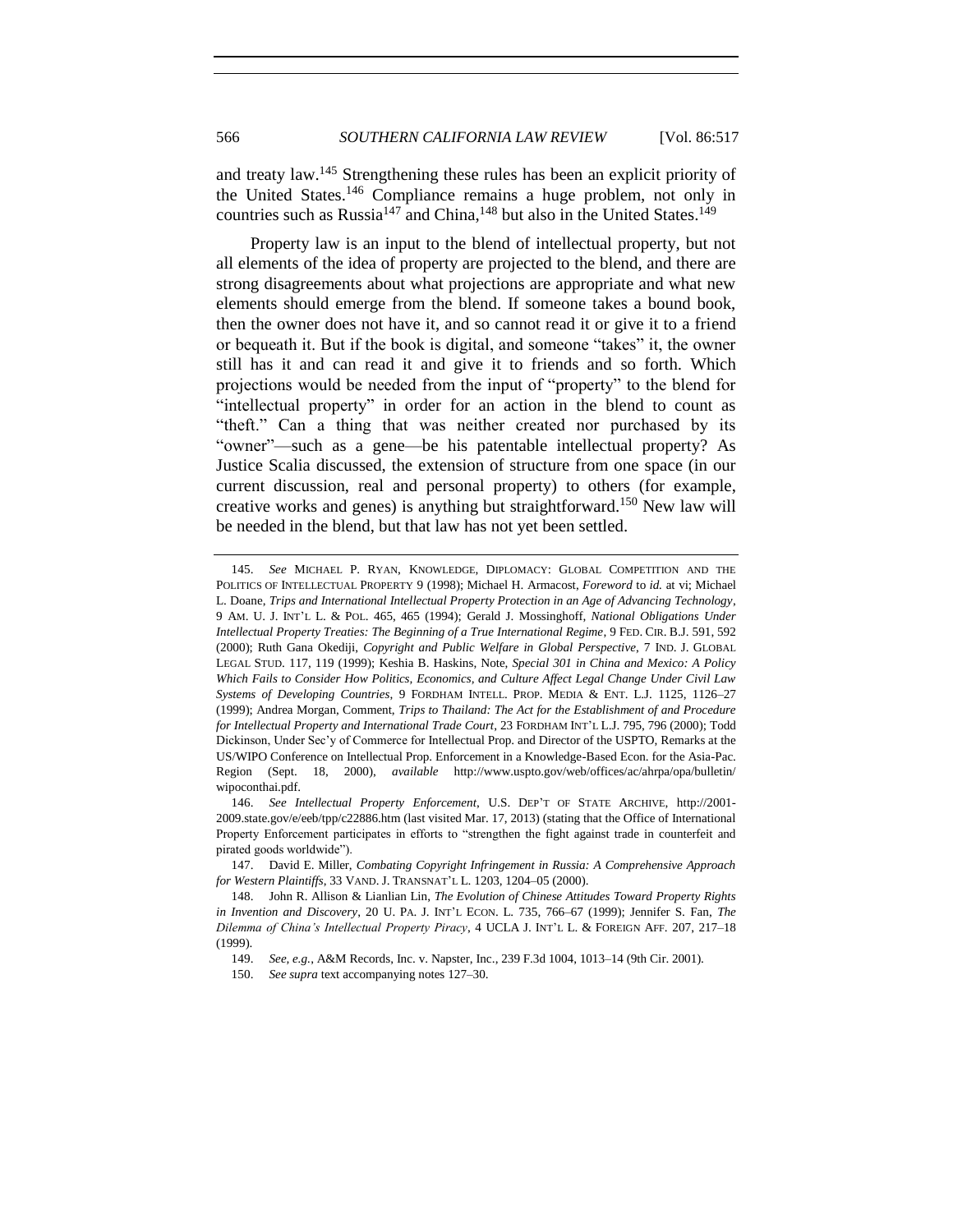and treaty law.[145] Strengthening these rules has been an explicit priority of the United States.[146] Compliance remains a huge problem, not only in countries such as Russia[147] and China,[148] but also in the United States.[149]

Property law is an input to the blend of intellectual property, but not all elements of the idea of property are projected to the blend, and there are strong disagreements about what projections are appropriate and what new elements should emerge from the blend. If someone takes a bound book, then the owner does not have it, and so cannot read it or give it to a friend or bequeath it. But if the book is digital, and someone "takes" it, the owner still has it and can read it and give it to friends and so forth. Which projections would be needed from the input of "property" to the blend for "intellectual property" in order for an action in the blend to count as "theft." Can a thing that was neither created nor purchased by its "owner"—such as a gene—be his patentable intellectual property? As Justice Scalia discussed, the extension of structure from one space (in our current discussion, real and personal property) to others (for example, creative works and genes) is anything but straightforward.[150] New law will be needed in the blend, but that law has not yet been settled.

---

145. *See* MICHAEL P. RYAN, KNOWLEDGE, DIPLOMACY: GLOBAL COMPETITION AND THE POLITICS OF INTELLECTUAL PROPERTY 9 (1998); Michael H. Armacost, *Foreword* to *id.* at vi; Michael L. Doane, *Trips and International Intellectual Property Protection in an Age of Advancing Technology*, 9 AM. U. J. INT'L L. & POL. 465, 465 (1994); Gerald J. Mossinghoff, *National Obligations Under Intellectual Property Treaties: The Beginning of a True International Regime*, 9 FED. CIR. B.J. 591, 592 (2000); Ruth Gana Okediji, *Copyright and Public Welfare in Global Perspective*, 7 IND. J. GLOBAL LEGAL STUD. 117, 119 (1999); Keshia B. Haskins, Note, *Special 301 in China and Mexico: A Policy Which Fails to Consider How Politics, Economics, and Culture Affect Legal Change Under Civil Law Systems of Developing Countries*, 9 FORDHAM INTELL. PROP. MEDIA & ENT. L.J. 1125, 1126–27 (1999); Andrea Morgan, Comment, *Trips to Thailand: The Act for the Establishment of and Procedure for Intellectual Property and International Trade Court*, 23 FORDHAM INT'L L.J. 795, 796 (2000); Todd Dickinson, Under Sec'y of Commerce for Intellectual Prop. and Director of the USPTO, Remarks at the US/WIPO Conference on Intellectual Prop. Enforcement in a Knowledge-Based Econ. for the Asia-Pac. Region (Sept. 18, 2000), *available* http://www.uspto.gov/web/offices/ac/ahrpa/opa/bulletin/wipoconthai.pdf.

146. *See Intellectual Property Enforcement*, U.S. DEP'T OF STATE ARCHIVE, http://2001-2009.state.gov/e/eeb/tpp/c22886.htm (last visited Mar. 17, 2013) (stating that the Office of International Property Enforcement participates in efforts to "strengthen the fight against trade in counterfeit and pirated goods worldwide").

147. David E. Miller, *Combating Copyright Infringement in Russia: A Comprehensive Approach for Western Plaintiffs*, 33 VAND. J. TRANSNAT'L L. 1203, 1204–05 (2000).

148. John R. Allison & Lianlian Lin, *The Evolution of Chinese Attitudes Toward Property Rights in Invention and Discovery*, 20 U. PA. J. INT'L ECON. L. 735, 766–67 (1999); Jennifer S. Fan, *The Dilemma of China's Intellectual Property Piracy*, 4 UCLA J. INT'L L. & FOREIGN AFF. 207, 217–18 (1999).

149. *See, e.g.*, A&M Records, Inc. v. Napster, Inc., 239 F.3d 1004, 1013–14 (9th Cir. 2001).

150. *See supra* text accompanying notes 127–30.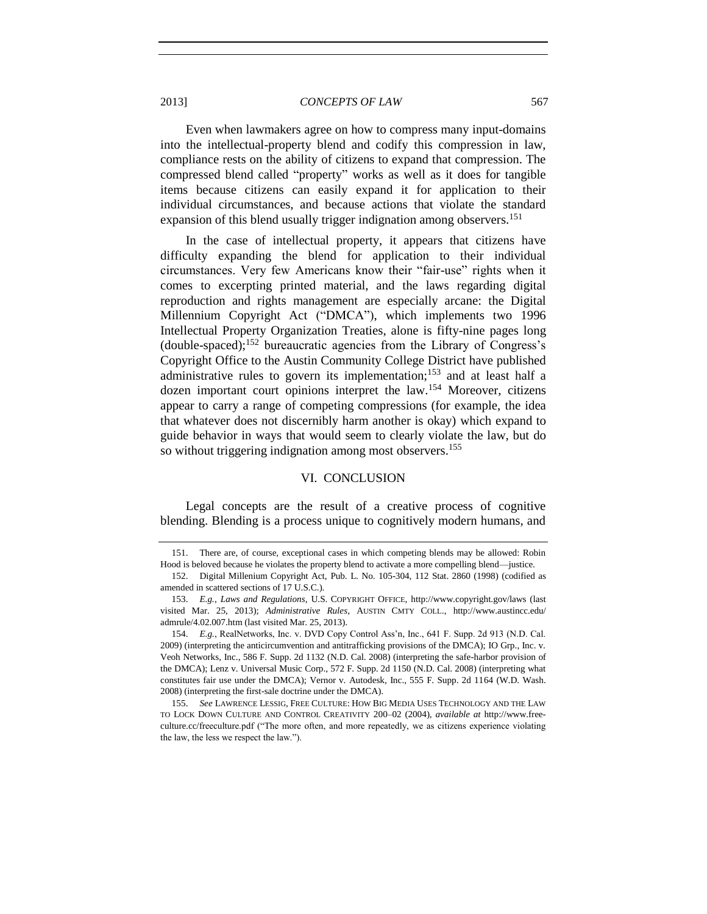Even when lawmakers agree on how to compress many input-domains into the intellectual-property blend and codify this compression in law, compliance rests on the ability of citizens to expand that compression. The compressed blend called "property" works as well as it does for tangible items because citizens can easily expand it for application to their individual circumstances, and because actions that violate the standard expansion of this blend usually trigger indignation among observers.[151]

In the case of intellectual property, it appears that citizens have difficulty expanding the blend for application to their individual circumstances. Very few Americans know their "fair-use" rights when it comes to excerpting printed material, and the laws regarding digital reproduction and rights management are especially arcane: the Digital Millennium Copyright Act ("DMCA"), which implements two 1996 Intellectual Property Organization Treaties, alone is fifty-nine pages long (double-spaced);[152] bureaucratic agencies from the Library of Congress's Copyright Office to the Austin Community College District have published administrative rules to govern its implementation;[153] and at least half a dozen important court opinions interpret the law.[154] Moreover, citizens appear to carry a range of competing compressions (for example, the idea that whatever does not discernibly harm another is okay) which expand to guide behavior in ways that would seem to clearly violate the law, but do so without triggering indignation among most observers.[155]

## VI. CONCLUSION

Legal concepts are the result of a creative process of cognitive blending. Blending is a process unique to cognitively modern humans, and

---

151. There are, of course, exceptional cases in which competing blends may be allowed: Robin Hood is beloved because he violates the property blend to activate a more compelling blend—justice.

152. Digital Millenium Copyright Act, Pub. L. No. 105-304, 112 Stat. 2860 (1998) (codified as amended in scattered sections of 17 U.S.C.).

153. *E.g.*, *Laws and Regulations*, U.S. COPYRIGHT OFFICE, http://www.copyright.gov/laws (last visited Mar. 25, 2013); *Administrative Rules*, AUSTIN CMTY COLL., http://www.austincc.edu/admrule/4.02.007.htm (last visited Mar. 25, 2013).

154. *E.g.*, RealNetworks, Inc. v. DVD Copy Control Ass'n, Inc., 641 F. Supp. 2d 913 (N.D. Cal. 2009) (interpreting the anticircumvention and antitrafficking provisions of the DMCA); IO Grp., Inc. v. Veoh Networks, Inc., 586 F. Supp. 2d 1132 (N.D. Cal. 2008) (interpreting the safe-harbor provision of the DMCA); Lenz v. Universal Music Corp., 572 F. Supp. 2d 1150 (N.D. Cal. 2008) (interpreting what constitutes fair use under the DMCA); Vernor v. Autodesk, Inc., 555 F. Supp. 2d 1164 (W.D. Wash. 2008) (interpreting the first-sale doctrine under the DMCA).

155. *See* LAWRENCE LESSIG, FREE CULTURE: HOW BIG MEDIA USES TECHNOLOGY AND THE LAW TO LOCK DOWN CULTURE AND CONTROL CREATIVITY 200–02 (2004), *available at* http://www.free-culture.cc/freeculture.pdf ("The more often, and more repeatedly, we as citizens experience violating the law, the less we respect the law.").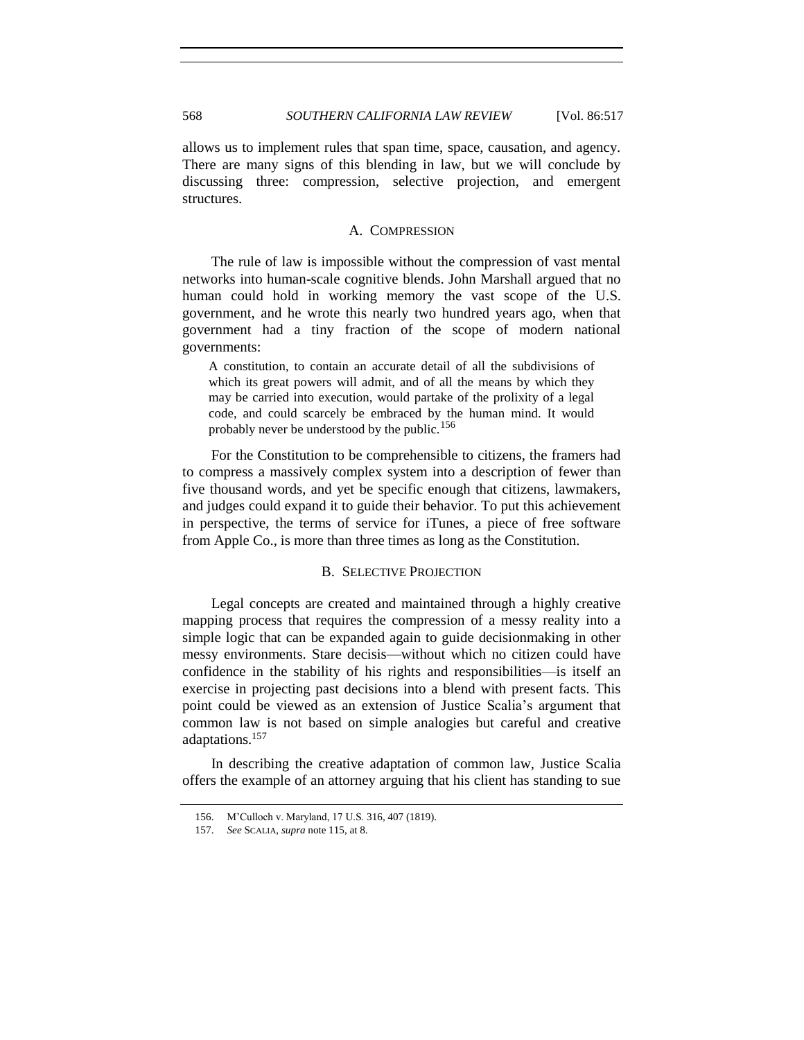allows us to implement rules that span time, space, causation, and agency. There are many signs of this blending in law, but we will conclude by discussing three: compression, selective projection, and emergent structures.

### A. COMPRESSION

The rule of law is impossible without the compression of vast mental networks into human-scale cognitive blends. John Marshall argued that no human could hold in working memory the vast scope of the U.S. government, and he wrote this nearly two hundred years ago, when that government had a tiny fraction of the scope of modern national governments:

> A constitution, to contain an accurate detail of all the subdivisions of which its great powers will admit, and of all the means by which they may be carried into execution, would partake of the prolixity of a legal code, and could scarcely be embraced by the human mind. It would probably never be understood by the public.[156]

For the Constitution to be comprehensible to citizens, the framers had to compress a massively complex system into a description of fewer than five thousand words, and yet be specific enough that citizens, lawmakers, and judges could expand it to guide their behavior. To put this achievement in perspective, the terms of service for iTunes, a piece of free software from Apple Co., is more than three times as long as the Constitution.

### B. SELECTIVE PROJECTION

Legal concepts are created and maintained through a highly creative mapping process that requires the compression of a messy reality into a simple logic that can be expanded again to guide decisionmaking in other messy environments. Stare decisis—without which no citizen could have confidence in the stability of his rights and responsibilities—is itself an exercise in projecting past decisions into a blend with present facts. This point could be viewed as an extension of Justice Scalia's argument that common law is not based on simple analogies but careful and creative adaptations.[157]

In describing the creative adaptation of common law, Justice Scalia offers the example of an attorney arguing that his client has standing to sue

---

156. M'Culloch v. Maryland, 17 U.S. 316, 407 (1819).

157. *See* SCALIA, *supra* note 115, at 8.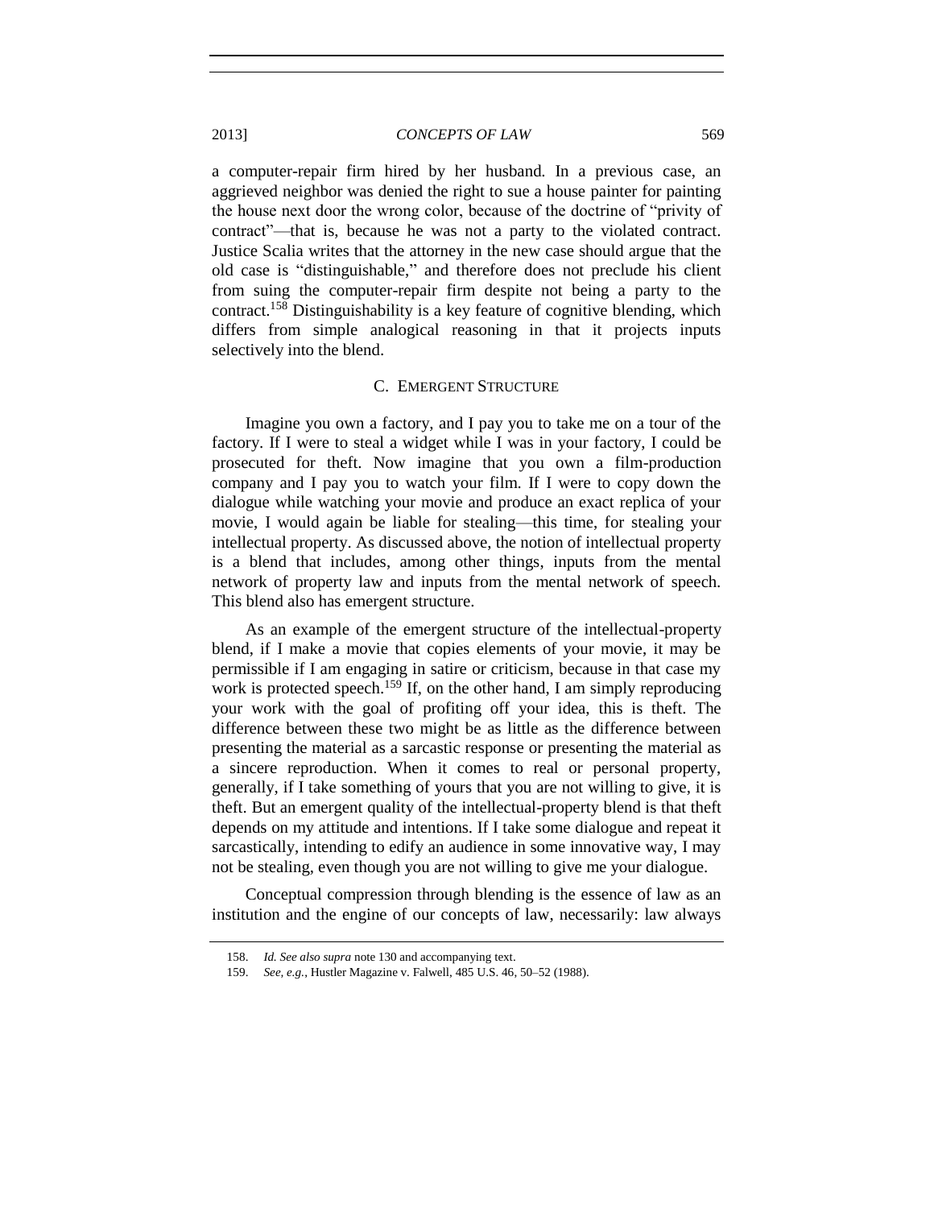a computer-repair firm hired by her husband. In a previous case, an aggrieved neighbor was denied the right to sue a house painter for painting the house next door the wrong color, because of the doctrine of "privity of contract"—that is, because he was not a party to the violated contract. Justice Scalia writes that the attorney in the new case should argue that the old case is "distinguishable," and therefore does not preclude his client from suing the computer-repair firm despite not being a party to the contract.[158] Distinguishability is a key feature of cognitive blending, which differs from simple analogical reasoning in that it projects inputs selectively into the blend.

### C. Emergent Structure

Imagine you own a factory, and I pay you to take me on a tour of the factory. If I were to steal a widget while I was in your factory, I could be prosecuted for theft. Now imagine that you own a film-production company and I pay you to watch your film. If I were to copy down the dialogue while watching your movie and produce an exact replica of your movie, I would again be liable for stealing—this time, for stealing your intellectual property. As discussed above, the notion of intellectual property is a blend that includes, among other things, inputs from the mental network of property law and inputs from the mental network of speech. This blend also has emergent structure.

As an example of the emergent structure of the intellectual-property blend, if I make a movie that copies elements of your movie, it may be permissible if I am engaging in satire or criticism, because in that case my work is protected speech.[159] If, on the other hand, I am simply reproducing your work with the goal of profiting off your idea, this is theft. The difference between these two might be as little as the difference between presenting the material as a sarcastic response or presenting the material as a sincere reproduction. When it comes to real or personal property, generally, if I take something of yours that you are not willing to give, it is theft. But an emergent quality of the intellectual-property blend is that theft depends on my attitude and intentions. If I take some dialogue and repeat it sarcastically, intending to edify an audience in some innovative way, I may not be stealing, even though you are not willing to give me your dialogue.

Conceptual compression through blending is the essence of law as an institution and the engine of our concepts of law, necessarily: law always

---

158. *Id. See also supra* note 130 and accompanying text.

159. *See, e.g.*, Hustler Magazine v. Falwell, 485 U.S. 46, 50–52 (1988).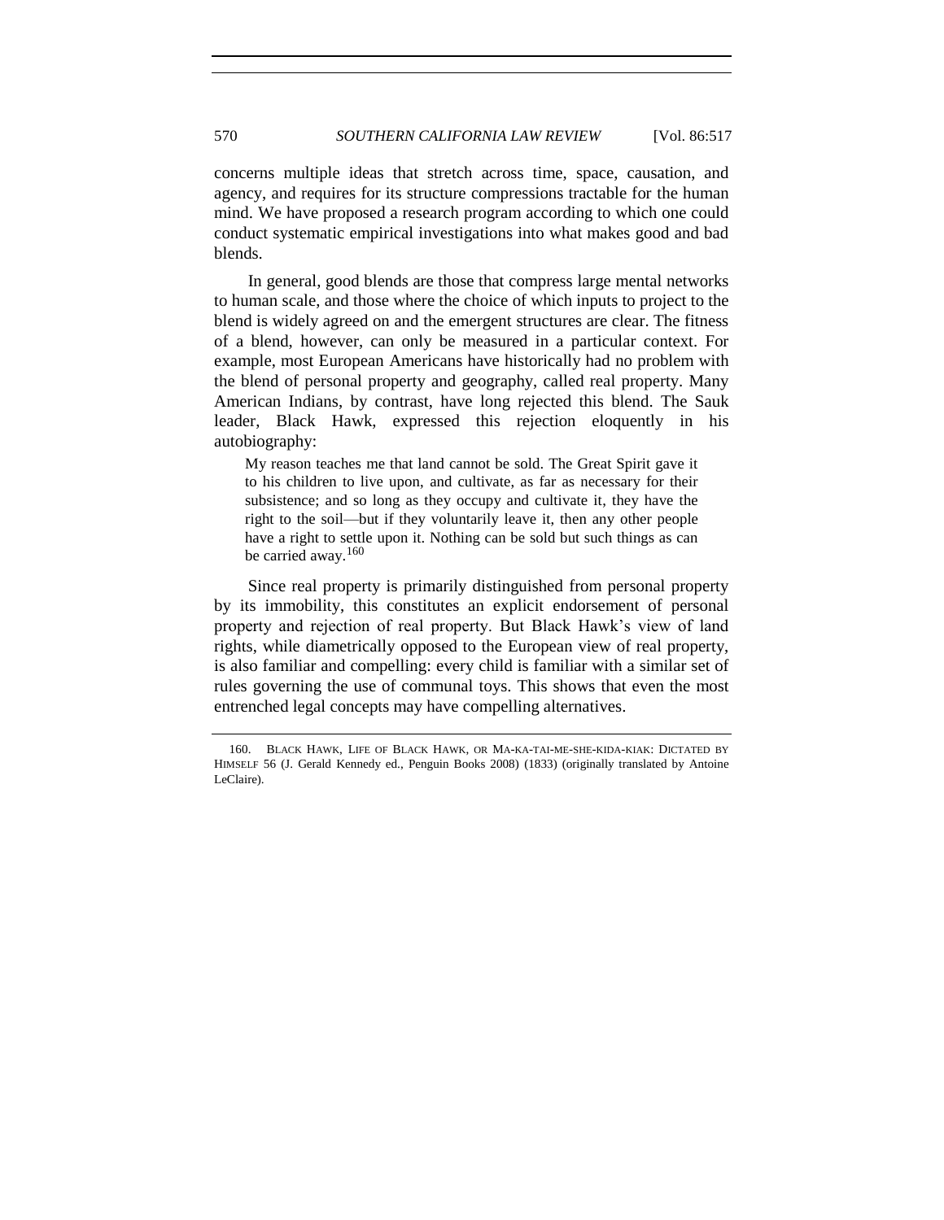concerns multiple ideas that stretch across time, space, causation, and agency, and requires for its structure compressions tractable for the human mind. We have proposed a research program according to which one could conduct systematic empirical investigations into what makes good and bad blends.

In general, good blends are those that compress large mental networks to human scale, and those where the choice of which inputs to project to the blend is widely agreed on and the emergent structures are clear. The fitness of a blend, however, can only be measured in a particular context. For example, most European Americans have historically had no problem with the blend of personal property and geography, called real property. Many American Indians, by contrast, have long rejected this blend. The Sauk leader, Black Hawk, expressed this rejection eloquently in his autobiography:

> My reason teaches me that land cannot be sold. The Great Spirit gave it to his children to live upon, and cultivate, as far as necessary for their subsistence; and so long as they occupy and cultivate it, they have the right to the soil—but if they voluntarily leave it, then any other people have a right to settle upon it. Nothing can be sold but such things as can be carried away.[160]

Since real property is primarily distinguished from personal property by its immobility, this constitutes an explicit endorsement of personal property and rejection of real property. But Black Hawk's view of land rights, while diametrically opposed to the European view of real property, is also familiar and compelling: every child is familiar with a similar set of rules governing the use of communal toys. This shows that even the most entrenched legal concepts may have compelling alternatives.

---

160. BLACK HAWK, LIFE OF BLACK HAWK, OR MA-KA-TAI-ME-SHE-KIDA-KIAK: DICTATED BY HIMSELF 56 (J. Gerald Kennedy ed., Penguin Books 2008) (1833) (originally translated by Antoine LeClaire).